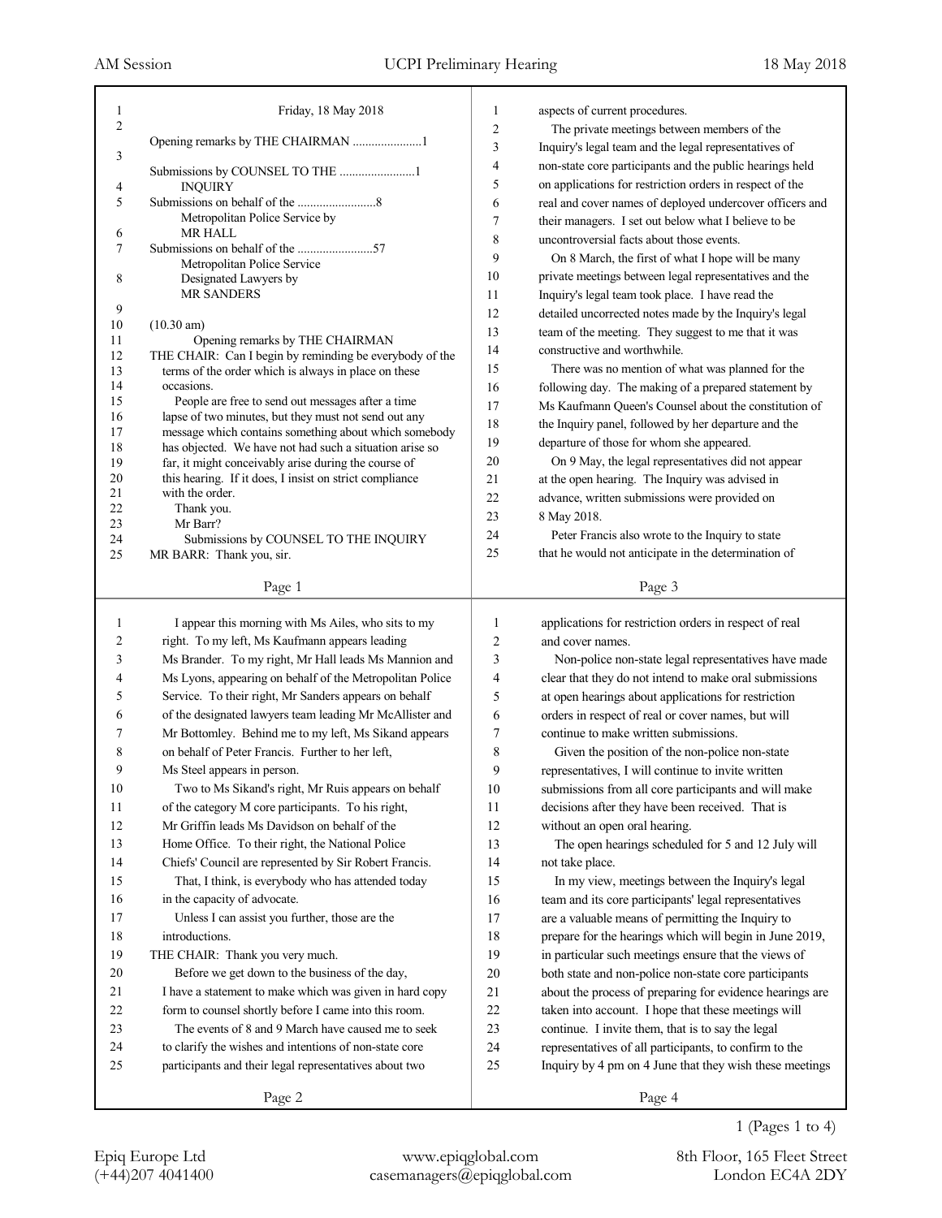Friday, 18 May 2018

Opening remarks by THE CHAIRMAN ......................1

Submissions by COUNSEL TO THE ........................1
INQUIRY

Submissions on behalf of the .........................8
Metropolitan Police Service by
MR HALL

Submissions on behalf of the ........................57
Metropolitan Police Service
Designated Lawyers by
MR SANDERS

(10.30 am)

## Opening remarks by THE CHAIRMAN

THE CHAIR: Can I begin by reminding everybody of the terms of the order which is always in place on these occasions.

People are free to send out messages after a time lapse of two minutes, but they must not send out any message which contains something about which somebody has objected. We have not had such a situation arise so far, it might conceivably arise during the course of this hearing. If it does, I insist on strict compliance with the order.

Thank you.

Mr Barr?

## Submissions by COUNSEL TO THE INQUIRY

MR BARR: Thank you, sir.

I appear this morning with Ms Ailes, who sits to my right. To my left, Ms Kaufmann appears leading Ms Brander. To my right, Mr Hall leads Ms Mannion and Ms Lyons, appearing on behalf of the Metropolitan Police Service. To their right, Mr Sanders appears on behalf of the designated lawyers team leading Mr McAllister and Mr Bottomley. Behind me to my left, Ms Sikand appears on behalf of Peter Francis. Further to her left, Ms Steel appears in person.

Two to Ms Sikand's right, Mr Ruis appears on behalf of the category M core participants. To his right, Mr Griffin leads Ms Davidson on behalf of the Home Office. To their right, the National Police Chiefs' Council are represented by Sir Robert Francis.

That, I think, is everybody who has attended today in the capacity of advocate.

Unless I can assist you further, those are the introductions.

THE CHAIR: Thank you very much.

Before we get down to the business of the day, I have a statement to make which was given in hard copy form to counsel shortly before I came into this room.

The events of 8 and 9 March have caused me to seek to clarify the wishes and intentions of non-state core participants and their legal representatives about two aspects of current procedures.

The private meetings between members of the Inquiry's legal team and the legal representatives of non-state core participants and the public hearings held on applications for restriction orders in respect of the real and cover names of deployed undercover officers and their managers. I set out below what I believe to be uncontroversial facts about those events.

On 8 March, the first of what I hope will be many private meetings between legal representatives and the Inquiry's legal team took place. I have read the detailed uncorrected notes made by the Inquiry's legal team of the meeting. They suggest to me that it was constructive and worthwhile.

There was no mention of what was planned for the following day. The making of a prepared statement by Ms Kaufmann Queen's Counsel about the constitution of the Inquiry panel, followed by her departure and the departure of those for whom she appeared.

On 9 May, the legal representatives did not appear at the open hearing. The Inquiry was advised in advance, written submissions were provided on 8 May 2018.

Peter Francis also wrote to the Inquiry to state that he would not anticipate in the determination of applications for restriction orders in respect of real and cover names.

Non-police non-state legal representatives have made clear that they do not intend to make oral submissions at open hearings about applications for restriction orders in respect of real or cover names, but will continue to make written submissions.

Given the position of the non-police non-state representatives, I will continue to invite written submissions from all core participants and will make decisions after they have been received. That is without an open oral hearing.

The open hearings scheduled for 5 and 12 July will not take place.

In my view, meetings between the Inquiry's legal team and its core participants' legal representatives are a valuable means of permitting the Inquiry to prepare for the hearings which will begin in June 2019, in particular such meetings ensure that the views of both state and non-police non-state core participants about the process of preparing for evidence hearings are taken into account. I hope that these meetings will continue. I invite them, that is to say the legal representatives of all participants, to confirm to the Inquiry by 4 pm on 4 June that they wish these meetings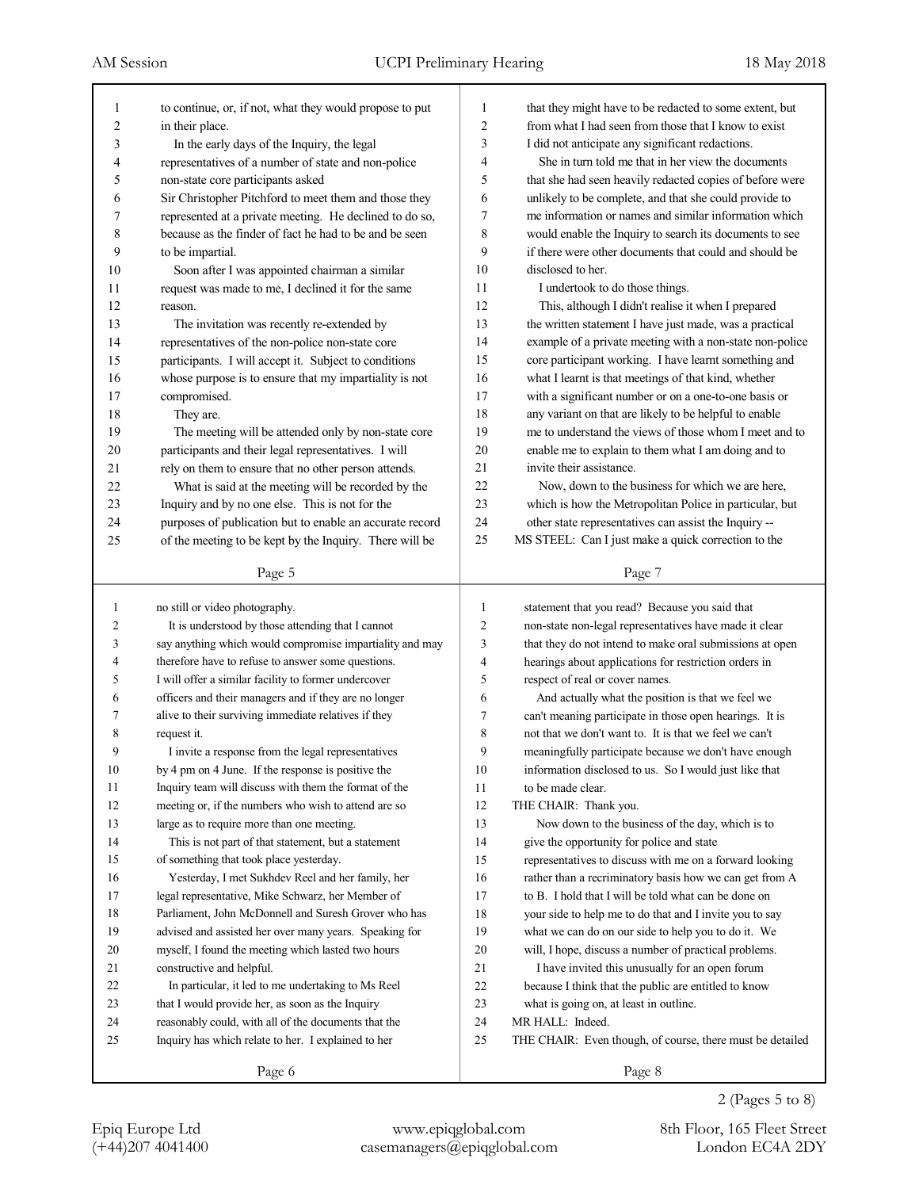to continue, or, if not, what they would propose to put in their place.

In the early days of the Inquiry, the legal representatives of a number of state and non-police non-state core participants asked Sir Christopher Pitchford to meet them and those they represented at a private meeting. He declined to do so, because as the finder of fact he had to be and be seen to be impartial.

Soon after I was appointed chairman a similar request was made to me, I declined it for the same reason.

The invitation was recently re-extended by representatives of the non-police non-state core participants. I will accept it. Subject to conditions whose purpose is to ensure that my impartiality is not compromised.

They are.

The meeting will be attended only by non-state core participants and their legal representatives. I will rely on them to ensure that no other person attends.

What is said at the meeting will be recorded by the Inquiry and by no one else. This is not for the purposes of publication but to enable an accurate record of the meeting to be kept by the Inquiry. There will be no still or video photography.

It is understood by those attending that I cannot say anything which would compromise impartiality and may therefore have to refuse to answer some questions. I will offer a similar facility to former undercover officers and their managers and if they are no longer alive to their surviving immediate relatives if they request it.

I invite a response from the legal representatives by 4 pm on 4 June. If the response is positive the Inquiry team will discuss with them the format of the meeting or, if the numbers who wish to attend are so large as to require more than one meeting.

This is not part of that statement, but a statement of something that took place yesterday.

Yesterday, I met Sukhdev Reel and her family, her legal representative, Mike Schwarz, her Member of Parliament, John McDonnell and Suresh Grover who has advised and assisted her over many years. Speaking for myself, I found the meeting which lasted two hours constructive and helpful.

In particular, it led to me undertaking to Ms Reel that I would provide her, as soon as the Inquiry reasonably could, with all of the documents that the Inquiry has which relate to her. I explained to her that they might have to be redacted to some extent, but from what I had seen from those that I know to exist I did not anticipate any significant redactions.

She in turn told me that in her view the documents that she had seen heavily redacted copies of before were unlikely to be complete, and that she could provide to me information or names and similar information which would enable the Inquiry to search its documents to see if there were other documents that could and should be disclosed to her.

I undertook to do those things.

This, although I didn't realise it when I prepared the written statement I have just made, was a practical example of a private meeting with a non-state non-police core participant working. I have learnt something and what I learnt is that meetings of that kind, whether with a significant number or on a one-to-one basis or any variant on that are likely to be helpful to enable me to understand the views of those whom I meet and to enable me to explain to them what I am doing and to invite their assistance.

Now, down to the business for which we are here, which is how the Metropolitan Police in particular, but other state representatives can assist the Inquiry --

MS STEEL: Can I just make a quick correction to the statement that you read? Because you said that non-state non-legal representatives have made it clear that they do not intend to make oral submissions at open hearings about applications for restriction orders in respect of real or cover names.

And actually what the position is that we feel we can't meaning participate in those open hearings. It is not that we don't want to. It is that we feel we can't meaningfully participate because we don't have enough information disclosed to us. So I would just like that to be made clear.

THE CHAIR: Thank you.

Now down to the business of the day, which is to give the opportunity for police and state representatives to discuss with me on a forward looking rather than a recriminatory basis how we can get from A to B. I hold that I will be told what can be done on your side to help me to do that and I invite you to say what we can do on our side to help you to do it. We will, I hope, discuss a number of practical problems.

I have invited this unusually for an open forum because I think that the public are entitled to know what is going on, at least in outline.

MR HALL: Indeed.

THE CHAIR: Even though, of course, there must be detailed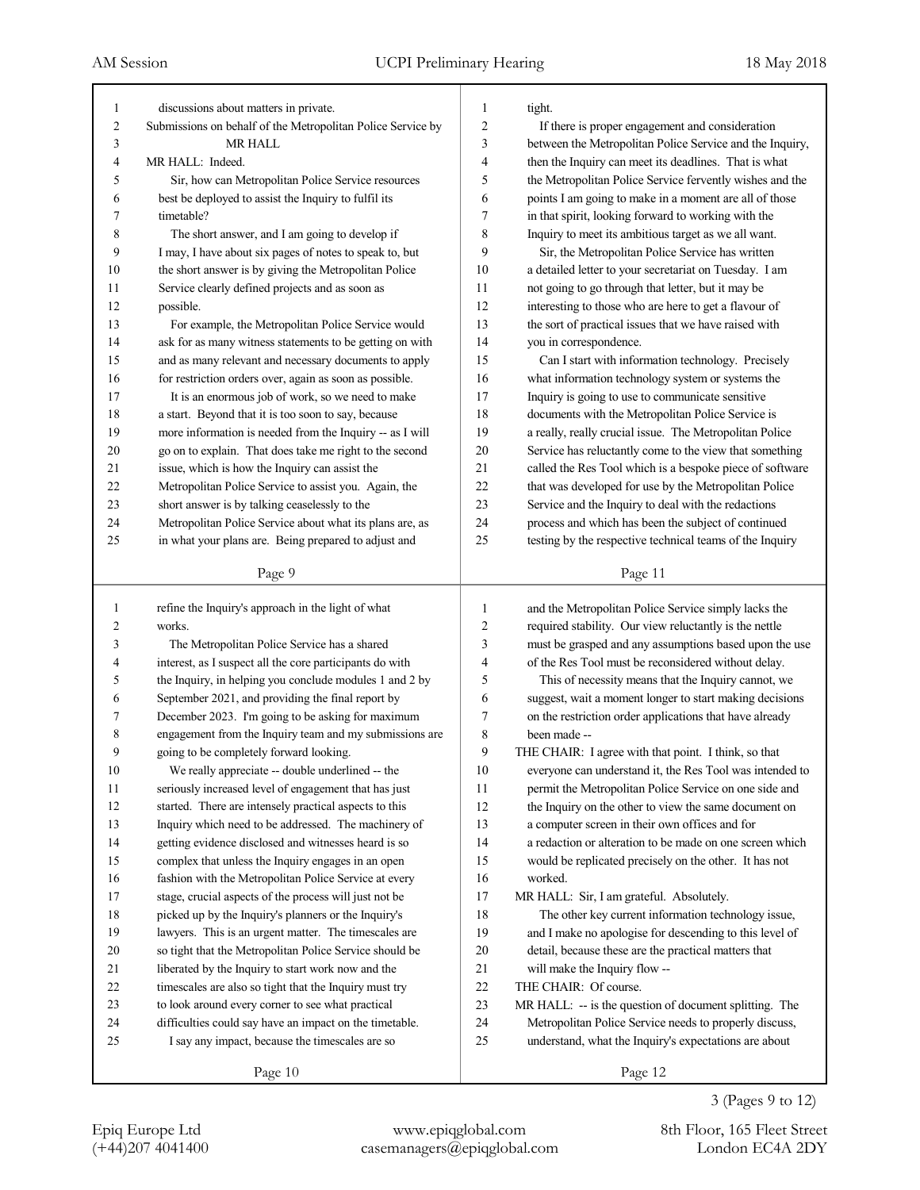discussions about matters in private.

Submissions on behalf of the Metropolitan Police Service by MR HALL

MR HALL: Indeed.

Sir, how can Metropolitan Police Service resources best be deployed to assist the Inquiry to fulfil its timetable?

The short answer, and I am going to develop if I may, I have about six pages of notes to speak to, but the short answer is by giving the Metropolitan Police Service clearly defined projects and as soon as possible.

For example, the Metropolitan Police Service would ask for as many witness statements to be getting on with and as many relevant and necessary documents to apply for restriction orders over, again as soon as possible.

It is an enormous job of work, so we need to make a start. Beyond that it is too soon to say, because more information is needed from the Inquiry -- as I will go on to explain. That does take me right to the second issue, which is how the Inquiry can assist the Metropolitan Police Service to assist you. Again, the short answer is by talking ceaselessly to the Metropolitan Police Service about what its plans are, as in what your plans are. Being prepared to adjust and refine the Inquiry's approach in the light of what works.

The Metropolitan Police Service has a shared interest, as I suspect all the core participants do with the Inquiry, in helping you conclude modules 1 and 2 by September 2021, and providing the final report by December 2023. I'm going to be asking for maximum engagement from the Inquiry team and my submissions are going to be completely forward looking.

We really appreciate -- double underlined -- the seriously increased level of engagement that has just started. There are intensely practical aspects to this Inquiry which need to be addressed. The machinery of getting evidence disclosed and witnesses heard is so complex that unless the Inquiry engages in an open fashion with the Metropolitan Police Service at every stage, crucial aspects of the process will just not be picked up by the Inquiry's planners or the Inquiry's lawyers. This is an urgent matter. The timescales are so tight that the Metropolitan Police Service should be liberated by the Inquiry to start work now and the timescales are also so tight that the Inquiry must try to look around every corner to see what practical difficulties could say have an impact on the timetable.

I say any impact, because the timescales are so tight.

If there is proper engagement and consideration between the Metropolitan Police Service and the Inquiry, then the Inquiry can meet its deadlines. That is what the Metropolitan Police Service fervently wishes and the points I am going to make in a moment are all of those in that spirit, looking forward to working with the Inquiry to meet its ambitious target as we all want.

Sir, the Metropolitan Police Service has written a detailed letter to your secretariat on Tuesday. I am not going to go through that letter, but it may be interesting to those who are here to get a flavour of the sort of practical issues that we have raised with you in correspondence.

Can I start with information technology. Precisely what information technology system or systems the Inquiry is going to use to communicate sensitive documents with the Metropolitan Police Service is a really, really crucial issue. The Metropolitan Police Service has reluctantly come to the view that something called the Res Tool which is a bespoke piece of software that was developed for use by the Metropolitan Police Service and the Inquiry to deal with the redactions process and which has been the subject of continued testing by the respective technical teams of the Inquiry and the Metropolitan Police Service simply lacks the required stability. Our view reluctantly is the nettle must be grasped and any assumptions based upon the use of the Res Tool must be reconsidered without delay.

This of necessity means that the Inquiry cannot, we suggest, wait a moment longer to start making decisions on the restriction order applications that have already been made --

THE CHAIR: I agree with that point. I think, so that everyone can understand it, the Res Tool was intended to permit the Metropolitan Police Service on one side and the Inquiry on the other to view the same document on a computer screen in their own offices and for a redaction or alteration to be made on one screen which would be replicated precisely on the other. It has not worked.

MR HALL: Sir, I am grateful. Absolutely.

The other key current information technology issue, and I make no apologise for descending to this level of detail, because these are the practical matters that will make the Inquiry flow --

THE CHAIR: Of course.

MR HALL: -- is the question of document splitting. The Metropolitan Police Service needs to properly discuss, understand, what the Inquiry's expectations are about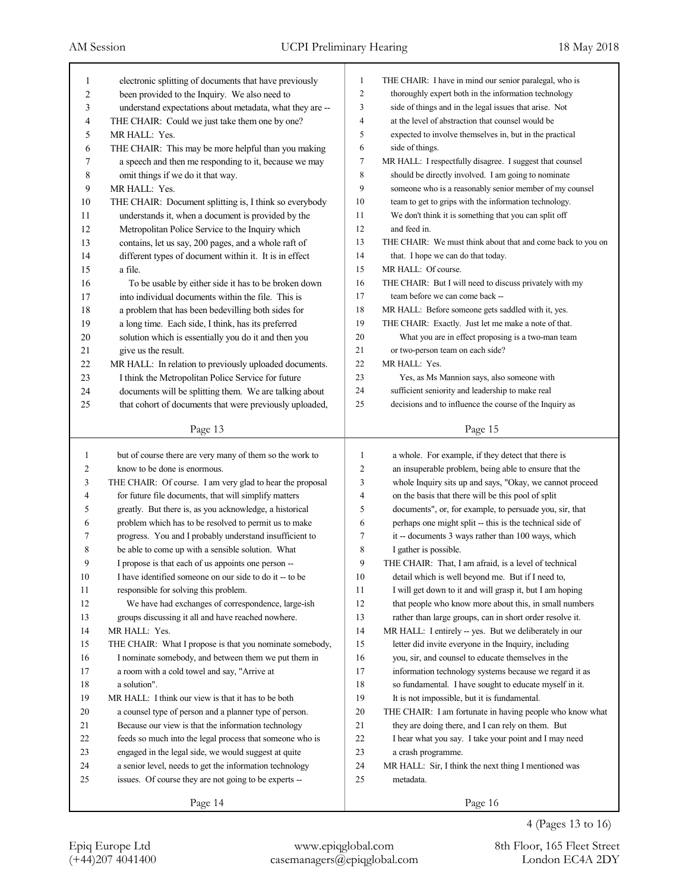electronic splitting of documents that have previously been provided to the Inquiry. We also need to understand expectations about metadata, what they are --

THE CHAIR: Could we just take them one by one?

MR HALL: Yes.

THE CHAIR: This may be more helpful than you making a speech and then me responding to it, because we may omit things if we do it that way.

MR HALL: Yes.

THE CHAIR: Document splitting is, I think so everybody understands it, when a document is provided by the Metropolitan Police Service to the Inquiry which contains, let us say, 200 pages, and a whole raft of different types of document within it. It is in effect a file.

To be usable by either side it has to be broken down into individual documents within the file. This is a problem that has been bedevilling both sides for a long time. Each side, I think, has its preferred solution which is essentially you do it and then you give us the result.

MR HALL: In relation to previously uploaded documents. I think the Metropolitan Police Service for future documents will be splitting them. We are talking about that cohort of documents that were previously uploaded, but of course there are very many of them so the work to know to be done is enormous.

THE CHAIR: Of course. I am very glad to hear the proposal for future file documents, that will simplify matters greatly. But there is, as you acknowledge, a historical problem which has to be resolved to permit us to make progress. You and I probably understand insufficient to be able to come up with a sensible solution. What I propose is that each of us appoints one person -- I have identified someone on our side to do it -- to be responsible for solving this problem.

We have had exchanges of correspondence, large-ish groups discussing it all and have reached nowhere.

MR HALL: Yes.

THE CHAIR: What I propose is that you nominate somebody, I nominate somebody, and between them we put them in a room with a cold towel and say, "Arrive at a solution".

MR HALL: I think our view is that it has to be both a counsel type of person and a planner type of person. Because our view is that the information technology feeds so much into the legal process that someone who is engaged in the legal side, we would suggest at quite a senior level, needs to get the information technology issues. Of course they are not going to be experts --

THE CHAIR: I have in mind our senior paralegal, who is thoroughly expert both in the information technology side of things and in the legal issues that arise. Not at the level of abstraction that counsel would be expected to involve themselves in, but in the practical side of things.

MR HALL: I respectfully disagree. I suggest that counsel should be directly involved. I am going to nominate someone who is a reasonably senior member of my counsel team to get to grips with the information technology. We don't think it is something that you can split off and feed in.

THE CHAIR: We must think about that and come back to you on that. I hope we can do that today.

MR HALL: Of course.

THE CHAIR: But I will need to discuss privately with my team before we can come back --

MR HALL: Before someone gets saddled with it, yes.

THE CHAIR: Exactly. Just let me make a note of that.

What you are in effect proposing is a two-man team or two-person team on each side?

MR HALL: Yes.

Yes, as Ms Mannion says, also someone with sufficient seniority and leadership to make real decisions and to influence the course of the Inquiry as a whole. For example, if they detect that there is an insuperable problem, being able to ensure that the whole Inquiry sits up and says, "Okay, we cannot proceed on the basis that there will be this pool of split documents", or, for example, to persuade you, sir, that perhaps one might split -- this is the technical side of it -- documents 3 ways rather than 100 ways, which I gather is possible.

THE CHAIR: That, I am afraid, is a level of technical detail which is well beyond me. But if I need to, I will get down to it and will grasp it, but I am hoping that people who know more about this, in small numbers rather than large groups, can in short order resolve it.

MR HALL: I entirely -- yes. But we deliberately in our letter did invite everyone in the Inquiry, including you, sir, and counsel to educate themselves in the information technology systems because we regard it as so fundamental. I have sought to educate myself in it. It is not impossible, but it is fundamental.

THE CHAIR: I am fortunate in having people who know what they are doing there, and I can rely on them. But I hear what you say. I take your point and I may need a crash programme.

MR HALL: Sir, I think the next thing I mentioned was metadata.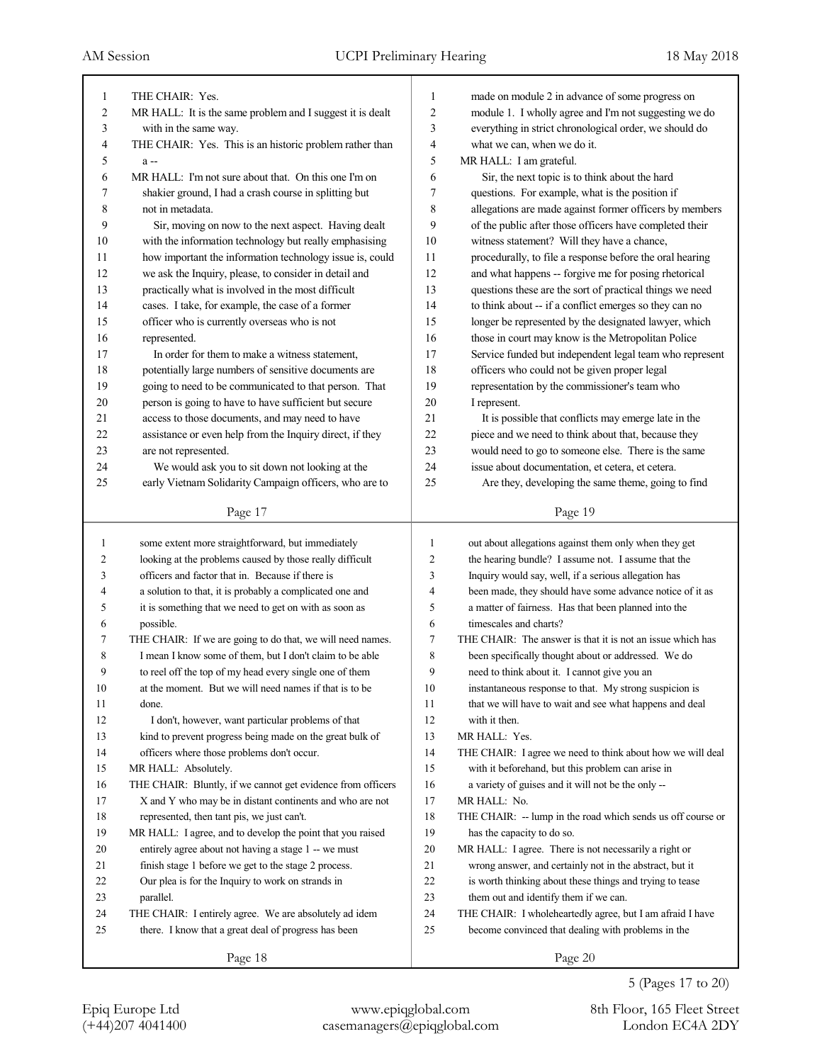THE CHAIR: Yes.

MR HALL: It is the same problem and I suggest it is dealt with in the same way.

THE CHAIR: Yes. This is an historic problem rather than a --

MR HALL: I'm not sure about that. On this one I'm on shakier ground, I had a crash course in splitting but not in metadata.

Sir, moving on now to the next aspect. Having dealt with the information technology but really emphasising how important the information technology issue is, could we ask the Inquiry, please, to consider in detail and practically what is involved in the most difficult cases. I take, for example, the case of a former officer who is currently overseas who is not represented.

In order for them to make a witness statement, potentially large numbers of sensitive documents are going to need to be communicated to that person. That person is going to have to have sufficient but secure access to those documents, and may need to have assistance or even help from the Inquiry direct, if they are not represented.

We would ask you to sit down not looking at the early Vietnam Solidarity Campaign officers, who are to some extent more straightforward, but immediately looking at the problems caused by those really difficult officers and factor that in. Because if there is a solution to that, it is probably a complicated one and it is something that we need to get on with as soon as possible.

THE CHAIR: If we are going to do that, we will need names. I mean I know some of them, but I don't claim to be able to reel off the top of my head every single one of them at the moment. But we will need names if that is to be done.

I don't, however, want particular problems of that kind to prevent progress being made on the great bulk of officers where those problems don't occur.

MR HALL: Absolutely.

THE CHAIR: Bluntly, if we cannot get evidence from officers X and Y who may be in distant continents and who are not represented, then tant pis, we just can't.

MR HALL: I agree, and to develop the point that you raised entirely agree about not having a stage 1 -- we must finish stage 1 before we get to the stage 2 process. Our plea is for the Inquiry to work on strands in parallel.

THE CHAIR: I entirely agree. We are absolutely ad idem there. I know that a great deal of progress has been made on module 2 in advance of some progress on module 1. I wholly agree and I'm not suggesting we do everything in strict chronological order, we should do what we can, when we do it.

MR HALL: I am grateful.

Sir, the next topic is to think about the hard questions. For example, what is the position if allegations are made against former officers by members of the public after those officers have completed their witness statement? Will they have a chance, procedurally, to file a response before the oral hearing and what happens -- forgive me for posing rhetorical questions these are the sort of practical things we need to think about -- if a conflict emerges so they can no longer be represented by the designated lawyer, which those in court may know is the Metropolitan Police Service funded but independent legal team who represent officers who could not be given proper legal representation by the commissioner's team who I represent.

It is possible that conflicts may emerge late in the piece and we need to think about that, because they would need to go to someone else. There is the same issue about documentation, et cetera, et cetera.

Are they, developing the same theme, going to find out about allegations against them only when they get the hearing bundle? I assume not. I assume that the Inquiry would say, well, if a serious allegation has been made, they should have some advance notice of it as a matter of fairness. Has that been planned into the timescales and charts?

THE CHAIR: The answer is that it is not an issue which has been specifically thought about or addressed. We do need to think about it. I cannot give you an instantaneous response to that. My strong suspicion is that we will have to wait and see what happens and deal with it then.

MR HALL: Yes.

THE CHAIR: I agree we need to think about how we will deal with it beforehand, but this problem can arise in a variety of guises and it will not be the only --

MR HALL: No.

THE CHAIR: -- lump in the road which sends us off course or has the capacity to do so.

MR HALL: I agree. There is not necessarily a right or wrong answer, and certainly not in the abstract, but it is worth thinking about these things and trying to tease them out and identify them if we can.

THE CHAIR: I wholeheartedly agree, but I am afraid I have become convinced that dealing with problems in the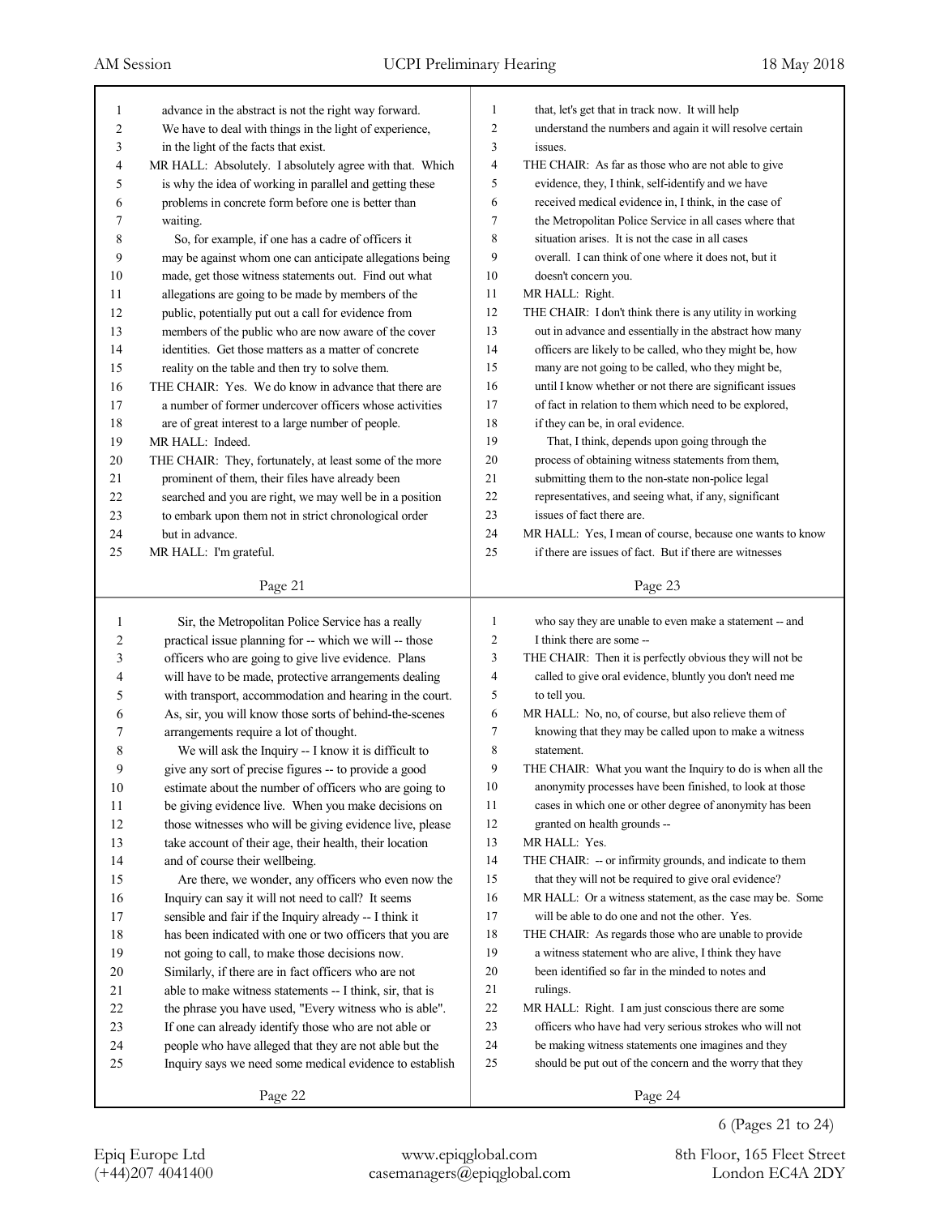advance in the abstract is not the right way forward. We have to deal with things in the light of experience, in the light of the facts that exist.

MR HALL: Absolutely. I absolutely agree with that. Which is why the idea of working in parallel and getting these problems in concrete form before one is better than waiting.

So, for example, if one has a cadre of officers it may be against whom one can anticipate allegations being made, get those witness statements out. Find out what allegations are going to be made by members of the public, potentially put out a call for evidence from members of the public who are now aware of the cover identities. Get those matters as a matter of concrete reality on the table and then try to solve them.

THE CHAIR: Yes. We do know in advance that there are a number of former undercover officers whose activities are of great interest to a large number of people.

MR HALL: Indeed.

THE CHAIR: They, fortunately, at least some of the more prominent of them, their files have already been searched and you are right, we may well be in a position to embark upon them not in strict chronological order but in advance.

MR HALL: I'm grateful.

Sir, the Metropolitan Police Service has a really practical issue planning for -- which we will -- those officers who are going to give live evidence. Plans will have to be made, protective arrangements dealing with transport, accommodation and hearing in the court. As, sir, you will know those sorts of behind-the-scenes arrangements require a lot of thought.

We will ask the Inquiry -- I know it is difficult to give any sort of precise figures -- to provide a good estimate about the number of officers who are going to be giving evidence live. When you make decisions on those witnesses who will be giving evidence live, please take account of their age, their health, their location and of course their wellbeing.

Are there, we wonder, any officers who even now the Inquiry can say it will not need to call? It seems sensible and fair if the Inquiry already -- I think it has been indicated with one or two officers that you are not going to call, to make those decisions now. Similarly, if there are in fact officers who are not able to make witness statements -- I think, sir, that is the phrase you have used, "Every witness who is able". If one can already identify those who are not able or people who have alleged that they are not able but the Inquiry says we need some medical evidence to establish that, let's get that in track now. It will help understand the numbers and again it will resolve certain issues.

THE CHAIR: As far as those who are not able to give evidence, they, I think, self-identify and we have received medical evidence in, I think, in the case of the Metropolitan Police Service in all cases where that situation arises. It is not the case in all cases overall. I can think of one where it does not, but it doesn't concern you.

MR HALL: Right.

THE CHAIR: I don't think there is any utility in working out in advance and essentially in the abstract how many officers are likely to be called, who they might be, how many are not going to be called, who they might be, until I know whether or not there are significant issues of fact in relation to them which need to be explored, if they can be, in oral evidence.

That, I think, depends upon going through the process of obtaining witness statements from them, submitting them to the non-state non-police legal representatives, and seeing what, if any, significant issues of fact there are.

MR HALL: Yes, I mean of course, because one wants to know if there are issues of fact. But if there are witnesses who say they are unable to even make a statement -- and I think there are some --

THE CHAIR: Then it is perfectly obvious they will not be called to give oral evidence, bluntly you don't need me to tell you.

MR HALL: No, no, of course, but also relieve them of knowing that they may be called upon to make a witness statement.

THE CHAIR: What you want the Inquiry to do is when all the anonymity processes have been finished, to look at those cases in which one or other degree of anonymity has been granted on health grounds --

MR HALL: Yes.

THE CHAIR: -- or infirmity grounds, and indicate to them that they will not be required to give oral evidence?

MR HALL: Or a witness statement, as the case may be. Some will be able to do one and not the other. Yes.

THE CHAIR: As regards those who are unable to provide a witness statement who are alive, I think they have been identified so far in the minded to notes and rulings.

MR HALL: Right. I am just conscious there are some officers who have had very serious strokes who will not be making witness statements one imagines and they should be put out of the concern and the worry that they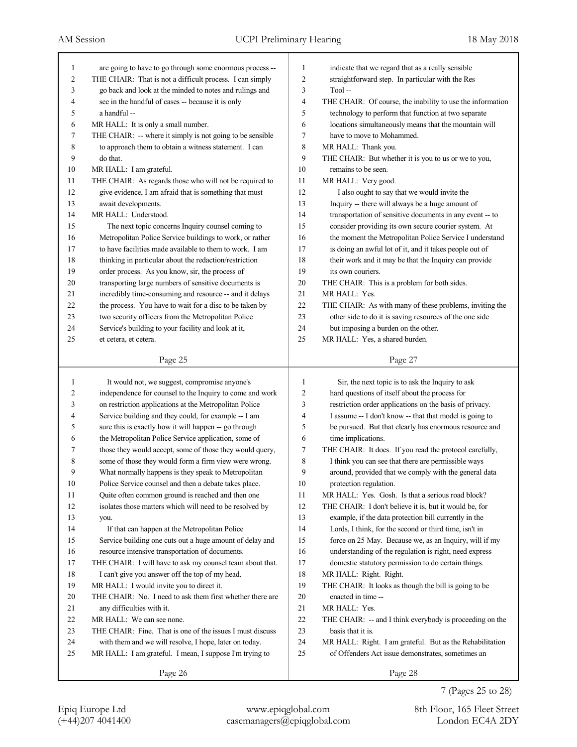are going to have to go through some enormous process --

THE CHAIR: That is not a difficult process. I can simply go back and look at the minded to notes and rulings and see in the handful of cases -- because it is only a handful --

MR HALL: It is only a small number.

THE CHAIR: -- where it simply is not going to be sensible to approach them to obtain a witness statement. I can do that.

MR HALL: I am grateful.

THE CHAIR: As regards those who will not be required to give evidence, I am afraid that is something that must await developments.

MR HALL: Understood.

The next topic concerns Inquiry counsel coming to Metropolitan Police Service buildings to work, or rather to have facilities made available to them to work. I am thinking in particular about the redaction/restriction order process. As you know, sir, the process of transporting large numbers of sensitive documents is incredibly time-consuming and resource -- and it delays the process. You have to wait for a disc to be taken by two security officers from the Metropolitan Police Service's building to your facility and look at it, et cetera, et cetera.

It would not, we suggest, compromise anyone's independence for counsel to the Inquiry to come and work on restriction applications at the Metropolitan Police Service building and they could, for example -- I am sure this is exactly how it will happen -- go through the Metropolitan Police Service application, some of those they would accept, some of those they would query, some of those they would form a firm view were wrong. What normally happens is they speak to Metropolitan Police Service counsel and then a debate takes place. Quite often common ground is reached and then one isolates those matters which will need to be resolved by you.

If that can happen at the Metropolitan Police Service building one cuts out a huge amount of delay and resource intensive transportation of documents.

THE CHAIR: I will have to ask my counsel team about that. I can't give you answer off the top of my head.

MR HALL: I would invite you to direct it.

THE CHAIR: No. I need to ask them first whether there are any difficulties with it.

MR HALL: We can see none.

THE CHAIR: Fine. That is one of the issues I must discuss with them and we will resolve, I hope, later on today.

MR HALL: I am grateful. I mean, I suppose I'm trying to indicate that we regard that as a really sensible straightforward step. In particular with the Res Tool --

THE CHAIR: Of course, the inability to use the information technology to perform that function at two separate locations simultaneously means that the mountain will have to move to Mohammed.

MR HALL: Thank you.

THE CHAIR: But whether it is you to us or we to you, remains to be seen.

MR HALL: Very good.

I also ought to say that we would invite the Inquiry -- there will always be a huge amount of transportation of sensitive documents in any event -- to consider providing its own secure courier system. At the moment the Metropolitan Police Service I understand is doing an awful lot of it, and it takes people out of their work and it may be that the Inquiry can provide its own couriers.

THE CHAIR: This is a problem for both sides.

MR HALL: Yes.

THE CHAIR: As with many of these problems, inviting the other side to do it is saving resources of the one side but imposing a burden on the other.

MR HALL: Yes, a shared burden.

Sir, the next topic is to ask the Inquiry to ask hard questions of itself about the process for restriction order applications on the basis of privacy. I assume -- I don't know -- that that model is going to be pursued. But that clearly has enormous resource and time implications.

THE CHAIR: It does. If you read the protocol carefully, I think you can see that there are permissible ways around, provided that we comply with the general data protection regulation.

MR HALL: Yes. Gosh. Is that a serious road block?

THE CHAIR: I don't believe it is, but it would be, for example, if the data protection bill currently in the Lords, I think, for the second or third time, isn't in force on 25 May. Because we, as an Inquiry, will if my understanding of the regulation is right, need express domestic statutory permission to do certain things.

MR HALL: Right. Right.

THE CHAIR: It looks as though the bill is going to be enacted in time --

MR HALL: Yes.

THE CHAIR: -- and I think everybody is proceeding on the basis that it is.

MR HALL: Right. I am grateful. But as the Rehabilitation of Offenders Act issue demonstrates, sometimes an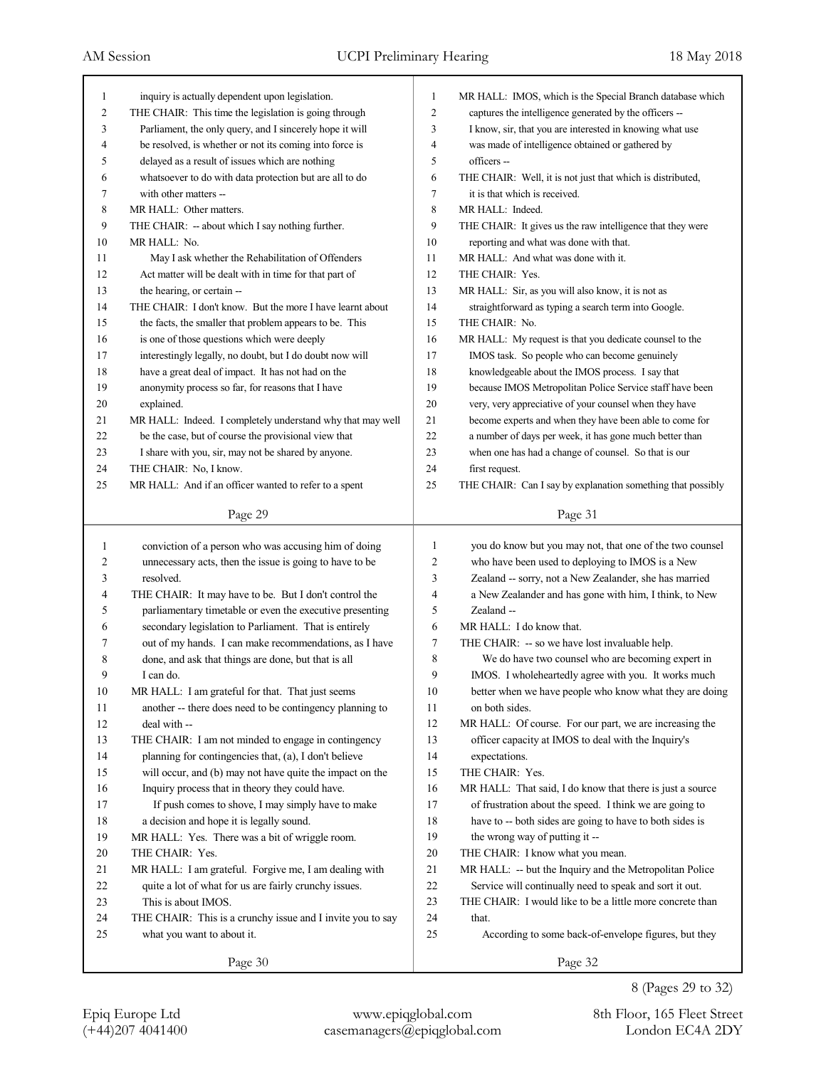inquiry is actually dependent upon legislation.

THE CHAIR: This time the legislation is going through Parliament, the only query, and I sincerely hope it will be resolved, is whether or not its coming into force is delayed as a result of issues which are nothing whatsoever to do with data protection but are all to do with other matters --

MR HALL: Other matters.

THE CHAIR: -- about which I say nothing further.

MR HALL: No.

May I ask whether the Rehabilitation of Offenders Act matter will be dealt with in time for that part of the hearing, or certain --

THE CHAIR: I don't know. But the more I have learnt about the facts, the smaller that problem appears to be. This is one of those questions which were deeply interestingly legally, no doubt, but I do doubt now will have a great deal of impact. It has not had on the anonymity process so far, for reasons that I have explained.

MR HALL: Indeed. I completely understand why that may well be the case, but of course the provisional view that I share with you, sir, may not be shared by anyone.

THE CHAIR: No, I know.

MR HALL: And if an officer wanted to refer to a spent conviction of a person who was accusing him of doing unnecessary acts, then the issue is going to have to be resolved.

THE CHAIR: It may have to be. But I don't control the parliamentary timetable or even the executive presenting secondary legislation to Parliament. That is entirely out of my hands. I can make recommendations, as I have done, and ask that things are done, but that is all I can do.

MR HALL: I am grateful for that. That just seems another -- there does need to be contingency planning to deal with --

THE CHAIR: I am not minded to engage in contingency planning for contingencies that, (a), I don't believe will occur, and (b) may not have quite the impact on the Inquiry process that in theory they could have.

If push comes to shove, I may simply have to make a decision and hope it is legally sound.

MR HALL: Yes. There was a bit of wriggle room.

THE CHAIR: Yes.

MR HALL: I am grateful. Forgive me, I am dealing with quite a lot of what for us are fairly crunchy issues. This is about IMOS.

THE CHAIR: This is a crunchy issue and I invite you to say what you want to about it.

MR HALL: IMOS, which is the Special Branch database which captures the intelligence generated by the officers -- I know, sir, that you are interested in knowing what use was made of intelligence obtained or gathered by officers --

THE CHAIR: Well, it is not just that which is distributed, it is that which is received.

MR HALL: Indeed.

THE CHAIR: It gives us the raw intelligence that they were reporting and what was done with that.

MR HALL: And what was done with it.

THE CHAIR: Yes.

MR HALL: Sir, as you will also know, it is not as straightforward as typing a search term into Google.

THE CHAIR: No.

MR HALL: My request is that you dedicate counsel to the IMOS task. So people who can become genuinely knowledgeable about the IMOS process. I say that because IMOS Metropolitan Police Service staff have been very, very appreciative of your counsel when they have become experts and when they have been able to come for a number of days per week, it has gone much better than when one has had a change of counsel. So that is our first request.

THE CHAIR: Can I say by explanation something that possibly you do know but you may not, that one of the two counsel who have been used to deploying to IMOS is a New Zealand -- sorry, not a New Zealander, she has married a New Zealander and has gone with him, I think, to New Zealand --

MR HALL: I do know that.

THE CHAIR: -- so we have lost invaluable help.

We do have two counsel who are becoming expert in IMOS. I wholeheartedly agree with you. It works much better when we have people who know what they are doing on both sides.

MR HALL: Of course. For our part, we are increasing the officer capacity at IMOS to deal with the Inquiry's expectations.

THE CHAIR: Yes.

MR HALL: That said, I do know that there is just a source of frustration about the speed. I think we are going to have to -- both sides are going to have to both sides is the wrong way of putting it --

THE CHAIR: I know what you mean.

MR HALL: -- but the Inquiry and the Metropolitan Police Service will continually need to speak and sort it out.

THE CHAIR: I would like to be a little more concrete than that.

According to some back-of-envelope figures, but they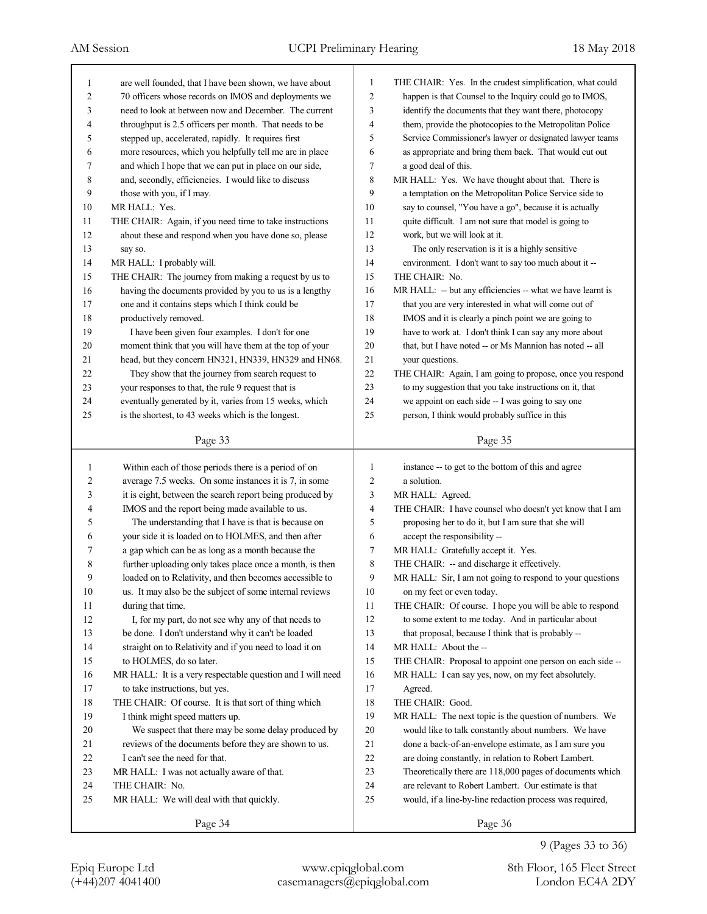are well founded, that I have been shown, we have about 70 officers whose records on IMOS and deployments we need to look at between now and December. The current throughput is 2.5 officers per month. That needs to be stepped up, accelerated, rapidly. It requires first more resources, which you helpfully tell me are in place and which I hope that we can put in place on our side, and, secondly, efficiencies. I would like to discuss those with you, if I may.

MR HALL: Yes.

THE CHAIR: Again, if you need time to take instructions about these and respond when you have done so, please say so.

MR HALL: I probably will.

THE CHAIR: The journey from making a request by us to having the documents provided by you to us is a lengthy one and it contains steps which I think could be productively removed.

I have been given four examples. I don't for one moment think that you will have them at the top of your head, but they concern HN321, HN339, HN329 and HN68.

They show that the journey from search request to your responses to that, the rule 9 request that is eventually generated by it, varies from 15 weeks, which is the shortest, to 43 weeks which is the longest.

Within each of those periods there is a period of on average 7.5 weeks. On some instances it is 7, in some it is eight, between the search report being produced by IMOS and the report being made available to us.

The understanding that I have is that is because on your side it is loaded on to HOLMES, and then after a gap which can be as long as a month because the further uploading only takes place once a month, is then loaded on to Relativity, and then becomes accessible to us. It may also be the subject of some internal reviews during that time.

I, for my part, do not see why any of that needs to be done. I don't understand why it can't be loaded straight on to Relativity and if you need to load it on to HOLMES, do so later.

MR HALL: It is a very respectable question and I will need to take instructions, but yes.

THE CHAIR: Of course. It is that sort of thing which I think might speed matters up.

We suspect that there may be some delay produced by reviews of the documents before they are shown to us. I can't see the need for that.

MR HALL: I was not actually aware of that.

THE CHAIR: No.

MR HALL: We will deal with that quickly.

THE CHAIR: Yes. In the crudest simplification, what could happen is that Counsel to the Inquiry could go to IMOS, identify the documents that they want there, photocopy them, provide the photocopies to the Metropolitan Police Service Commissioner's lawyer or designated lawyer teams as appropriate and bring them back. That would cut out a good deal of this.

MR HALL: Yes. We have thought about that. There is a temptation on the Metropolitan Police Service side to say to counsel, "You have a go", because it is actually quite difficult. I am not sure that model is going to work, but we will look at it.

The only reservation is it is a highly sensitive environment. I don't want to say too much about it --

THE CHAIR: No.

MR HALL: -- but any efficiencies -- what we have learnt is that you are very interested in what will come out of IMOS and it is clearly a pinch point we are going to have to work at. I don't think I can say any more about that, but I have noted -- or Ms Mannion has noted -- all your questions.

THE CHAIR: Again, I am going to propose, once you respond to my suggestion that you take instructions on it, that we appoint on each side -- I was going to say one person, I think would probably suffice in this instance -- to get to the bottom of this and agree a solution.

MR HALL: Agreed.

THE CHAIR: I have counsel who doesn't yet know that I am proposing her to do it, but I am sure that she will accept the responsibility --

MR HALL: Gratefully accept it. Yes.

THE CHAIR: -- and discharge it effectively.

MR HALL: Sir, I am not going to respond to your questions on my feet or even today.

THE CHAIR: Of course. I hope you will be able to respond to some extent to me today. And in particular about that proposal, because I think that is probably --

MR HALL: About the --

THE CHAIR: Proposal to appoint one person on each side --

MR HALL: I can say yes, now, on my feet absolutely. Agreed.

THE CHAIR: Good.

MR HALL: The next topic is the question of numbers. We would like to talk constantly about numbers. We have done a back-of-an-envelope estimate, as I am sure you are doing constantly, in relation to Robert Lambert. Theoretically there are 118,000 pages of documents which are relevant to Robert Lambert. Our estimate is that would, if a line-by-line redaction process was required,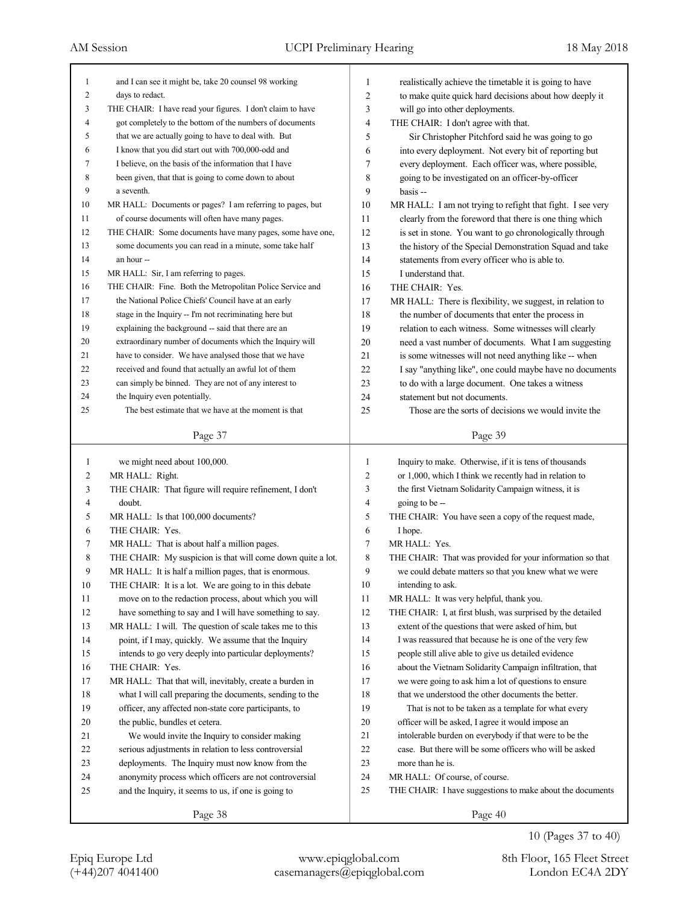and I can see it might be, take 20 counsel 98 working days to redact.

THE CHAIR: I have read your figures. I don't claim to have got completely to the bottom of the numbers of documents that we are actually going to have to deal with. But I know that you did start out with 700,000-odd and I believe, on the basis of the information that I have been given, that that is going to come down to about a seventh.

MR HALL: Documents or pages? I am referring to pages, but of course documents will often have many pages.

THE CHAIR: Some documents have many pages, some have one, some documents you can read in a minute, some take half an hour --

MR HALL: Sir, I am referring to pages.

THE CHAIR: Fine. Both the Metropolitan Police Service and the National Police Chiefs' Council have at an early stage in the Inquiry -- I'm not recriminating here but explaining the background -- said that there are an extraordinary number of documents which the Inquiry will have to consider. We have analysed those that we have received and found that actually an awful lot of them can simply be binned. They are not of any interest to the Inquiry even potentially.

The best estimate that we have at the moment is that we might need about 100,000.

MR HALL: Right.

THE CHAIR: That figure will require refinement, I don't doubt.

MR HALL: Is that 100,000 documents?

THE CHAIR: Yes.

MR HALL: That is about half a million pages.

THE CHAIR: My suspicion is that will come down quite a lot.

MR HALL: It is half a million pages, that is enormous.

THE CHAIR: It is a lot. We are going to in this debate move on to the redaction process, about which you will have something to say and I will have something to say.

MR HALL: I will. The question of scale takes me to this point, if I may, quickly. We assume that the Inquiry intends to go very deeply into particular deployments?

THE CHAIR: Yes.

MR HALL: That that will, inevitably, create a burden in what I will call preparing the documents, sending to the officer, any affected non-state core participants, to the public, bundles et cetera.

We would invite the Inquiry to consider making serious adjustments in relation to less controversial deployments. The Inquiry must now know from the anonymity process which officers are not controversial and the Inquiry, it seems to us, if one is going to realistically achieve the timetable it is going to have to make quite quick hard decisions about how deeply it will go into other deployments.

THE CHAIR: I don't agree with that.

Sir Christopher Pitchford said he was going to go into every deployment. Not every bit of reporting but every deployment. Each officer was, where possible, going to be investigated on an officer-by-officer basis --

MR HALL: I am not trying to refight that fight. I see very clearly from the foreword that there is one thing which is set in stone. You want to go chronologically through the history of the Special Demonstration Squad and take statements from every officer who is able to. I understand that.

THE CHAIR: Yes.

MR HALL: There is flexibility, we suggest, in relation to the number of documents that enter the process in relation to each witness. Some witnesses will clearly need a vast number of documents. What I am suggesting is some witnesses will not need anything like -- when I say "anything like", one could maybe have no documents to do with a large document. One takes a witness statement but not documents.

Those are the sorts of decisions we would invite the Inquiry to make. Otherwise, if it is tens of thousands or 1,000, which I think we recently had in relation to the first Vietnam Solidarity Campaign witness, it is going to be --

THE CHAIR: You have seen a copy of the request made, I hope.

MR HALL: Yes.

THE CHAIR: That was provided for your information so that we could debate matters so that you knew what we were intending to ask.

MR HALL: It was very helpful, thank you.

THE CHAIR: I, at first blush, was surprised by the detailed extent of the questions that were asked of him, but I was reassured that because he is one of the very few people still alive able to give us detailed evidence about the Vietnam Solidarity Campaign infiltration, that we were going to ask him a lot of questions to ensure that we understood the other documents the better.

That is not to be taken as a template for what every officer will be asked, I agree it would impose an intolerable burden on everybody if that were to be the case. But there will be some officers who will be asked more than he is.

MR HALL: Of course, of course.

THE CHAIR: I have suggestions to make about the documents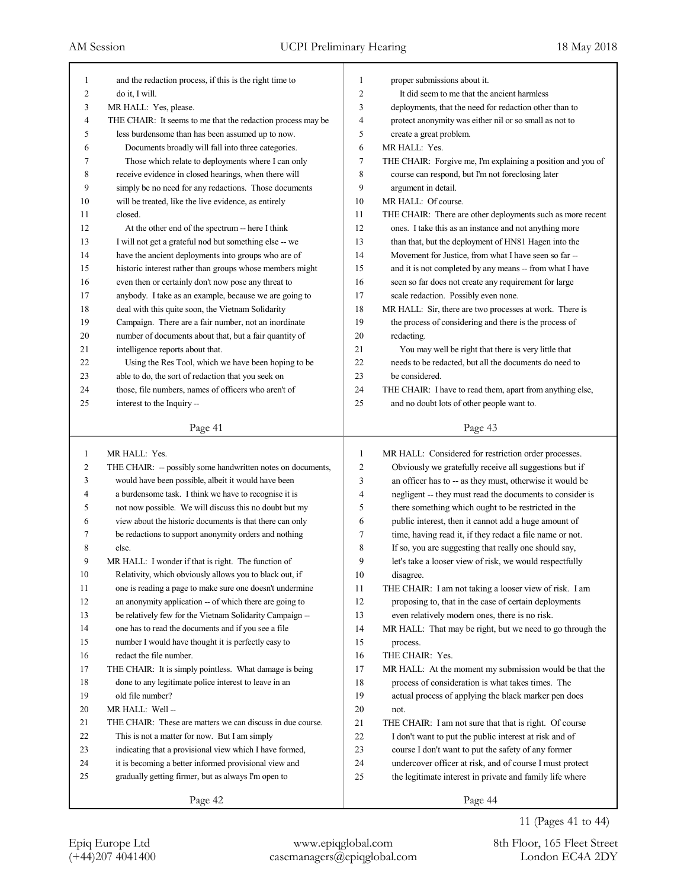and the redaction process, if this is the right time to do it, I will.

MR HALL: Yes, please.

THE CHAIR: It seems to me that the redaction process may be less burdensome than has been assumed up to now.

Documents broadly will fall into three categories.

Those which relate to deployments where I can only receive evidence in closed hearings, when there will simply be no need for any redactions. Those documents will be treated, like the live evidence, as entirely closed.

At the other end of the spectrum -- here I think I will not get a grateful nod but something else -- we have the ancient deployments into groups who are of historic interest rather than groups whose members might even then or certainly don't now pose any threat to anybody. I take as an example, because we are going to deal with this quite soon, the Vietnam Solidarity Campaign. There are a fair number, not an inordinate number of documents about that, but a fair quantity of intelligence reports about that.

Using the Res Tool, which we have been hoping to be able to do, the sort of redaction that you seek on those, file numbers, names of officers who aren't of interest to the Inquiry --

MR HALL: Yes.

THE CHAIR: -- possibly some handwritten notes on documents, would have been possible, albeit it would have been a burdensome task. I think we have to recognise it is not now possible. We will discuss this no doubt but my view about the historic documents is that there can only be redactions to support anonymity orders and nothing else.

MR HALL: I wonder if that is right. The function of Relativity, which obviously allows you to black out, if one is reading a page to make sure one doesn't undermine an anonymity application -- of which there are going to be relatively few for the Vietnam Solidarity Campaign -- one has to read the documents and if you see a file number I would have thought it is perfectly easy to redact the file number.

THE CHAIR: It is simply pointless. What damage is being done to any legitimate police interest to leave in an old file number?

MR HALL: Well --

THE CHAIR: These are matters we can discuss in due course. This is not a matter for now. But I am simply indicating that a provisional view which I have formed, it is becoming a better informed provisional view and gradually getting firmer, but as always I'm open to proper submissions about it.

It did seem to me that the ancient harmless deployments, that the need for redaction other than to protect anonymity was either nil or so small as not to create a great problem.

MR HALL: Yes.

THE CHAIR: Forgive me, I'm explaining a position and you of course can respond, but I'm not foreclosing later argument in detail.

MR HALL: Of course.

THE CHAIR: There are other deployments such as more recent ones. I take this as an instance and not anything more than that, but the deployment of HN81 Hagen into the Movement for Justice, from what I have seen so far -- and it is not completed by any means -- from what I have seen so far does not create any requirement for large scale redaction. Possibly even none.

MR HALL: Sir, there are two processes at work. There is the process of considering and there is the process of redacting.

You may well be right that there is very little that needs to be redacted, but all the documents do need to be considered.

THE CHAIR: I have to read them, apart from anything else, and no doubt lots of other people want to.

MR HALL: Considered for restriction order processes. Obviously we gratefully receive all suggestions but if an officer has to -- as they must, otherwise it would be negligent -- they must read the documents to consider is there something which ought to be restricted in the public interest, then it cannot add a huge amount of time, having read it, if they redact a file name or not. If so, you are suggesting that really one should say, let's take a looser view of risk, we would respectfully disagree.

THE CHAIR: I am not taking a looser view of risk. I am proposing to, that in the case of certain deployments even relatively modern ones, there is no risk.

MR HALL: That may be right, but we need to go through the process.

THE CHAIR: Yes.

MR HALL: At the moment my submission would be that the process of consideration is what takes times. The actual process of applying the black marker pen does not.

THE CHAIR: I am not sure that that is right. Of course I don't want to put the public interest at risk and of course I don't want to put the safety of any former undercover officer at risk, and of course I must protect the legitimate interest in private and family life where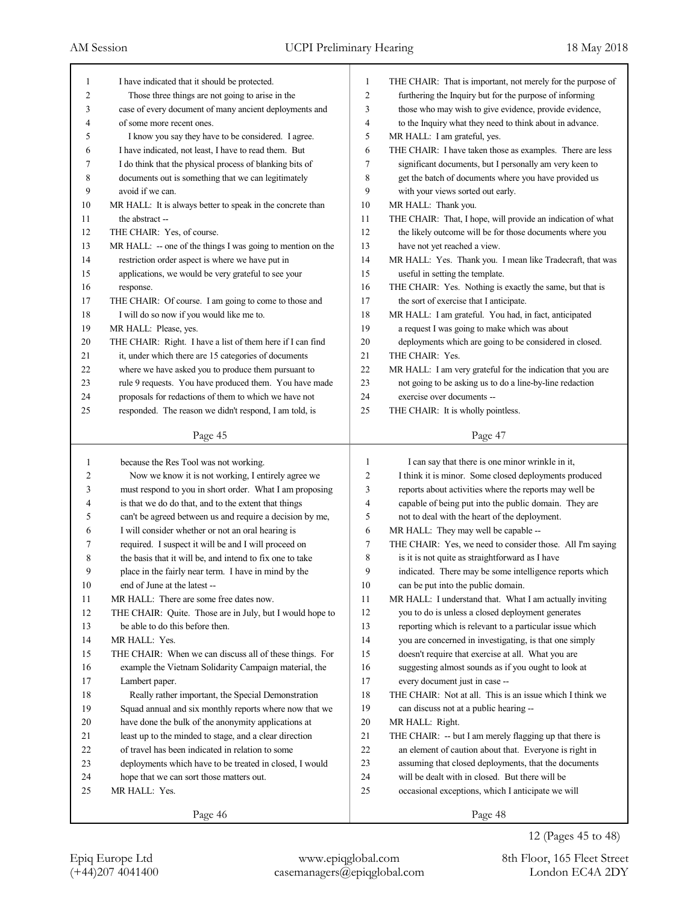I have indicated that it should be protected.

Those three things are not going to arise in the case of every document of many ancient deployments and of some more recent ones.

I know you say they have to be considered. I agree. I have indicated, not least, I have to read them. But I do think that the physical process of blanking bits of documents out is something that we can legitimately avoid if we can.

MR HALL: It is always better to speak in the concrete than the abstract --

THE CHAIR: Yes, of course.

MR HALL: -- one of the things I was going to mention on the restriction order aspect is where we have put in applications, we would be very grateful to see your response.

THE CHAIR: Of course. I am going to come to those and I will do so now if you would like me to.

MR HALL: Please, yes.

THE CHAIR: Right. I have a list of them here if I can find it, under which there are 15 categories of documents where we have asked you to produce them pursuant to rule 9 requests. You have produced them. You have made proposals for redactions of them to which we have not responded. The reason we didn't respond, I am told, is because the Res Tool was not working.

Now we know it is not working, I entirely agree we must respond to you in short order. What I am proposing is that we do do that, and to the extent that things can't be agreed between us and require a decision by me, I will consider whether or not an oral hearing is required. I suspect it will be and I will proceed on the basis that it will be, and intend to fix one to take place in the fairly near term. I have in mind by the end of June at the latest --

MR HALL: There are some free dates now.

THE CHAIR: Quite. Those are in July, but I would hope to be able to do this before then.

MR HALL: Yes.

THE CHAIR: When we can discuss all of these things. For example the Vietnam Solidarity Campaign material, the Lambert paper.

Really rather important, the Special Demonstration Squad annual and six monthly reports where now that we have done the bulk of the anonymity applications at least up to the minded to stage, and a clear direction of travel has been indicated in relation to some deployments which have to be treated in closed, I would hope that we can sort those matters out.

MR HALL: Yes.

THE CHAIR: That is important, not merely for the purpose of furthering the Inquiry but for the purpose of informing those who may wish to give evidence, provide evidence, to the Inquiry what they need to think about in advance.

MR HALL: I am grateful, yes.

THE CHAIR: I have taken those as examples. There are less significant documents, but I personally am very keen to get the batch of documents where you have provided us with your views sorted out early.

MR HALL: Thank you.

THE CHAIR: That, I hope, will provide an indication of what the likely outcome will be for those documents where you have not yet reached a view.

MR HALL: Yes. Thank you. I mean like Tradecraft, that was useful in setting the template.

THE CHAIR: Yes. Nothing is exactly the same, but that is the sort of exercise that I anticipate.

MR HALL: I am grateful. You had, in fact, anticipated a request I was going to make which was about deployments which are going to be considered in closed.

THE CHAIR: Yes.

MR HALL: I am very grateful for the indication that you are not going to be asking us to do a line-by-line redaction exercise over documents --

THE CHAIR: It is wholly pointless.

I can say that there is one minor wrinkle in it, I think it is minor. Some closed deployments produced reports about activities where the reports may well be capable of being put into the public domain. They are not to deal with the heart of the deployment.

MR HALL: They may well be capable --

THE CHAIR: Yes, we need to consider those. All I'm saying is it is not quite as straightforward as I have indicated. There may be some intelligence reports which can be put into the public domain.

MR HALL: I understand that. What I am actually inviting you to do is unless a closed deployment generates reporting which is relevant to a particular issue which you are concerned in investigating, is that one simply doesn't require that exercise at all. What you are suggesting almost sounds as if you ought to look at every document just in case --

THE CHAIR: Not at all. This is an issue which I think we can discuss not at a public hearing --

MR HALL: Right.

THE CHAIR: -- but I am merely flagging up that there is an element of caution about that. Everyone is right in assuming that closed deployments, that the documents will be dealt with in closed. But there will be occasional exceptions, which I anticipate we will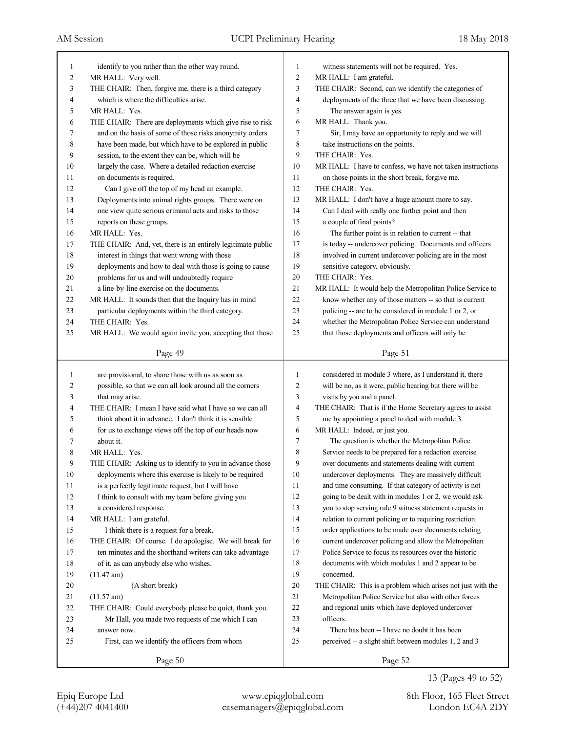identify to you rather than the other way round.

MR HALL: Very well.

THE CHAIR: Then, forgive me, there is a third category which is where the difficulties arise.

MR HALL: Yes.

THE CHAIR: There are deployments which give rise to risk and on the basis of some of those risks anonymity orders have been made, but which have to be explored in public session, to the extent they can be, which will be largely the case. Where a detailed redaction exercise on documents is required.

Can I give off the top of my head an example. Deployments into animal rights groups. There were on one view quite serious criminal acts and risks to those reports on these groups.

MR HALL: Yes.

THE CHAIR: And, yet, there is an entirely legitimate public interest in things that went wrong with those deployments and how to deal with those is going to cause problems for us and will undoubtedly require a line-by-line exercise on the documents.

MR HALL: It sounds then that the Inquiry has in mind particular deployments within the third category.

THE CHAIR: Yes.

MR HALL: We would again invite you, accepting that those are provisional, to share those with us as soon as possible, so that we can all look around all the corners that may arise.

THE CHAIR: I mean I have said what I have so we can all think about it in advance. I don't think it is sensible for us to exchange views off the top of our heads now about it.

MR HALL: Yes.

THE CHAIR: Asking us to identify to you in advance those deployments where this exercise is likely to be required is a perfectly legitimate request, but I will have I think to consult with my team before giving you a considered response.

MR HALL: I am grateful.

I think there is a request for a break.

THE CHAIR: Of course. I do apologise. We will break for ten minutes and the shorthand writers can take advantage of it, as can anybody else who wishes.

(11.47 am)

(A short break)

(11.57 am)

THE CHAIR: Could everybody please be quiet, thank you.

Mr Hall, you made two requests of me which I can answer now.

First, can we identify the officers from whom witness statements will not be required. Yes.

MR HALL: I am grateful.

THE CHAIR: Second, can we identify the categories of deployments of the three that we have been discussing.

The answer again is yes.

MR HALL: Thank you.

Sir, I may have an opportunity to reply and we will take instructions on the points.

THE CHAIR: Yes.

MR HALL: I have to confess, we have not taken instructions on those points in the short break, forgive me.

THE CHAIR: Yes.

MR HALL: I don't have a huge amount more to say.

Can I deal with really one further point and then a couple of final points?

The further point is in relation to current -- that is today -- undercover policing. Documents and officers involved in current undercover policing are in the most sensitive category, obviously.

THE CHAIR: Yes.

MR HALL: It would help the Metropolitan Police Service to know whether any of those matters -- so that is current policing -- are to be considered in module 1 or 2, or whether the Metropolitan Police Service can understand that those deployments and officers will only be considered in module 3 where, as I understand it, there will be no, as it were, public hearing but there will be visits by you and a panel.

THE CHAIR: That is if the Home Secretary agrees to assist me by appointing a panel to deal with module 3.

MR HALL: Indeed, or just you.

The question is whether the Metropolitan Police Service needs to be prepared for a redaction exercise over documents and statements dealing with current undercover deployments. They are massively difficult and time consuming. If that category of activity is not going to be dealt with in modules 1 or 2, we would ask you to stop serving rule 9 witness statement requests in relation to current policing or to requiring restriction order applications to be made over documents relating current undercover policing and allow the Metropolitan Police Service to focus its resources over the historic documents with which modules 1 and 2 appear to be concerned.

THE CHAIR: This is a problem which arises not just with the Metropolitan Police Service but also with other forces and regional units which have deployed undercover officers.

There has been -- I have no doubt it has been perceived -- a slight shift between modules 1, 2 and 3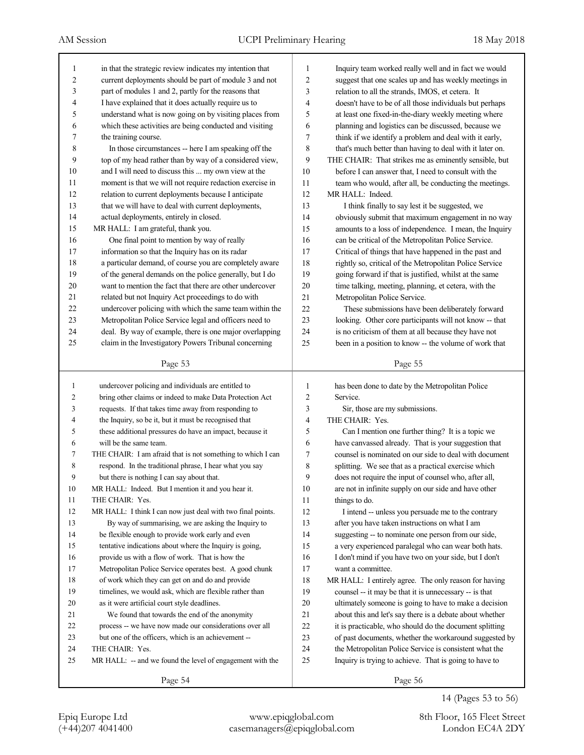in that the strategic review indicates my intention that current deployments should be part of module 3 and not part of modules 1 and 2, partly for the reasons that I have explained that it does actually require us to understand what is now going on by visiting places from which these activities are being conducted and visiting the training course.

In those circumstances -- here I am speaking off the top of my head rather than by way of a considered view, and I will need to discuss this ... my own view at the moment is that we will not require redaction exercise in relation to current deployments because I anticipate that we will have to deal with current deployments, actual deployments, entirely in closed.

MR HALL: I am grateful, thank you.

One final point to mention by way of really information so that the Inquiry has on its radar a particular demand, of course you are completely aware of the general demands on the police generally, but I do want to mention the fact that there are other undercover related but not Inquiry Act proceedings to do with undercover policing with which the same team within the Metropolitan Police Service legal and officers need to deal. By way of example, there is one major overlapping claim in the Investigatory Powers Tribunal concerning undercover policing and individuals are entitled to bring other claims or indeed to make Data Protection Act requests. If that takes time away from responding to the Inquiry, so be it, but it must be recognised that these additional pressures do have an impact, because it will be the same team.

THE CHAIR: I am afraid that is not something to which I can respond. In the traditional phrase, I hear what you say but there is nothing I can say about that.

MR HALL: Indeed. But I mention it and you hear it.

THE CHAIR: Yes.

MR HALL: I think I can now just deal with two final points.

By way of summarising, we are asking the Inquiry to be flexible enough to provide work early and even tentative indications about where the Inquiry is going, provide us with a flow of work. That is how the Metropolitan Police Service operates best. A good chunk of work which they can get on and do and provide timelines, we would ask, which are flexible rather than as it were artificial court style deadlines.

We found that towards the end of the anonymity process -- we have now made our considerations over all but one of the officers, which is an achievement --

THE CHAIR: Yes.

MR HALL: -- and we found the level of engagement with the Inquiry team worked really well and in fact we would suggest that one scales up and has weekly meetings in relation to all the strands, IMOS, et cetera. It doesn't have to be of all those individuals but perhaps at least one fixed-in-the-diary weekly meeting where planning and logistics can be discussed, because we think if we identify a problem and deal with it early, that's much better than having to deal with it later on.

THE CHAIR: That strikes me as eminently sensible, but before I can answer that, I need to consult with the team who would, after all, be conducting the meetings.

MR HALL: Indeed.

I think finally to say lest it be suggested, we obviously submit that maximum engagement in no way amounts to a loss of independence. I mean, the Inquiry can be critical of the Metropolitan Police Service. Critical of things that have happened in the past and rightly so, critical of the Metropolitan Police Service going forward if that is justified, whilst at the same time talking, meeting, planning, et cetera, with the Metropolitan Police Service.

These submissions have been deliberately forward looking. Other core participants will not know -- that is no criticism of them at all because they have not been in a position to know -- the volume of work that has been done to date by the Metropolitan Police Service.

Sir, those are my submissions.

THE CHAIR: Yes.

Can I mention one further thing? It is a topic we have canvassed already. That is your suggestion that counsel is nominated on our side to deal with document splitting. We see that as a practical exercise which does not require the input of counsel who, after all, are not in infinite supply on our side and have other things to do.

I intend -- unless you persuade me to the contrary after you have taken instructions on what I am suggesting -- to nominate one person from our side, a very experienced paralegal who can wear both hats. I don't mind if you have two on your side, but I don't want a committee.

MR HALL: I entirely agree. The only reason for having counsel -- it may be that it is unnecessary -- is that ultimately someone is going to have to make a decision about this and let's say there is a debate about whether it is practicable, who should do the document splitting of past documents, whether the workaround suggested by the Metropolitan Police Service is consistent what the Inquiry is trying to achieve. That is going to have to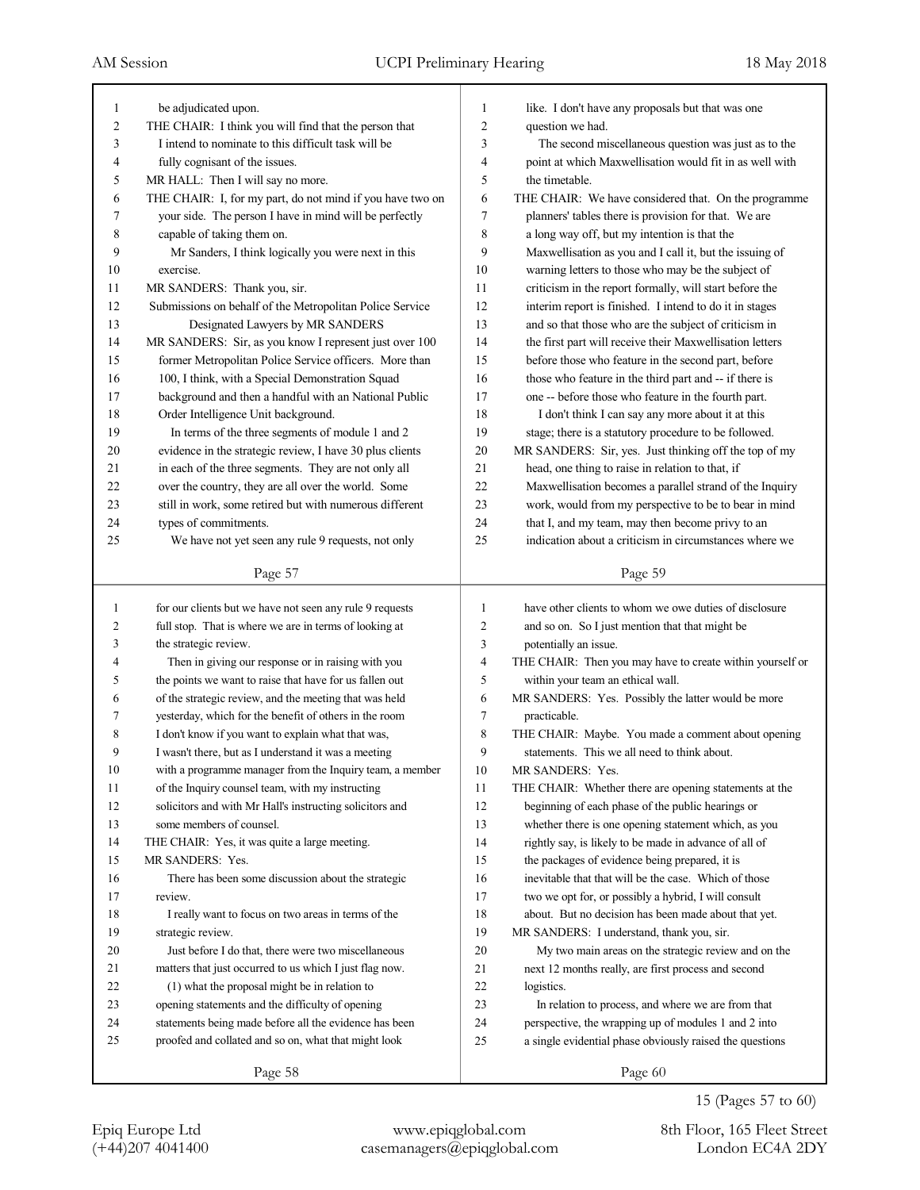be adjudicated upon.

THE CHAIR: I think you will find that the person that I intend to nominate to this difficult task will be fully cognisant of the issues.

MR HALL: Then I will say no more.

THE CHAIR: I, for my part, do not mind if you have two on your side. The person I have in mind will be perfectly capable of taking them on.

Mr Sanders, I think logically you were next in this exercise.

MR SANDERS: Thank you, sir.

Submissions on behalf of the Metropolitan Police Service Designated Lawyers by MR SANDERS

MR SANDERS: Sir, as you know I represent just over 100 former Metropolitan Police Service officers. More than 100, I think, with a Special Demonstration Squad background and then a handful with an National Public Order Intelligence Unit background.

In terms of the three segments of module 1 and 2 evidence in the strategic review, I have 30 plus clients in each of the three segments. They are not only all over the country, they are all over the world. Some still in work, some retired but with numerous different types of commitments.

We have not yet seen any rule 9 requests, not only for our clients but we have not seen any rule 9 requests full stop. That is where we are in terms of looking at the strategic review.

Then in giving our response or in raising with you the points we want to raise that have for us fallen out of the strategic review, and the meeting that was held yesterday, which for the benefit of others in the room I don't know if you want to explain what that was, I wasn't there, but as I understand it was a meeting with a programme manager from the Inquiry team, a member of the Inquiry counsel team, with my instructing solicitors and with Mr Hall's instructing solicitors and some members of counsel.

THE CHAIR: Yes, it was quite a large meeting.

MR SANDERS: Yes.

There has been some discussion about the strategic review.

I really want to focus on two areas in terms of the strategic review.

Just before I do that, there were two miscellaneous matters that just occurred to us which I just flag now.

(1) what the proposal might be in relation to opening statements and the difficulty of opening statements being made before all the evidence has been proofed and collated and so on, what that might look like. I don't have any proposals but that was one question we had.

The second miscellaneous question was just as to the point at which Maxwellisation would fit in as well with the timetable.

THE CHAIR: We have considered that. On the programme planners' tables there is provision for that. We are a long way off, but my intention is that the Maxwellisation as you and I call it, but the issuing of warning letters to those who may be the subject of criticism in the report formally, will start before the interim report is finished. I intend to do it in stages and so that those who are the subject of criticism in the first part will receive their Maxwellisation letters before those who feature in the second part, before those who feature in the third part and -- if there is one -- before those who feature in the fourth part.

I don't think I can say any more about it at this stage; there is a statutory procedure to be followed.

MR SANDERS: Sir, yes. Just thinking off the top of my head, one thing to raise in relation to that, if Maxwellisation becomes a parallel strand of the Inquiry work, would from my perspective to be to bear in mind that I, and my team, may then become privy to an indication about a criticism in circumstances where we have other clients to whom we owe duties of disclosure and so on. So I just mention that that might be potentially an issue.

THE CHAIR: Then you may have to create within yourself or within your team an ethical wall.

MR SANDERS: Yes. Possibly the latter would be more practicable.

THE CHAIR: Maybe. You made a comment about opening statements. This we all need to think about.

MR SANDERS: Yes.

THE CHAIR: Whether there are opening statements at the beginning of each phase of the public hearings or whether there is one opening statement which, as you rightly say, is likely to be made in advance of all of the packages of evidence being prepared, it is inevitable that that will be the case. Which of those two we opt for, or possibly a hybrid, I will consult about. But no decision has been made about that yet.

MR SANDERS: I understand, thank you, sir.

My two main areas on the strategic review and on the next 12 months really, are first process and second logistics.

In relation to process, and where we are from that perspective, the wrapping up of modules 1 and 2 into a single evidential phase obviously raised the questions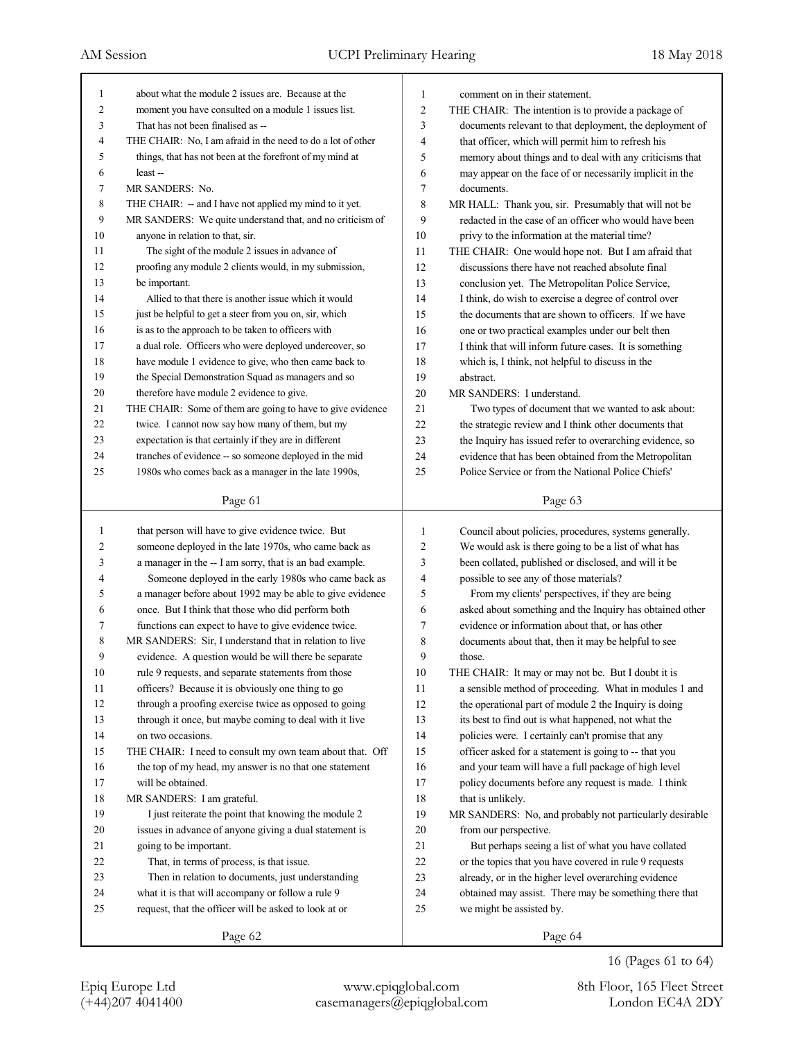about what the module 2 issues are. Because at the moment you have consulted on a module 1 issues list. That has not been finalised as --

THE CHAIR: No, I am afraid in the need to do a lot of other things, that has not been at the forefront of my mind at least --

MR SANDERS: No.

THE CHAIR: -- and I have not applied my mind to it yet.

MR SANDERS: We quite understand that, and no criticism of anyone in relation to that, sir.

The sight of the module 2 issues in advance of proofing any module 2 clients would, in my submission, be important.

Allied to that there is another issue which it would just be helpful to get a steer from you on, sir, which is as to the approach to be taken to officers with a dual role. Officers who were deployed undercover, so have module 1 evidence to give, who then came back to the Special Demonstration Squad as managers and so therefore have module 2 evidence to give.

THE CHAIR: Some of them are going to have to give evidence twice. I cannot now say how many of them, but my expectation is that certainly if they are in different tranches of evidence -- so someone deployed in the mid 1980s who comes back as a manager in the late 1990s, that person will have to give evidence twice. But someone deployed in the late 1970s, who came back as a manager in the -- I am sorry, that is an bad example.

Someone deployed in the early 1980s who came back as a manager before about 1992 may be able to give evidence once. But I think that those who did perform both functions can expect to have to give evidence twice.

MR SANDERS: Sir, I understand that in relation to live evidence. A question would be will there be separate rule 9 requests, and separate statements from those officers? Because it is obviously one thing to go through a proofing exercise twice as opposed to going through it once, but maybe coming to deal with it live on two occasions.

THE CHAIR: I need to consult my own team about that. Off the top of my head, my answer is no that one statement will be obtained.

MR SANDERS: I am grateful.

I just reiterate the point that knowing the module 2 issues in advance of anyone giving a dual statement is going to be important.

That, in terms of process, is that issue.

Then in relation to documents, just understanding what it is that will accompany or follow a rule 9 request, that the officer will be asked to look at or comment on in their statement.

THE CHAIR: The intention is to provide a package of documents relevant to that deployment, the deployment of that officer, which will permit him to refresh his memory about things and to deal with any criticisms that may appear on the face of or necessarily implicit in the documents.

MR HALL: Thank you, sir. Presumably that will not be redacted in the case of an officer who would have been privy to the information at the material time?

THE CHAIR: One would hope not. But I am afraid that discussions there have not reached absolute final conclusion yet. The Metropolitan Police Service, I think, do wish to exercise a degree of control over the documents that are shown to officers. If we have one or two practical examples under our belt then I think that will inform future cases. It is something which is, I think, not helpful to discuss in the abstract.

MR SANDERS: I understand.

Two types of document that we wanted to ask about: the strategic review and I think other documents that the Inquiry has issued refer to overarching evidence, so evidence that has been obtained from the Metropolitan Police Service or from the National Police Chiefs' Council about policies, procedures, systems generally. We would ask is there going to be a list of what has been collated, published or disclosed, and will it be possible to see any of those materials?

From my clients' perspectives, if they are being asked about something and the Inquiry has obtained other evidence or information about that, or has other documents about that, then it may be helpful to see those.

THE CHAIR: It may or may not be. But I doubt it is a sensible method of proceeding. What in modules 1 and the operational part of module 2 the Inquiry is doing its best to find out is what happened, not what the policies were. I certainly can't promise that any officer asked for a statement is going to -- that you and your team will have a full package of high level policy documents before any request is made. I think that is unlikely.

MR SANDERS: No, and probably not particularly desirable from our perspective.

But perhaps seeing a list of what you have collated or the topics that you have covered in rule 9 requests already, or in the higher level overarching evidence obtained may assist. There may be something there that we might be assisted by.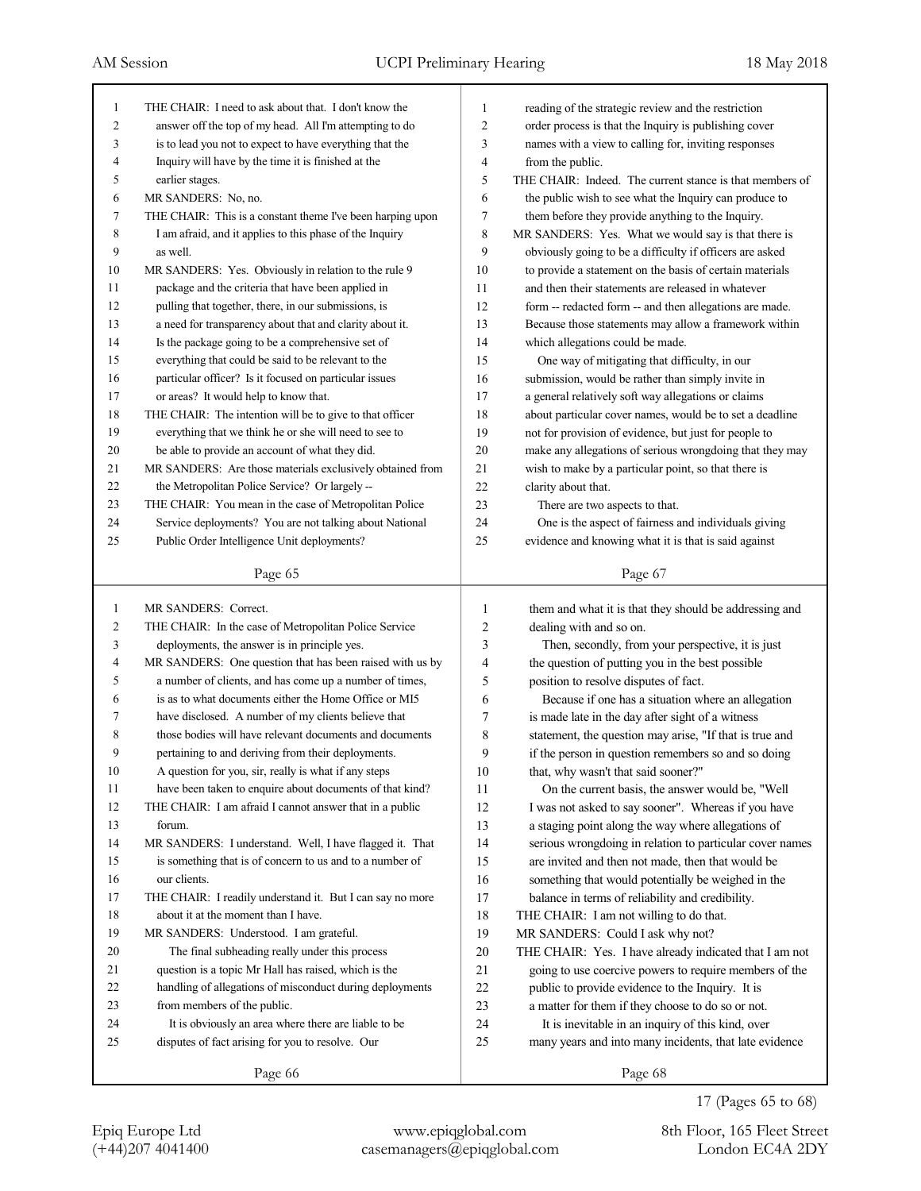THE CHAIR: I need to ask about that. I don't know the answer off the top of my head. All I'm attempting to do is to lead you not to expect to have everything that the Inquiry will have by the time it is finished at the earlier stages.

MR SANDERS: No, no.

THE CHAIR: This is a constant theme I've been harping upon I am afraid, and it applies to this phase of the Inquiry as well.

MR SANDERS: Yes. Obviously in relation to the rule 9 package and the criteria that have been applied in pulling that together, there, in our submissions, is a need for transparency about that and clarity about it. Is the package going to be a comprehensive set of everything that could be said to be relevant to the particular officer? Is it focused on particular issues or areas? It would help to know that.

THE CHAIR: The intention will be to give to that officer everything that we think he or she will need to see to be able to provide an account of what they did.

MR SANDERS: Are those materials exclusively obtained from the Metropolitan Police Service? Or largely --

THE CHAIR: You mean in the case of Metropolitan Police Service deployments? You are not talking about National Public Order Intelligence Unit deployments?

MR SANDERS: Correct.

THE CHAIR: In the case of Metropolitan Police Service deployments, the answer is in principle yes.

MR SANDERS: One question that has been raised with us by a number of clients, and has come up a number of times, is as to what documents either the Home Office or MI5 have disclosed. A number of my clients believe that those bodies will have relevant documents and documents pertaining to and deriving from their deployments. A question for you, sir, really is what if any steps have been taken to enquire about documents of that kind?

THE CHAIR: I am afraid I cannot answer that in a public forum.

MR SANDERS: I understand. Well, I have flagged it. That is something that is of concern to us and to a number of our clients.

THE CHAIR: I readily understand it. But I can say no more about it at the moment than I have.

MR SANDERS: Understood. I am grateful.

The final subheading really under this process question is a topic Mr Hall has raised, which is the handling of allegations of misconduct during deployments from members of the public.

It is obviously an area where there are liable to be disputes of fact arising for you to resolve. Our reading of the strategic review and the restriction order process is that the Inquiry is publishing cover names with a view to calling for, inviting responses from the public.

THE CHAIR: Indeed. The current stance is that members of the public wish to see what the Inquiry can produce to them before they provide anything to the Inquiry.

MR SANDERS: Yes. What we would say is that there is obviously going to be a difficulty if officers are asked to provide a statement on the basis of certain materials and then their statements are released in whatever form -- redacted form -- and then allegations are made. Because those statements may allow a framework within which allegations could be made.

One way of mitigating that difficulty, in our submission, would be rather than simply invite in a general relatively soft way allegations or claims about particular cover names, would be to set a deadline not for provision of evidence, but just for people to make any allegations of serious wrongdoing that they may wish to make by a particular point, so that there is clarity about that.

There are two aspects to that.

One is the aspect of fairness and individuals giving evidence and knowing what it is that is said against them and what it is that they should be addressing and dealing with and so on.

Then, secondly, from your perspective, it is just the question of putting you in the best possible position to resolve disputes of fact.

Because if one has a situation where an allegation is made late in the day after sight of a witness statement, the question may arise, "If that is true and if the person in question remembers so and so doing that, why wasn't that said sooner?"

On the current basis, the answer would be, "Well I was not asked to say sooner". Whereas if you have a staging point along the way where allegations of serious wrongdoing in relation to particular cover names are invited and then not made, then that would be something that would potentially be weighed in the balance in terms of reliability and credibility.

THE CHAIR: I am not willing to do that.

MR SANDERS: Could I ask why not?

THE CHAIR: Yes. I have already indicated that I am not going to use coercive powers to require members of the public to provide evidence to the Inquiry. It is a matter for them if they choose to do so or not.

It is inevitable in an inquiry of this kind, over many years and into many incidents, that late evidence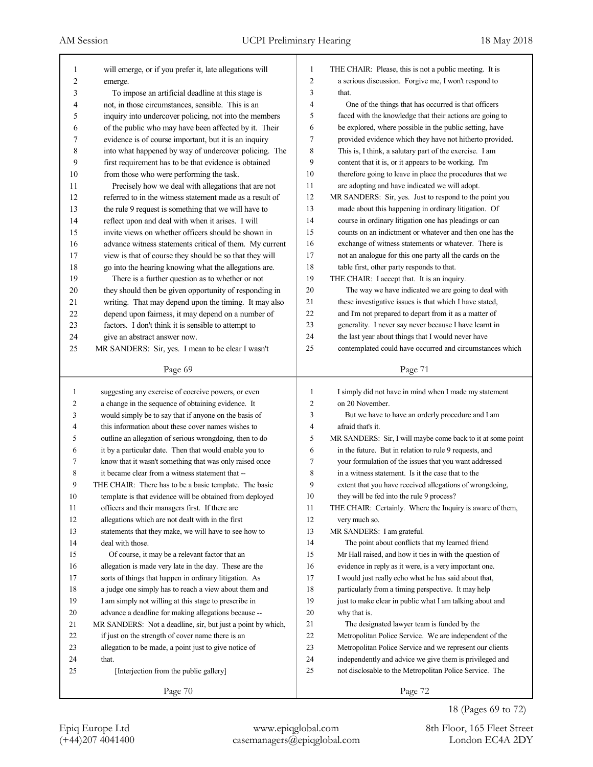will emerge, or if you prefer it, late allegations will emerge.

To impose an artificial deadline at this stage is not, in those circumstances, sensible. This is an inquiry into undercover policing, not into the members of the public who may have been affected by it. Their evidence is of course important, but it is an inquiry into what happened by way of undercover policing. The first requirement has to be that evidence is obtained from those who were performing the task.

Precisely how we deal with allegations that are not referred to in the witness statement made as a result of the rule 9 request is something that we will have to reflect upon and deal with when it arises. I will invite views on whether officers should be shown in advance witness statements critical of them. My current view is that of course they should be so that they will go into the hearing knowing what the allegations are.

There is a further question as to whether or not they should then be given opportunity of responding in writing. That may depend upon the timing. It may also depend upon fairness, it may depend on a number of factors. I don't think it is sensible to attempt to give an abstract answer now.

MR SANDERS: Sir, yes. I mean to be clear I wasn't suggesting any exercise of coercive powers, or even a change in the sequence of obtaining evidence. It would simply be to say that if anyone on the basis of this information about these cover names wishes to outline an allegation of serious wrongdoing, then to do it by a particular date. Then that would enable you to know that it wasn't something that was only raised once it became clear from a witness statement that --

THE CHAIR: There has to be a basic template. The basic template is that evidence will be obtained from deployed officers and their managers first. If there are allegations which are not dealt with in the first statements that they make, we will have to see how to deal with those.

Of course, it may be a relevant factor that an allegation is made very late in the day. These are the sorts of things that happen in ordinary litigation. As a judge one simply has to reach a view about them and I am simply not willing at this stage to prescribe in advance a deadline for making allegations because --

MR SANDERS: Not a deadline, sir, but just a point by which, if just on the strength of cover name there is an allegation to be made, a point just to give notice of that.

[Interjection from the public gallery]

THE CHAIR: Please, this is not a public meeting. It is a serious discussion. Forgive me, I won't respond to that.

One of the things that has occurred is that officers faced with the knowledge that their actions are going to be explored, where possible in the public setting, have provided evidence which they have not hitherto provided. This is, I think, a salutary part of the exercise. I am content that it is, or it appears to be working. I'm therefore going to leave in place the procedures that we are adopting and have indicated we will adopt.

MR SANDERS: Sir, yes. Just to respond to the point you made about this happening in ordinary litigation. Of course in ordinary litigation one has pleadings or can counts on an indictment or whatever and then one has the exchange of witness statements or whatever. There is not an analogue for this one party all the cards on the table first, other party responds to that.

THE CHAIR: I accept that. It is an inquiry.

The way we have indicated we are going to deal with these investigative issues is that which I have stated, and I'm not prepared to depart from it as a matter of generality. I never say never because I have learnt in the last year about things that I would never have contemplated could have occurred and circumstances which I simply did not have in mind when I made my statement on 20 November.

But we have to have an orderly procedure and I am afraid that's it.

MR SANDERS: Sir, I will maybe come back to it at some point in the future. But in relation to rule 9 requests, and your formulation of the issues that you want addressed in a witness statement. Is it the case that to the extent that you have received allegations of wrongdoing, they will be fed into the rule 9 process?

THE CHAIR: Certainly. Where the Inquiry is aware of them, very much so.

MR SANDERS: I am grateful.

The point about conflicts that my learned friend Mr Hall raised, and how it ties in with the question of evidence in reply as it were, is a very important one. I would just really echo what he has said about that, particularly from a timing perspective. It may help just to make clear in public what I am talking about and why that is.

The designated lawyer team is funded by the Metropolitan Police Service. We are independent of the Metropolitan Police Service and we represent our clients independently and advice we give them is privileged and not disclosable to the Metropolitan Police Service. The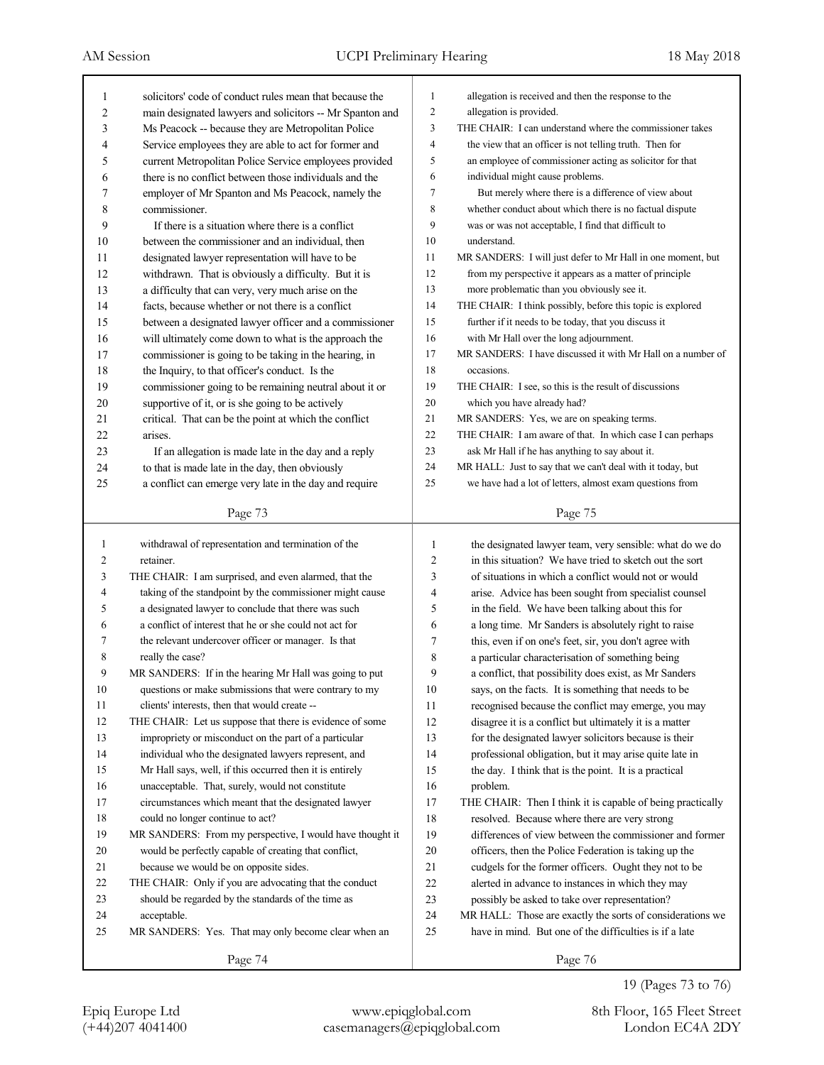solicitors' code of conduct rules mean that because the main designated lawyers and solicitors -- Mr Spanton and Ms Peacock -- because they are Metropolitan Police Service employees they are able to act for former and current Metropolitan Police Service employees provided there is no conflict between those individuals and the employer of Mr Spanton and Ms Peacock, namely the commissioner.

If there is a situation where there is a conflict between the commissioner and an individual, then designated lawyer representation will have to be withdrawn. That is obviously a difficulty. But it is a difficulty that can very, very much arise on the facts, because whether or not there is a conflict between a designated lawyer officer and a commissioner will ultimately come down to what is the approach the commissioner is going to be taking in the hearing, in the Inquiry, to that officer's conduct. Is the commissioner going to be remaining neutral about it or supportive of it, or is she going to be actively critical. That can be the point at which the conflict arises.

If an allegation is made late in the day and a reply to that is made late in the day, then obviously a conflict can emerge very late in the day and require withdrawal of representation and termination of the retainer.

THE CHAIR: I am surprised, and even alarmed, that the taking of the standpoint by the commissioner might cause a designated lawyer to conclude that there was such a conflict of interest that he or she could not act for the relevant undercover officer or manager. Is that really the case?

MR SANDERS: If in the hearing Mr Hall was going to put questions or make submissions that were contrary to my clients' interests, then that would create --

THE CHAIR: Let us suppose that there is evidence of some impropriety or misconduct on the part of a particular individual who the designated lawyers represent, and Mr Hall says, well, if this occurred then it is entirely unacceptable. That, surely, would not constitute circumstances which meant that the designated lawyer could no longer continue to act?

MR SANDERS: From my perspective, I would have thought it would be perfectly capable of creating that conflict, because we would be on opposite sides.

THE CHAIR: Only if you are advocating that the conduct should be regarded by the standards of the time as acceptable.

MR SANDERS: Yes. That may only become clear when an allegation is received and then the response to the allegation is provided.

THE CHAIR: I can understand where the commissioner takes the view that an officer is not telling truth. Then for an employee of commissioner acting as solicitor for that individual might cause problems.

But merely where there is a difference of view about whether conduct about which there is no factual dispute was or was not acceptable, I find that difficult to understand.

MR SANDERS: I will just defer to Mr Hall in one moment, but from my perspective it appears as a matter of principle more problematic than you obviously see it.

THE CHAIR: I think possibly, before this topic is explored further if it needs to be today, that you discuss it with Mr Hall over the long adjournment.

MR SANDERS: I have discussed it with Mr Hall on a number of occasions.

THE CHAIR: I see, so this is the result of discussions which you have already had?

MR SANDERS: Yes, we are on speaking terms.

THE CHAIR: I am aware of that. In which case I can perhaps ask Mr Hall if he has anything to say about it.

MR HALL: Just to say that we can't deal with it today, but we have had a lot of letters, almost exam questions from the designated lawyer team, very sensible: what do we do in this situation? We have tried to sketch out the sort of situations in which a conflict would not or would arise. Advice has been sought from specialist counsel in the field. We have been talking about this for a long time. Mr Sanders is absolutely right to raise this, even if on one's feet, sir, you don't agree with a particular characterisation of something being a conflict, that possibility does exist, as Mr Sanders says, on the facts. It is something that needs to be recognised because the conflict may emerge, you may disagree it is a conflict but ultimately it is a matter for the designated lawyer solicitors because is their professional obligation, but it may arise quite late in the day. I think that is the point. It is a practical problem.

THE CHAIR: Then I think it is capable of being practically resolved. Because where there are very strong differences of view between the commissioner and former officers, then the Police Federation is taking up the cudgels for the former officers. Ought they not to be alerted in advance to instances in which they may possibly be asked to take over representation?

MR HALL: Those are exactly the sorts of considerations we have in mind. But one of the difficulties is if a late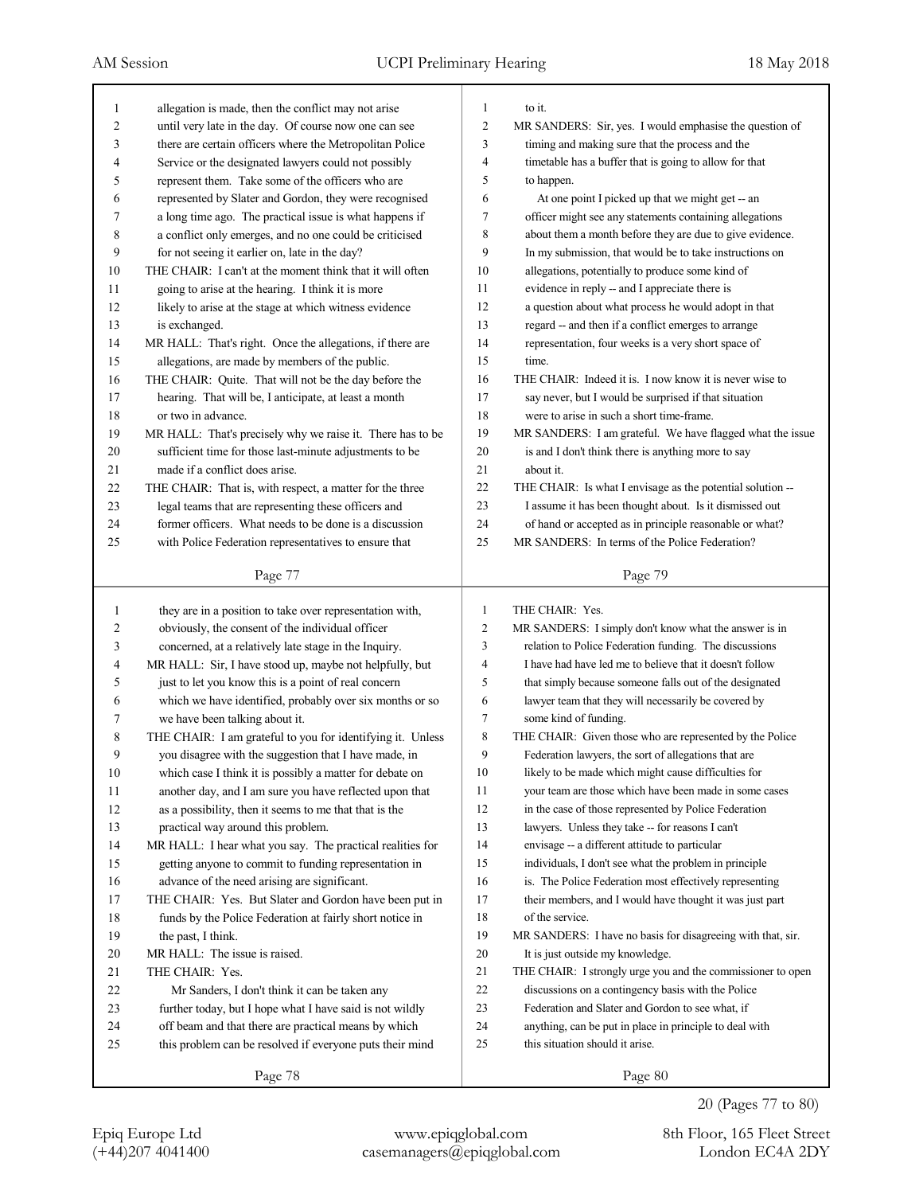allegation is made, then the conflict may not arise until very late in the day. Of course now one can see there are certain officers where the Metropolitan Police Service or the designated lawyers could not possibly represent them. Take some of the officers who are represented by Slater and Gordon, they were recognised a long time ago. The practical issue is what happens if a conflict only emerges, and no one could be criticised for not seeing it earlier on, late in the day?

THE CHAIR: I can't at the moment think that it will often going to arise at the hearing. I think it is more likely to arise at the stage at which witness evidence is exchanged.

MR HALL: That's right. Once the allegations, if there are allegations, are made by members of the public.

THE CHAIR: Quite. That will not be the day before the hearing. That will be, I anticipate, at least a month or two in advance.

MR HALL: That's precisely why we raise it. There has to be sufficient time for those last-minute adjustments to be made if a conflict does arise.

THE CHAIR: That is, with respect, a matter for the three legal teams that are representing these officers and former officers. What needs to be done is a discussion with Police Federation representatives to ensure that they are in a position to take over representation with, obviously, the consent of the individual officer concerned, at a relatively late stage in the Inquiry.

MR HALL: Sir, I have stood up, maybe not helpfully, but just to let you know this is a point of real concern which we have identified, probably over six months or so we have been talking about it.

THE CHAIR: I am grateful to you for identifying it. Unless you disagree with the suggestion that I have made, in which case I think it is possibly a matter for debate on another day, and I am sure you have reflected upon that as a possibility, then it seems to me that that is the practical way around this problem.

MR HALL: I hear what you say. The practical realities for getting anyone to commit to funding representation in advance of the need arising are significant.

THE CHAIR: Yes. But Slater and Gordon have been put in funds by the Police Federation at fairly short notice in the past, I think.

MR HALL: The issue is raised.

THE CHAIR: Yes.

Mr Sanders, I don't think it can be taken any further today, but I hope what I have said is not wildly off beam and that there are practical means by which this problem can be resolved if everyone puts their mind to it.

MR SANDERS: Sir, yes. I would emphasise the question of timing and making sure that the process and the timetable has a buffer that is going to allow for that to happen.

At one point I picked up that we might get -- an officer might see any statements containing allegations about them a month before they are due to give evidence. In my submission, that would be to take instructions on allegations, potentially to produce some kind of evidence in reply -- and I appreciate there is a question about what process he would adopt in that regard -- and then if a conflict emerges to arrange representation, four weeks is a very short space of time.

THE CHAIR: Indeed it is. I now know it is never wise to say never, but I would be surprised if that situation were to arise in such a short time-frame.

MR SANDERS: I am grateful. We have flagged what the issue is and I don't think there is anything more to say about it.

THE CHAIR: Is what I envisage as the potential solution -- I assume it has been thought about. Is it dismissed out of hand or accepted as in principle reasonable or what?

MR SANDERS: In terms of the Police Federation?

THE CHAIR: Yes.

MR SANDERS: I simply don't know what the answer is in relation to Police Federation funding. The discussions I have had have led me to believe that it doesn't follow that simply because someone falls out of the designated lawyer team that they will necessarily be covered by some kind of funding.

THE CHAIR: Given those who are represented by the Police Federation lawyers, the sort of allegations that are likely to be made which might cause difficulties for your team are those which have been made in some cases in the case of those represented by Police Federation lawyers. Unless they take -- for reasons I can't envisage -- a different attitude to particular individuals, I don't see what the problem in principle is. The Police Federation most effectively representing their members, and I would have thought it was just part of the service.

MR SANDERS: I have no basis for disagreeing with that, sir. It is just outside my knowledge.

THE CHAIR: I strongly urge you and the commissioner to open discussions on a contingency basis with the Police Federation and Slater and Gordon to see what, if anything, can be put in place in principle to deal with this situation should it arise.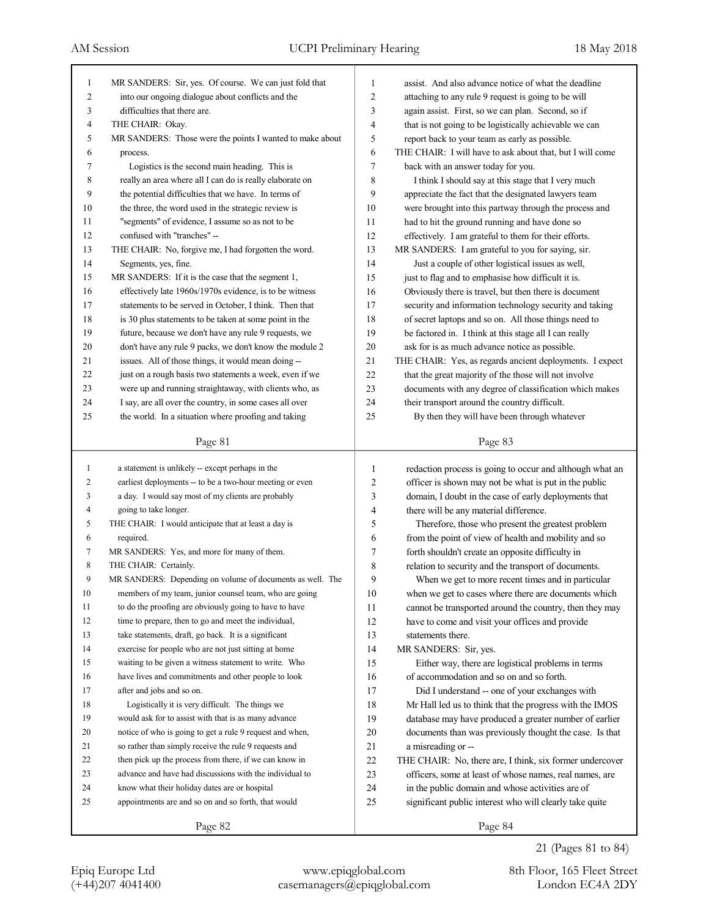MR SANDERS: Sir, yes. Of course. We can just fold that into our ongoing dialogue about conflicts and the difficulties that there are.

THE CHAIR: Okay.

MR SANDERS: Those were the points I wanted to make about process.

Logistics is the second main heading. This is really an area where all I can do is really elaborate on the potential difficulties that we have. In terms of the three, the word used in the strategic review is "segments" of evidence, I assume so as not to be confused with "tranches" --

THE CHAIR: No, forgive me, I had forgotten the word. Segments, yes, fine.

MR SANDERS: If it is the case that the segment 1, effectively late 1960s/1970s evidence, is to be witness statements to be served in October, I think. Then that is 30 plus statements to be taken at some point in the future, because we don't have any rule 9 requests, we don't have any rule 9 packs, we don't know the module 2 issues. All of those things, it would mean doing -- just on a rough basis two statements a week, even if we were up and running straightaway, with clients who, as I say, are all over the country, in some cases all over the world. In a situation where proofing and taking a statement is unlikely -- except perhaps in the earliest deployments -- to be a two-hour meeting or even a day. I would say most of my clients are probably going to take longer.

THE CHAIR: I would anticipate that at least a day is required.

MR SANDERS: Yes, and more for many of them.

THE CHAIR: Certainly.

MR SANDERS: Depending on volume of documents as well. The members of my team, junior counsel team, who are going to do the proofing are obviously going to have to have time to prepare, then to go and meet the individual, take statements, draft, go back. It is a significant exercise for people who are not just sitting at home waiting to be given a witness statement to write. Who have lives and commitments and other people to look after and jobs and so on.

Logistically it is very difficult. The things we would ask for to assist with that is as many advance notice of who is going to get a rule 9 request and when, so rather than simply receive the rule 9 requests and then pick up the process from there, if we can know in advance and have had discussions with the individual to know what their holiday dates are or hospital appointments are and so on and so forth, that would assist. And also advance notice of what the deadline attaching to any rule 9 request is going to be will again assist. First, so we can plan. Second, so if that is not going to be logistically achievable we can report back to your team as early as possible.

THE CHAIR: I will have to ask about that, but I will come back with an answer today for you.

I think I should say at this stage that I very much appreciate the fact that the designated lawyers team were brought into this partway through the process and had to hit the ground running and have done so effectively. I am grateful to them for their efforts.

MR SANDERS: I am grateful to you for saying, sir.

Just a couple of other logistical issues as well, just to flag and to emphasise how difficult it is. Obviously there is travel, but then there is document security and information technology security and taking of secret laptops and so on. All those things need to be factored in. I think at this stage all I can really ask for is as much advance notice as possible.

THE CHAIR: Yes, as regards ancient deployments. I expect that the great majority of the those will not involve documents with any degree of classification which makes their transport around the country difficult.

By then they will have been through whatever redaction process is going to occur and although what an officer is shown may not be what is put in the public domain, I doubt in the case of early deployments that there will be any material difference.

Therefore, those who present the greatest problem from the point of view of health and mobility and so forth shouldn't create an opposite difficulty in relation to security and the transport of documents.

When we get to more recent times and in particular when we get to cases where there are documents which cannot be transported around the country, then they may have to come and visit your offices and provide statements there.

MR SANDERS: Sir, yes.

Either way, there are logistical problems in terms of accommodation and so on and so forth.

Did I understand -- one of your exchanges with Mr Hall led us to think that the progress with the IMOS database may have produced a greater number of earlier documents than was previously thought the case. Is that a misreading or --

THE CHAIR: No, there are, I think, six former undercover officers, some at least of whose names, real names, are in the public domain and whose activities are of significant public interest who will clearly take quite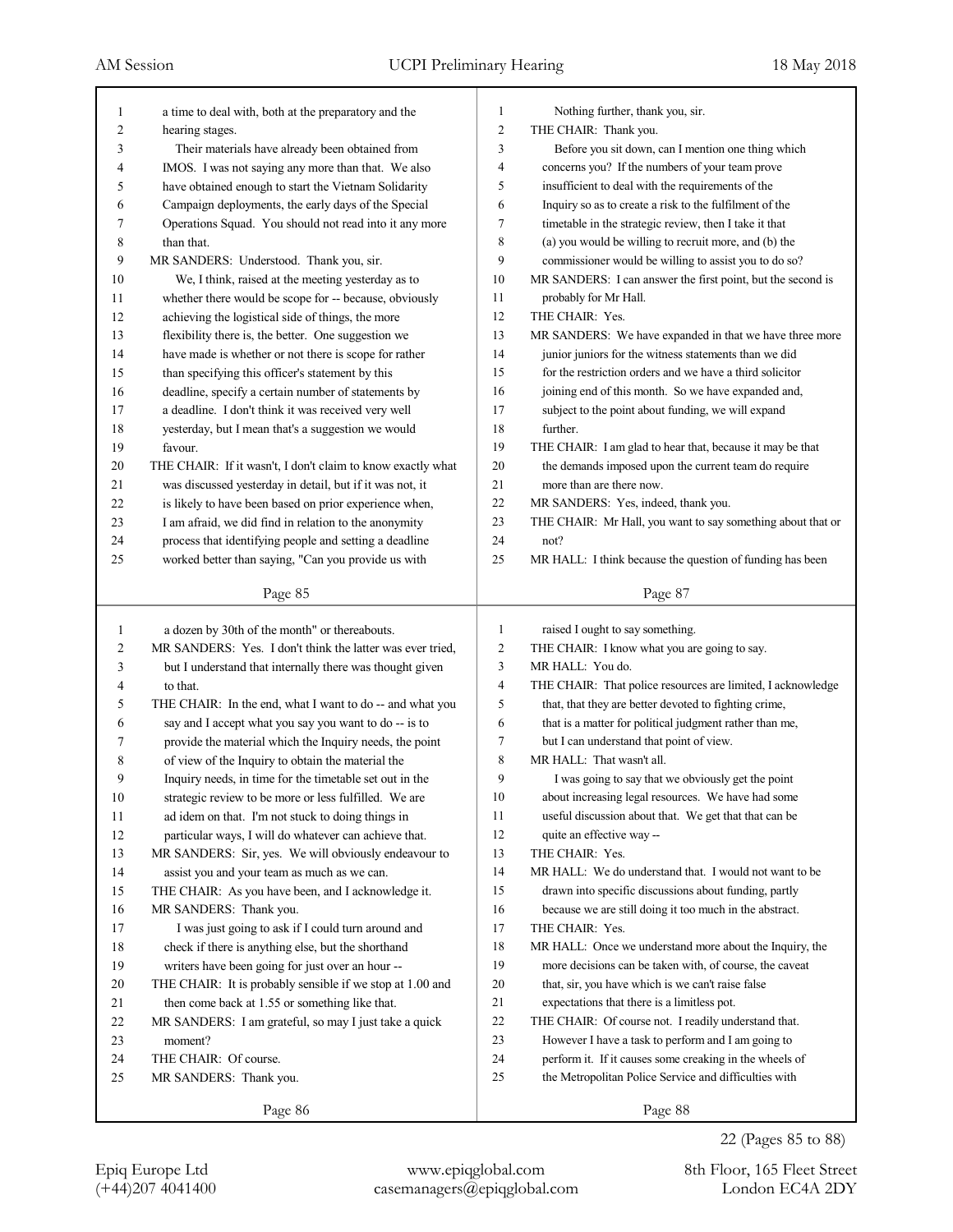a time to deal with, both at the preparatory and the hearing stages.

Their materials have already been obtained from IMOS. I was not saying any more than that. We also have obtained enough to start the Vietnam Solidarity Campaign deployments, the early days of the Special Operations Squad. You should not read into it any more than that.

MR SANDERS: Understood. Thank you, sir.

We, I think, raised at the meeting yesterday as to whether there would be scope for -- because, obviously achieving the logistical side of things, the more flexibility there is, the better. One suggestion we have made is whether or not there is scope for rather than specifying this officer's statement by this deadline, specify a certain number of statements by a deadline. I don't think it was received very well yesterday, but I mean that's a suggestion we would favour.

THE CHAIR: If it wasn't, I don't claim to know exactly what was discussed yesterday in detail, but if it was not, it is likely to have been based on prior experience when, I am afraid, we did find in relation to the anonymity process that identifying people and setting a deadline worked better than saying, "Can you provide us with a dozen by 30th of the month" or thereabouts.

MR SANDERS: Yes. I don't think the latter was ever tried, but I understand that internally there was thought given to that.

THE CHAIR: In the end, what I want to do -- and what you say and I accept what you say you want to do -- is to provide the material which the Inquiry needs, the point of view of the Inquiry to obtain the material the Inquiry needs, in time for the timetable set out in the strategic review to be more or less fulfilled. We are ad idem on that. I'm not stuck to doing things in particular ways, I will do whatever can achieve that.

MR SANDERS: Sir, yes. We will obviously endeavour to assist you and your team as much as we can.

THE CHAIR: As you have been, and I acknowledge it.

MR SANDERS: Thank you.

I was just going to ask if I could turn around and check if there is anything else, but the shorthand writers have been going for just over an hour --

THE CHAIR: It is probably sensible if we stop at 1.00 and then come back at 1.55 or something like that.

MR SANDERS: I am grateful, so may I just take a quick moment?

THE CHAIR: Of course.

MR SANDERS: Thank you.

Nothing further, thank you, sir.

THE CHAIR: Thank you.

Before you sit down, can I mention one thing which concerns you? If the numbers of your team prove insufficient to deal with the requirements of the Inquiry so as to create a risk to the fulfilment of the timetable in the strategic review, then I take it that (a) you would be willing to recruit more, and (b) the commissioner would be willing to assist you to do so?

MR SANDERS: I can answer the first point, but the second is probably for Mr Hall.

THE CHAIR: Yes.

MR SANDERS: We have expanded in that we have three more junior juniors for the witness statements than we did for the restriction orders and we have a third solicitor joining end of this month. So we have expanded and, subject to the point about funding, we will expand further.

THE CHAIR: I am glad to hear that, because it may be that the demands imposed upon the current team do require more than are there now.

MR SANDERS: Yes, indeed, thank you.

THE CHAIR: Mr Hall, you want to say something about that or not?

MR HALL: I think because the question of funding has been raised I ought to say something.

THE CHAIR: I know what you are going to say.

MR HALL: You do.

THE CHAIR: That police resources are limited, I acknowledge that, that they are better devoted to fighting crime, that is a matter for political judgment rather than me, but I can understand that point of view.

MR HALL: That wasn't all.

I was going to say that we obviously get the point about increasing legal resources. We have had some useful discussion about that. We get that that can be quite an effective way --

THE CHAIR: Yes.

MR HALL: We do understand that. I would not want to be drawn into specific discussions about funding, partly because we are still doing it too much in the abstract.

THE CHAIR: Yes.

MR HALL: Once we understand more about the Inquiry, the more decisions can be taken with, of course, the caveat that, sir, you have which is we can't raise false expectations that there is a limitless pot.

THE CHAIR: Of course not. I readily understand that. However I have a task to perform and I am going to perform it. If it causes some creaking in the wheels of the Metropolitan Police Service and difficulties with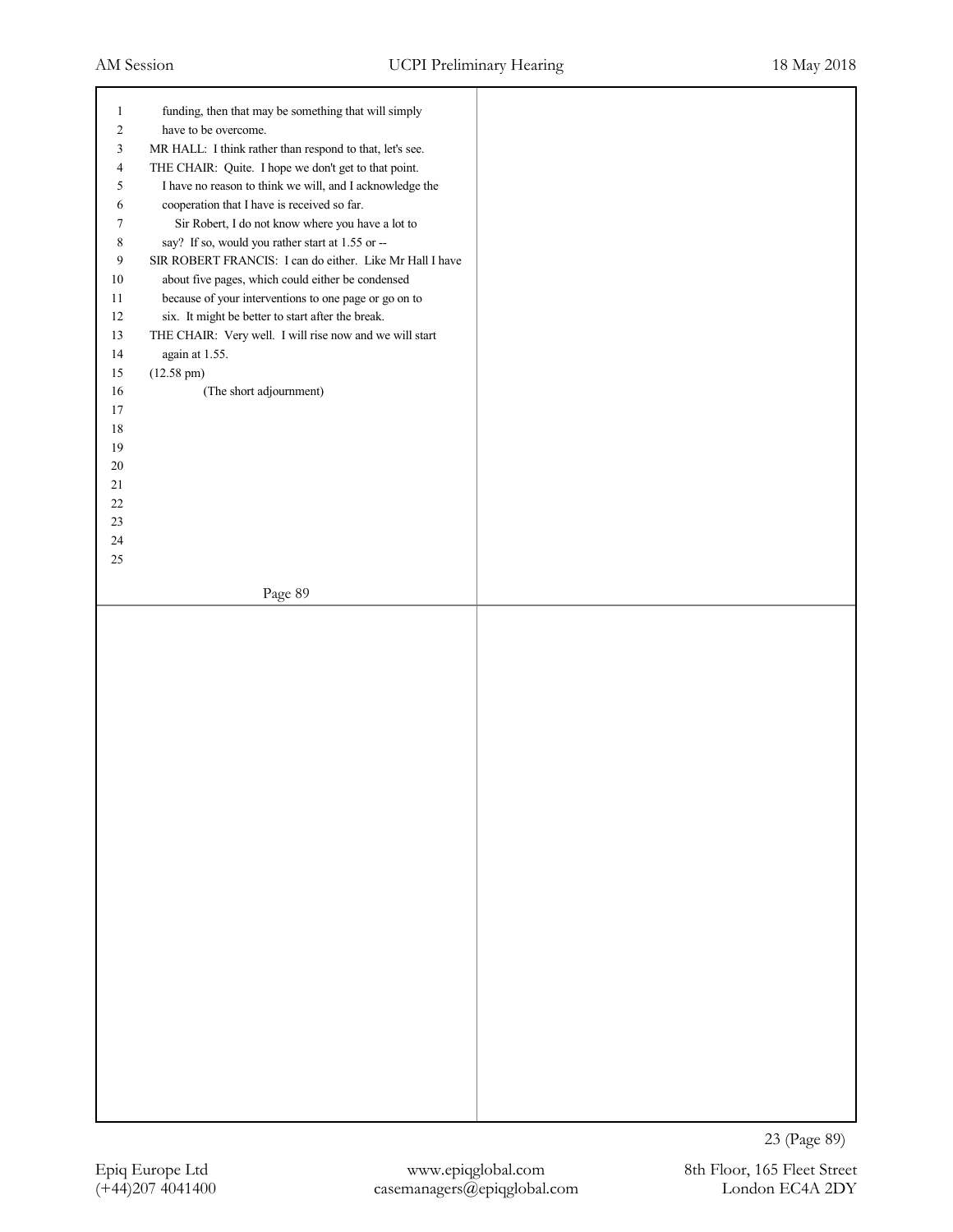funding, then that may be something that will simply have to be overcome.

MR HALL: I think rather than respond to that, let's see.

THE CHAIR: Quite. I hope we don't get to that point. I have no reason to think we will, and I acknowledge the cooperation that I have is received so far.

Sir Robert, I do not know where you have a lot to say? If so, would you rather start at 1.55 or --

SIR ROBERT FRANCIS: I can do either. Like Mr Hall I have about five pages, which could either be condensed because of your interventions to one page or go on to six. It might be better to start after the break.

THE CHAIR: Very well. I will rise now and we will start again at 1.55.

(12.58 pm)

(The short adjournment)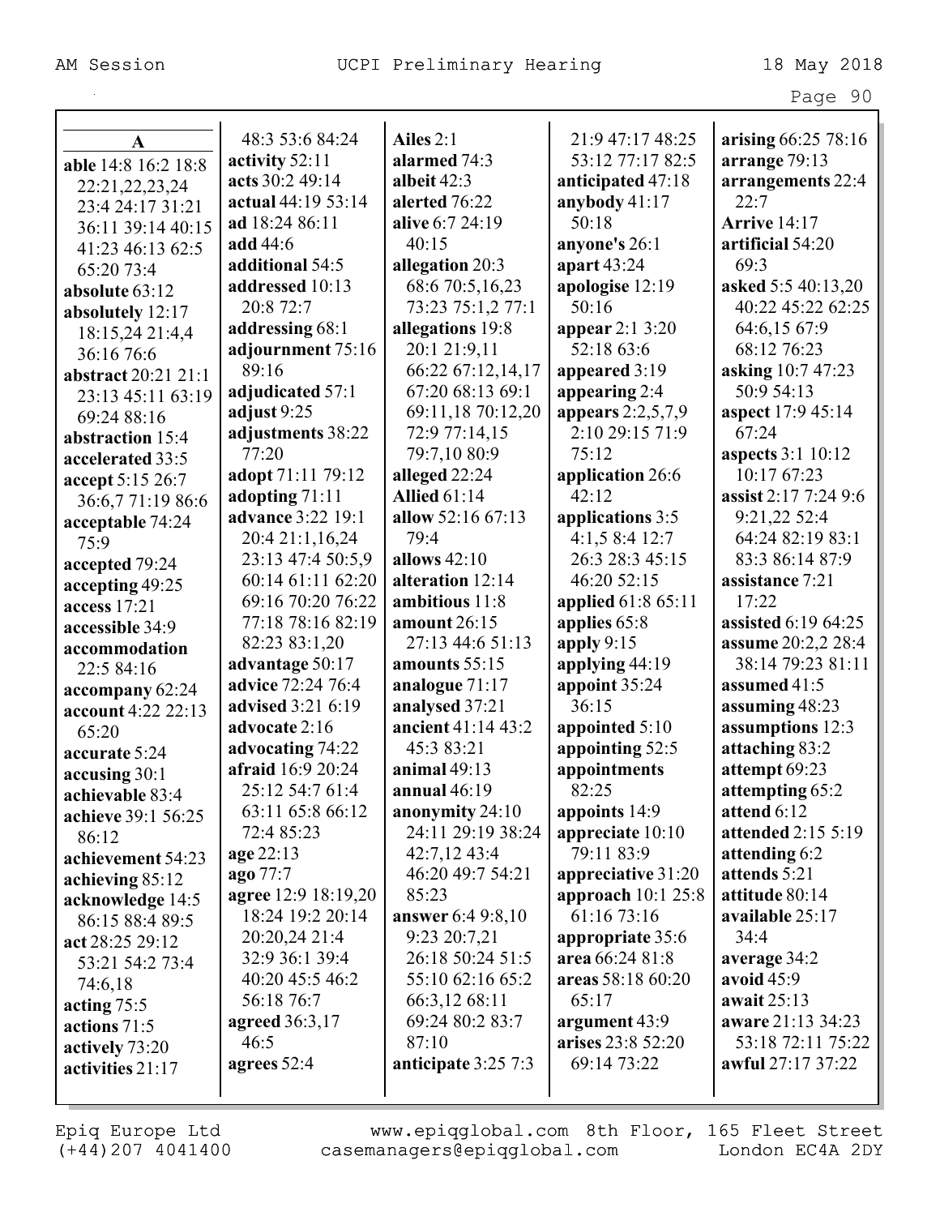## A

**able** 14:8 16:2 18:8 22:21,22,23,24 23:4 24:17 31:21 36:11 39:14 40:15 41:23 46:13 62:5 65:20 73:4
**absolute** 63:12
**absolutely** 12:17 18:15,24 21:4,4 36:16 76:6
**abstract** 20:21 21:1 23:13 45:11 63:19 69:24 88:16
**abstraction** 15:4
**accelerated** 33:5
**accept** 5:15 26:7 36:6,7 71:19 86:6
**acceptable** 74:24 75:9
**accepted** 79:24
**accepting** 49:25
**access** 17:21
**accessible** 34:9
**accommodation** 22:5 84:16
**accompany** 62:24
**account** 4:22 22:13 65:20
**accurate** 5:24
**accusing** 30:1
**achievable** 83:4
**achieve** 39:1 56:25 86:12
**achievement** 54:23
**achieving** 85:12
**acknowledge** 14:5 86:15 88:4 89:5
**act** 28:25 29:12 53:21 54:2 73:4 74:6,18
**acting** 75:5
**actions** 71:5
**actively** 73:20
**activities** 21:17 48:3 53:6 84:24
**activity** 52:11
**acts** 30:2 49:14
**actual** 44:19 53:14
**ad** 18:24 86:11
**add** 44:6
**additional** 54:5
**addressed** 10:13 20:8 72:7
**addressing** 68:1
**adjournment** 75:16 89:16
**adjudicated** 57:1
**adjust** 9:25
**adjustments** 38:22 77:20
**adopt** 71:11 79:12
**adopting** 71:11
**advance** 3:22 19:1 20:4 21:1,16,24 23:13 47:4 50:5,9 60:14 61:11 62:20 69:16 70:20 76:22 77:18 78:16 82:19 82:23 83:1,20
**advantage** 50:17
**advice** 72:24 76:4
**advised** 3:21 6:19
**advocate** 2:16
**advocating** 74:22
**afraid** 16:9 20:24 25:12 54:7 61:4 63:11 65:8 66:12 72:4 85:23
**age** 22:13
**ago** 77:7
**agree** 12:9 18:19,20 18:24 19:2 20:14 20:20,24 21:4 32:9 36:1 39:4 40:20 45:5 46:2 56:18 76:7
**agreed** 36:3,17 46:5
**agrees** 52:4
**Ailes** 2:1
**alarmed** 74:3
**albeit** 42:3
**alerted** 76:22
**alive** 6:7 24:19 40:15
**allegation** 20:3 68:6 70:5,16,23 73:23 75:1,2 77:1
**allegations** 19:8 20:1 21:9,11 66:22 67:12,14,17 67:20 68:13 69:1 69:11,18 70:12,20 72:9 77:14,15 79:7,10 80:9
**alleged** 22:24
**Allied** 61:14
**allow** 52:16 67:13 79:4
**allows** 42:10
**alteration** 12:14
**ambitious** 11:8
**amount** 26:15 27:13 44:6 51:13
**amounts** 55:15
**analogue** 71:17
**analysed** 37:21
**ancient** 41:14 43:2 45:3 83:21
**animal** 49:13
**annual** 46:19
**anonymity** 24:10 24:11 29:19 38:24 42:7,12 43:4 46:20 49:7 54:21 85:23
**answer** 6:4 9:8,10 9:23 20:7,21 26:18 50:24 51:5 55:10 62:16 65:2 66:3,12 68:11 69:24 80:2 83:7 87:10
**anticipate** 3:25 7:3 21:9 47:17 48:25 53:12 77:17 82:5
**anticipated** 47:18
**anybody** 41:17 50:18
**anyone's** 26:1
**apart** 43:24
**apologise** 12:19 50:16
**appear** 2:1 3:20 52:18 63:6
**appeared** 3:19
**appearing** 2:4
**appears** 2:2,5,7,9 2:10 29:15 71:9 75:12
**application** 26:6 42:12
**applications** 3:5 4:1,5 8:4 12:7 26:3 28:3 45:15 46:20 52:15
**applied** 61:8 65:11
**applies** 65:8
**apply** 9:15
**applying** 44:19
**appoint** 35:24 36:15
**appointed** 5:10
**appointing** 52:5
**appointments** 82:25
**appoints** 14:9
**appreciate** 10:10 79:11 83:9
**appreciative** 31:20
**approach** 10:1 25:8 61:16 73:16
**appropriate** 35:6
**area** 66:24 81:8
**areas** 58:18 60:20 65:17
**argument** 43:9
**arises** 23:8 52:20 69:14 73:22
**arising** 66:25 78:16
**arrange** 79:13
**arrangements** 22:4 22:7
**Arrive** 14:17
**artificial** 54:20 69:3
**asked** 5:5 40:13,20 40:22 45:22 62:25 64:6,15 67:9 68:12 76:23
**asking** 10:7 47:23 50:9 54:13
**aspect** 17:9 45:14 67:24
**aspects** 3:1 10:12 10:17 67:23
**assist** 2:17 7:24 9:6 9:21,22 52:4 64:24 82:19 83:1 83:3 86:14 87:9
**assistance** 7:21 17:22
**assisted** 6:19 64:25
**assume** 20:2,2 28:4 38:14 79:23 81:11
**assumed** 41:5
**assuming** 48:23
**assumptions** 12:3
**attaching** 83:2
**attempt** 69:23
**attempting** 65:2
**attend** 6:12
**attended** 2:15 5:19
**attending** 6:2
**attends** 5:21
**attitude** 80:14
**available** 25:17 34:4
**average** 34:2
**avoid** 45:9
**await** 25:13
**aware** 21:13 34:23 53:18 72:11 75:22
**awful** 27:17 37:22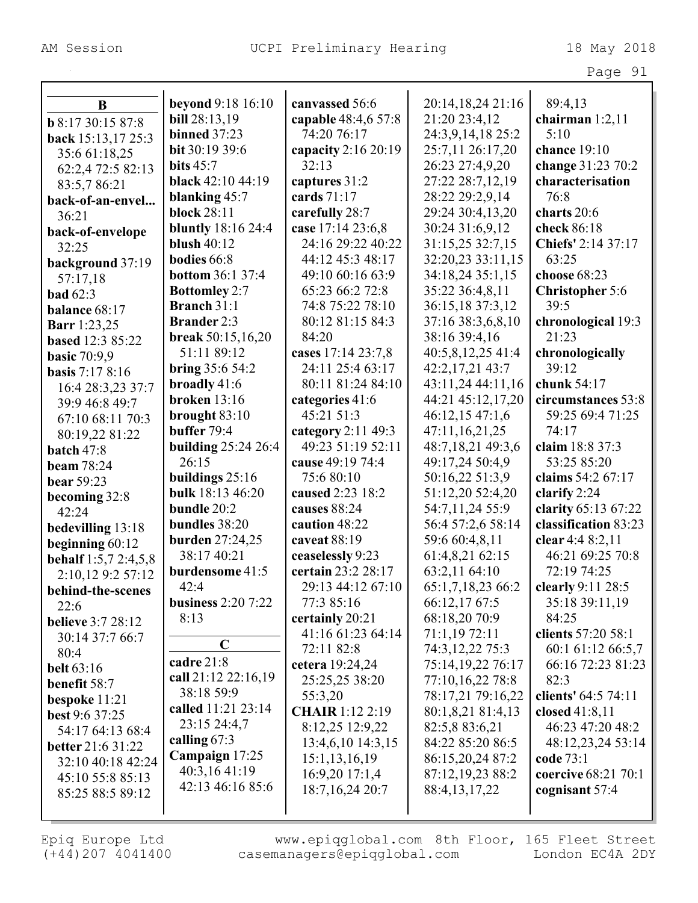## B

**b** 8:17 30:15 87:8
**back** 15:13,17 25:3 35:6 61:18,25 62:2,4 72:5 82:13 83:5,7 86:21
**back-of-an-envel...** 36:21
**back-of-envelope** 32:25
**background** 37:19 57:17,18
**bad** 62:3
**balance** 68:17
**Barr** 1:23,25
**based** 12:3 85:22
**basic** 70:9,9
**basis** 7:17 8:16 16:4 28:3,23 37:7 39:9 46:8 49:7 67:10 68:11 70:3 80:19,22 81:22
**batch** 47:8
**beam** 78:24
**bear** 59:23
**becoming** 32:8 42:24
**bedevilling** 13:18
**beginning** 60:12
**behalf** 1:5,7 2:4,5,8 2:10,12 9:2 57:12
**behind-the-scenes** 22:6
**believe** 3:7 28:12 30:14 37:7 66:7 80:4
**belt** 63:16
**benefit** 58:7
**bespoke** 11:21
**best** 9:6 37:25 54:17 64:13 68:4
**better** 21:6 31:22 32:10 40:18 42:24 45:10 55:8 85:13 85:25 88:5 89:12
**beyond** 9:18 16:10
**bill** 28:13,19
**binned** 37:23
**bit** 30:19 39:6
**bits** 45:7
**black** 42:10 44:19
**blanking** 45:7
**block** 28:11
**bluntly** 18:16 24:4
**blush** 40:12
**bodies** 66:8
**bottom** 36:1 37:4
**Bottomley** 2:7
**Branch** 31:1
**Brander** 2:3
**break** 50:15,16,20 51:11 89:12
**bring** 35:6 54:2
**broadly** 41:6
**broken** 13:16
**brought** 83:10
**buffer** 79:4
**building** 25:24 26:4 26:15
**buildings** 25:16
**bulk** 18:13 46:20
**bundle** 20:2
**bundles** 38:20
**burden** 27:24,25 38:17 40:21
**burdensome** 41:5 42:4
**business** 2:20 7:22 8:13

## C

**cadre** 21:8
**call** 21:12 22:16,19 38:18 59:9
**called** 11:21 23:14 23:15 24:4,7
**calling** 67:3
**Campaign** 17:25 40:3,16 41:19 42:13 46:16 85:6
**canvassed** 56:6
**capable** 48:4,6 57:8 74:20 76:17
**capacity** 2:16 20:19 32:13
**captures** 31:2
**cards** 71:17
**carefully** 28:7
**case** 17:14 23:6,8 24:16 29:22 40:22 44:12 45:3 48:17 49:10 60:16 63:9 65:23 66:2 72:8 74:8 75:22 78:10 80:12 81:15 84:3 84:20
**cases** 17:14 23:7,8 24:11 25:4 63:17 80:11 81:24 84:10
**categories** 41:6 45:21 51:3
**category** 2:11 49:3 49:23 51:19 52:11
**cause** 49:19 74:4 75:6 80:10
**caused** 2:23 18:2
**causes** 88:24
**caution** 48:22
**caveat** 88:19
**ceaselessly** 9:23
**certain** 23:2 28:17 29:13 44:12 67:10 77:3 85:16
**certainly** 20:21 41:16 61:23 64:14 72:11 82:8
**cetera** 19:24,24 25:25,25 38:20 55:3,20
**CHAIR** 1:12 2:19 8:12,25 12:9,22 13:4,6,10 14:3,15 15:1,13,16,19 16:9,20 17:1,4 18:7,16,24 20:7 20:14,18,24 21:16 21:20 23:4,12 24:3,9,14,18 25:2 25:7,11 26:17,20 26:23 27:4,9,20 27:22 28:7,12,19 28:22 29:2,9,14 29:24 30:4,13,20 30:24 31:6,9,12 31:15,25 32:7,15 32:20,23 33:11,15 34:18,24 35:1,15 35:22 36:4,8,11 36:15,18 37:3,12 37:16 38:3,6,8,10 38:16 39:4,16 40:5,8,12,25 41:4 42:2,17,21 43:7 43:11,24 44:11,16 44:21 45:12,17,20 46:12,15 47:1,6 47:11,16,21,25 48:7,18,21 49:3,6 49:17,24 50:4,9 50:16,22 51:3,9 51:12,20 52:4,20 54:7,11,24 55:9 56:4 57:2,6 58:14 59:6 60:4,8,11 61:4,8,21 62:15 63:2,11 64:10 65:1,7,18,23 66:2 66:12,17 67:5 68:18,20 70:9 71:1,19 72:11 74:3,12,22 75:3 75:14,19,22 76:17 77:10,16,22 78:8 78:17,21 79:16,22 80:1,8,21 81:4,13 82:5,8 83:6,21 84:22 85:20 86:5 86:15,20,24 87:2 87:12,19,23 88:2 88:4,13,17,22 89:4,13
**chairman** 1:2,11 5:10
**chance** 19:10
**change** 31:23 70:2
**characterisation** 76:8
**charts** 20:6
**check** 86:18
**Chiefs'** 2:14 37:17 63:25
**choose** 68:23
**Christopher** 5:6 39:5
**chronological** 19:3 21:23
**chronologically** 39:12
**chunk** 54:17
**circumstances** 53:8 59:25 69:4 71:25 74:17
**claim** 18:8 37:3 53:25 85:20
**claims** 54:2 67:17
**clarify** 2:24
**clarity** 65:13 67:22
**classification** 83:23
**clear** 4:4 8:2,11 46:21 69:25 70:8 72:19 74:25
**clearly** 9:11 28:5 35:18 39:11,19 84:25
**clients** 57:20 58:1 60:1 61:12 66:5,7 66:16 72:23 81:23 82:3
**clients'** 64:5 74:11
**closed** 41:8,11 46:23 47:20 48:2 48:12,23,24 53:14
**code** 73:1
**coercive** 68:21 70:1
**cognisant** 57:4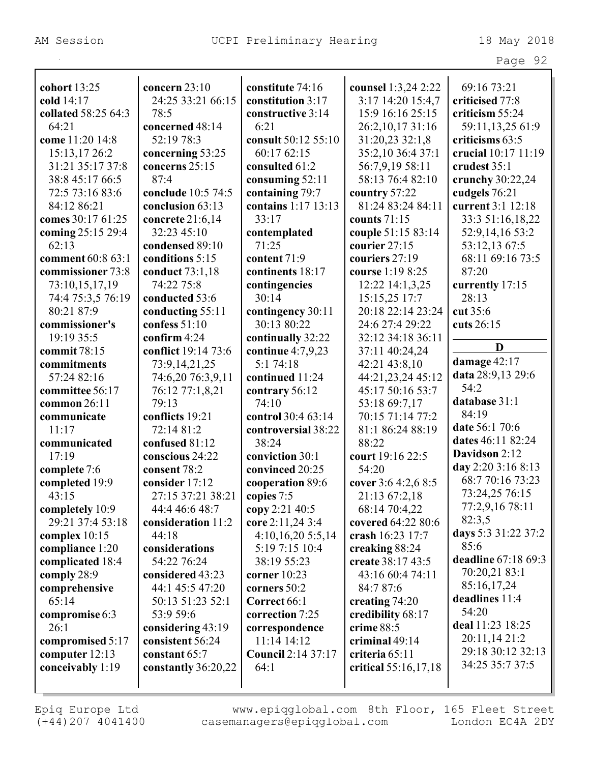**cohort** 13:25
**cold** 14:17
**collated** 58:25 64:3 64:21
**come** 11:20 14:8 15:13,17 26:2 31:21 35:17 37:8 38:8 45:17 66:5 72:5 73:16 83:6 84:12 86:21
**comes** 30:17 61:25
**coming** 25:15 29:4 62:13
**comment** 60:8 63:1
**commissioner** 73:8 73:10,15,17,19 74:4 75:3,5 76:19 80:21 87:9
**commissioner's** 19:19 35:5
**commit** 78:15
**commitments** 57:24 82:16
**committee** 56:17
**common** 26:11
**communicate** 11:17
**communicated** 17:19
**complete** 7:6
**completed** 19:9 43:15
**completely** 10:9 29:21 37:4 53:18
**complex** 10:15
**compliance** 1:20
**complicated** 18:4
**comply** 28:9
**comprehensive** 65:14
**compromise** 6:3 26:1
**compromised** 5:17
**computer** 12:13
**conceivably** 1:19
**concern** 23:10 24:25 33:21 66:15 78:5
**concerned** 48:14 52:19 78:3
**concerning** 53:25
**concerns** 25:15 87:4
**conclude** 10:5 74:5
**conclusion** 63:13
**concrete** 21:6,14 32:23 45:10
**condensed** 89:10
**conditions** 5:15
**conduct** 73:1,18 74:22 75:8
**conducted** 53:6
**conducting** 55:11
**confess** 51:10
**confirm** 4:24
**conflict** 19:14 73:6 73:9,14,21,25 74:6,20 76:3,9,11 76:12 77:1,8,21 79:13
**conflicts** 19:21 72:14 81:2
**confused** 81:12
**conscious** 24:22
**consent** 78:2
**consider** 17:12 27:15 37:21 38:21 44:4 46:6 48:7
**consideration** 11:2 44:18
**considerations** 54:22 76:24
**considered** 43:23 44:1 45:5 47:20 50:13 51:23 52:1 53:9 59:6
**considering** 43:19
**consistent** 56:24
**constant** 65:7
**constantly** 36:20,22
**constitute** 74:16
**constitution** 3:17
**constructive** 3:14 6:21
**consult** 50:12 55:10 60:17 62:15
**consulted** 61:2
**consuming** 52:11
**containing** 79:7
**contains** 1:17 13:13 33:17
**contemplated** 71:25
**content** 71:9
**continents** 18:17
**contingencies** 30:14
**contingency** 30:11 30:13 80:22
**continually** 32:22
**continue** 4:7,9,23 5:1 74:18
**continued** 11:24
**contrary** 56:12 74:10
**control** 30:4 63:14
**controversial** 38:22 38:24
**conviction** 30:1
**convinced** 20:25
**cooperation** 89:6
**copies** 7:5
**copy** 2:21 40:5
**core** 2:11,24 3:4 4:10,16,20 5:5,14 5:19 7:15 10:4 38:19 55:23
**corner** 10:23
**corners** 50:2
**Correct** 66:1
**correction** 7:25
**correspondence** 11:14 14:12
**Council** 2:14 37:17 64:1
**counsel** 1:3,24 2:22 3:17 14:20 15:4,7 15:9 16:16 25:15 26:2,10,17 31:16 31:20,23 32:1,8 35:2,10 36:4 37:1 56:7,9,19 58:11 58:13 76:4 82:10
**country** 57:22 81:24 83:24 84:11
**counts** 71:15
**couple** 51:15 83:14
**courier** 27:15
**couriers** 27:19
**course** 1:19 8:25 12:22 14:1,3,25 15:15,25 17:7 20:18 22:14 23:24 24:6 27:4 29:22 32:12 34:18 36:11 37:11 40:24,24 42:21 43:8,10 44:21,23,24 45:12 45:17 50:16 53:7 53:18 69:7,17 70:15 71:14 77:2 81:1 86:24 88:19 88:22
**court** 19:16 22:5 54:20
**cover** 3:6 4:2,6 8:5 21:13 67:2,18 68:14 70:4,22
**covered** 64:22 80:6
**crash** 16:23 17:7
**creaking** 88:24
**create** 38:17 43:5 43:16 60:4 74:11 84:7 87:6
**creating** 74:20
**credibility** 68:17
**crime** 88:5
**criminal** 49:14
**criteria** 65:11
**critical** 55:16,17,18 69:16 73:21
**criticised** 77:8
**criticism** 55:24 59:11,13,25 61:9
**criticisms** 63:5
**crucial** 10:17 11:19
**crudest** 35:1
**crunchy** 30:22,24
**cudgels** 76:21
**current** 3:1 12:18 33:3 51:16,18,22 52:9,14,16 53:2 53:12,13 67:5 68:11 69:16 73:5 87:20
**currently** 17:15 28:13
**cut** 35:6
**cuts** 26:15

## D

**damage** 42:17
**data** 28:9,13 29:6 54:2
**database** 31:1 84:19
**date** 56:1 70:6
**dates** 46:11 82:24
**Davidson** 2:12
**day** 2:20 3:16 8:13 68:7 70:16 73:23 73:24,25 76:15 77:2,9,16 78:11 82:3,5
**days** 5:3 31:22 37:2 85:6
**deadline** 67:18 69:3 70:20,21 83:1 85:16,17,24
**deadlines** 11:4 54:20
**deal** 11:23 18:25 20:11,14 21:2 29:18 30:12 32:13 34:25 35:7 37:5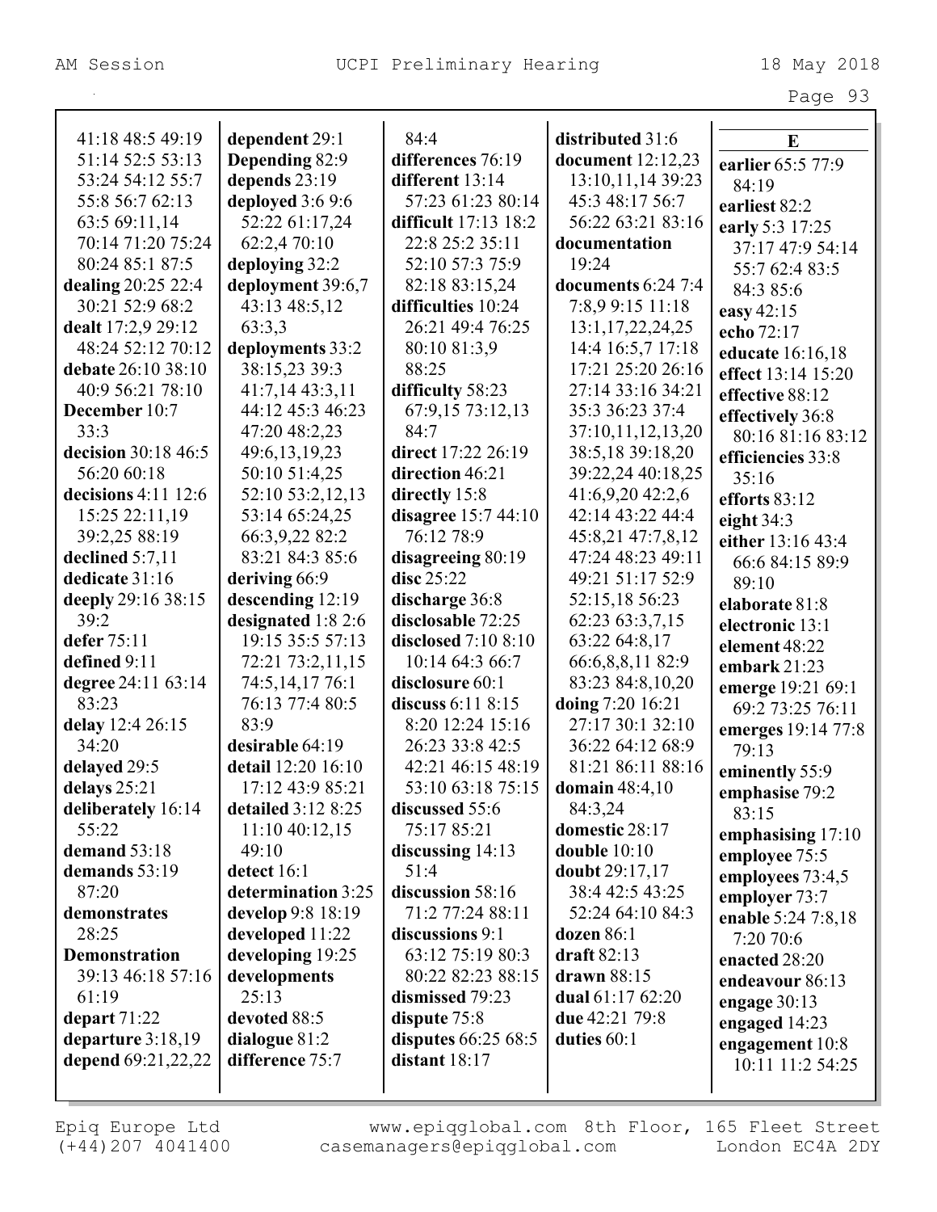41:18 48:5 49:19 51:14 52:5 53:13 53:24 54:12 55:7 55:8 56:7 62:13 63:5 69:11,14 70:14 71:20 75:24 80:24 85:1 87:5
**dealing** 20:25 22:4 30:21 52:9 68:2
**dealt** 17:2,9 29:12 48:24 52:12 70:12
**debate** 26:10 38:10 40:9 56:21 78:10
**December** 10:7 33:3
**decision** 30:18 46:5 56:20 60:18
**decisions** 4:11 12:6 15:25 22:11,19 39:2,25 88:19
**declined** 5:7,11
**dedicate** 31:16
**deeply** 29:16 38:15 39:2
**defer** 75:11
**defined** 9:11
**degree** 24:11 63:14 83:23
**delay** 12:4 26:15 34:20
**delayed** 29:5
**delays** 25:21
**deliberately** 16:14 55:22
**demand** 53:18
**demands** 53:19 87:20
**demonstrates** 28:25
**Demonstration** 39:13 46:18 57:16 61:19
**depart** 71:22
**departure** 3:18,19
**depend** 69:21,22,22

**dependent** 29:1
**Depending** 82:9
**depends** 23:19
**deployed** 3:6 9:6 52:22 61:17,24 62:2,4 70:10
**deploying** 32:2
**deployment** 39:6,7 43:13 48:5,12 63:3,3
**deployments** 33:2 38:15,23 39:3 41:7,14 43:3,11 44:12 45:3 46:23 47:20 48:2,23 49:6,13,19,23 50:10 51:4,25 52:10 53:2,12,13 53:14 65:24,25 66:3,9,22 82:2 83:21 84:3 85:6
**deriving** 66:9
**descending** 12:19
**designated** 1:8 2:6 19:15 35:5 57:13 72:21 73:2,11,15 74:5,14,17 76:1 76:13 77:4 80:5 83:9
**desirable** 64:19
**detail** 12:20 16:10 17:12 43:9 85:21
**detailed** 3:12 8:25 11:10 40:12,15 49:10
**detect** 16:1
**determination** 3:25
**develop** 9:8 18:19
**developed** 11:22
**developing** 19:25
**developments** 25:13
**devoted** 88:5
**dialogue** 81:2
**difference** 75:7

84:4
**differences** 76:19
**different** 13:14 57:23 61:23 80:14
**difficult** 17:13 18:2 22:8 25:2 35:11 52:10 57:3 75:9 82:18 83:15,24
**difficulties** 10:24 26:21 49:4 76:25 80:10 81:3,9 88:25
**difficulty** 58:23 67:9,15 73:12,13 84:7
**direct** 17:22 26:19
**direction** 46:21
**directly** 15:8
**disagree** 15:7 44:10 76:12 78:9
**disagreeing** 80:19
**disc** 25:22
**discharge** 36:8
**disclosable** 72:25
**disclosed** 7:10 8:10 10:14 64:3 66:7
**disclosure** 60:1
**discuss** 6:11 8:15 8:20 12:24 15:16 26:23 33:8 42:5 42:21 46:15 48:19 53:10 63:18 75:15
**discussed** 55:6 75:17 85:21
**discussing** 14:13 51:4
**discussion** 58:16 71:2 77:24 88:11
**discussions** 9:1 63:12 75:19 80:3 80:22 82:23 88:15
**dismissed** 79:23
**dispute** 75:8
**disputes** 66:25 68:5
**distant** 18:17

**distributed** 31:6
**document** 12:12,23 13:10,11,14 39:23 45:3 48:17 56:7 56:22 63:21 83:16
**documentation** 19:24
**documents** 6:24 7:4 7:8,9 9:15 11:18 13:1,17,22,24,25 14:4 16:5,7 17:18 17:21 25:20 26:16 27:14 33:16 34:21 35:3 36:23 37:4 37:10,11,12,13,20 38:5,18 39:18,20 39:22,24 40:18,25 41:6,9,20 42:2,6 42:14 43:22 44:4 45:8,21 47:7,8,12 47:24 48:23 49:11 49:21 51:17 52:9 52:15,18 56:23 62:23 63:3,7,15 63:22 64:8,17 66:6,8,8,11 82:9 83:23 84:8,10,20
**doing** 7:20 16:21 27:17 30:1 32:10 36:22 64:12 68:9 81:21 86:11 88:16
**domain** 48:4,10 84:3,24
**domestic** 28:17
**double** 10:10
**doubt** 29:17,17 38:4 42:5 43:25 52:24 64:10 84:3
**dozen** 86:1
**draft** 82:13
**drawn** 88:15
**dual** 61:17 62:20
**due** 42:21 79:8
**duties** 60:1

### E

**earlier** 65:5 77:9 84:19
**earliest** 82:2
**early** 5:3 17:25 37:17 47:9 54:14 55:7 62:4 83:5 84:3 85:6
**easy** 42:15
**echo** 72:17
**educate** 16:16,18
**effect** 13:14 15:20
**effective** 88:12
**effectively** 36:8 80:16 81:16 83:12
**efficiencies** 33:8 35:16
**efforts** 83:12
**eight** 34:3
**either** 13:16 43:4 66:6 84:15 89:9 89:10
**elaborate** 81:8
**electronic** 13:1
**element** 48:22
**embark** 21:23
**emerge** 19:21 69:1 69:2 73:25 76:11
**emerges** 19:14 77:8 79:13
**eminently** 55:9
**emphasise** 79:2 83:15
**emphasising** 17:10
**employee** 75:5
**employees** 73:4,5
**employer** 73:7
**enable** 5:24 7:8,18 7:20 70:6
**enacted** 28:20
**endeavour** 86:13
**engage** 30:13
**engaged** 14:23
**engagement** 10:8 10:11 11:2 54:25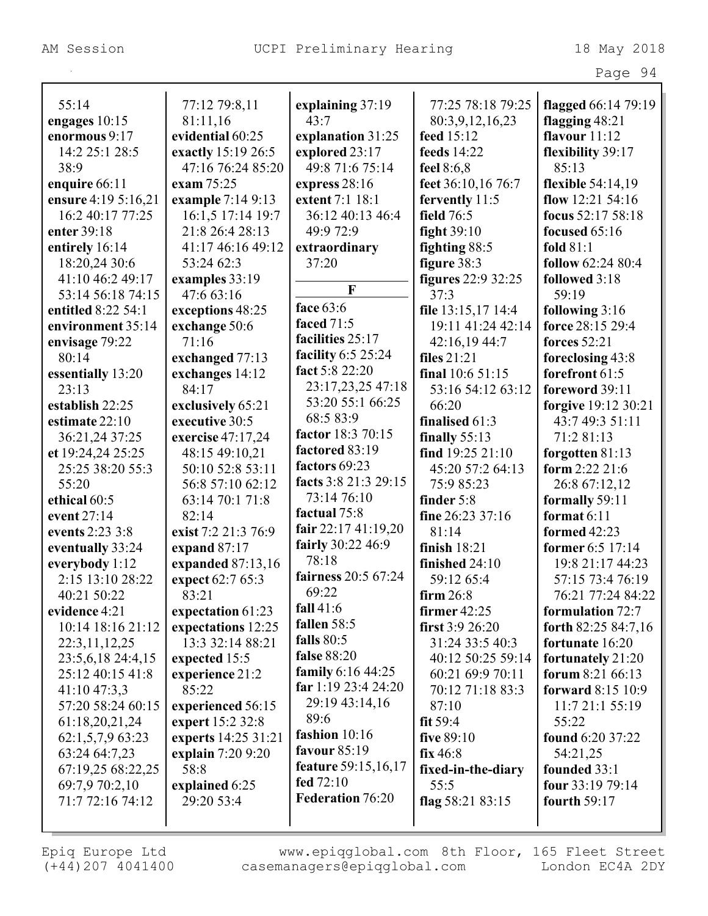55:14
**engages** 10:15
**enormous** 9:17 14:2 25:1 28:5 38:9
**enquire** 66:11
**ensure** 4:19 5:16,21 16:2 40:17 77:25
**enter** 39:18
**entirely** 16:14 18:20,24 30:6 41:10 46:2 49:17 53:14 56:18 74:15
**entitled** 8:22 54:1
**environment** 35:14
**envisage** 79:22 80:14
**essentially** 13:20 23:13
**establish** 22:25
**estimate** 22:10 36:21,24 37:25
**et** 19:24,24 25:25 25:25 38:20 55:3 55:20
**ethical** 60:5
**event** 27:14
**events** 2:23 3:8
**eventually** 33:24
**everybody** 1:12 2:15 13:10 28:22 40:21 50:22
**evidence** 4:21 10:14 18:16 21:12 22:3,11,12,25 23:5,6,18 24:4,15 25:12 40:15 41:8 41:10 47:3,3 57:20 58:24 60:15 61:18,20,21,24 62:1,5,7,9 63:23 63:24 64:7,23 67:19,25 68:22,25 69:7,9 70:2,10 71:7 72:16 74:12 77:12 79:8,11 81:11,16
**evidential** 60:25
**exactly** 15:19 26:5 47:16 76:24 85:20
**exam** 75:25
**example** 7:14 9:13 16:1,5 17:14 19:7 21:8 26:4 28:13 41:17 46:16 49:12 53:24 62:3
**examples** 33:19 47:6 63:16
**exceptions** 48:25
**exchange** 50:6 71:16
**exchanged** 77:13
**exchanges** 14:12 84:17
**exclusively** 65:21
**executive** 30:5
**exercise** 47:17,24 48:15 49:10,21 50:10 52:8 53:11 56:8 57:10 62:12 63:14 70:1 71:8 82:14
**exist** 7:2 21:3 76:9
**expand** 87:17
**expanded** 87:13,16
**expect** 62:7 65:3 83:21
**expectation** 61:23
**expectations** 12:25 13:3 32:14 88:21
**expected** 15:5
**experience** 21:2 85:22
**experienced** 56:15
**expert** 15:2 32:8
**experts** 14:25 31:21
**explain** 7:20 9:20 58:8
**explained** 6:25 29:20 53:4
**explaining** 37:19 43:7
**explanation** 31:25
**explored** 23:17 49:8 71:6 75:14
**express** 28:16
**extent** 7:1 18:1 36:12 40:13 46:4 49:9 72:9
**extraordinary** 37:20

**F**

**face** 63:6
**faced** 71:5
**facilities** 25:17
**facility** 6:5 25:24
**fact** 5:8 22:20 23:17,23,25 47:18 53:20 55:1 66:25 68:5 83:9
**factor** 18:3 70:15
**factored** 83:19
**factors** 69:23
**facts** 3:8 21:3 29:15 73:14 76:10
**factual** 75:8
**fair** 22:17 41:19,20
**fairly** 30:22 46:9 78:18
**fairness** 20:5 67:24 69:22
**fall** 41:6
**fallen** 58:5
**falls** 80:5
**false** 88:20
**family** 6:16 44:25
**far** 1:19 23:4 24:20 29:19 43:14,16 89:6
**fashion** 10:16
**favour** 85:19
**feature** 59:15,16,17
**fed** 72:10
**Federation** 76:20
77:25 78:18 79:25 80:3,9,12,16,23
**feed** 15:12
**feeds** 14:22
**feel** 8:6,8
**feet** 36:10,16 76:7
**fervently** 11:5
**field** 76:5
**fight** 39:10
**fighting** 88:5
**figure** 38:3
**figures** 22:9 32:25 37:3
**file** 13:15,17 14:4 19:11 41:24 42:14 42:16,19 44:7
**files** 21:21
**final** 10:6 51:15 53:16 54:12 63:12 66:20
**finalised** 61:3
**finally** 55:13
**find** 19:25 21:10 45:20 57:2 64:13 75:9 85:23
**finder** 5:8
**fine** 26:23 37:16 81:14
**finish** 18:21
**finished** 24:10 59:12 65:4
**firm** 26:8
**firmer** 42:25
**first** 3:9 26:20 31:24 33:5 40:3 40:12 50:25 59:14 60:21 69:9 70:11 70:12 71:18 83:3 87:10
**fit** 59:4
**five** 89:10
**fix** 46:8
**fixed-in-the-diary** 55:5
**flag** 58:21 83:15
**flagged** 66:14 79:19
**flagging** 48:21
**flavour** 11:12
**flexibility** 39:17 85:13
**flexible** 54:14,19
**flow** 12:21 54:16
**focus** 52:17 58:18
**focused** 65:16
**fold** 81:1
**follow** 62:24 80:4
**followed** 3:18 59:19
**following** 3:16
**force** 28:15 29:4
**forces** 52:21
**foreclosing** 43:8
**forefront** 61:5
**foreword** 39:11
**forgive** 19:12 30:21 43:7 49:3 51:11 71:2 81:13
**forgotten** 81:13
**form** 2:22 21:6 26:8 67:12,12
**formally** 59:11
**format** 6:11
**formed** 42:23
**former** 6:5 17:14 19:8 21:17 44:23 57:15 73:4 76:19 76:21 77:24 84:22
**formulation** 72:7
**forth** 82:25 84:7,16
**fortunate** 16:20
**fortunately** 21:20
**forum** 8:21 66:13
**forward** 8:15 10:9 11:7 21:1 55:19 55:22
**found** 6:20 37:22 54:21,25
**founded** 33:1
**four** 33:19 79:14
**fourth** 59:17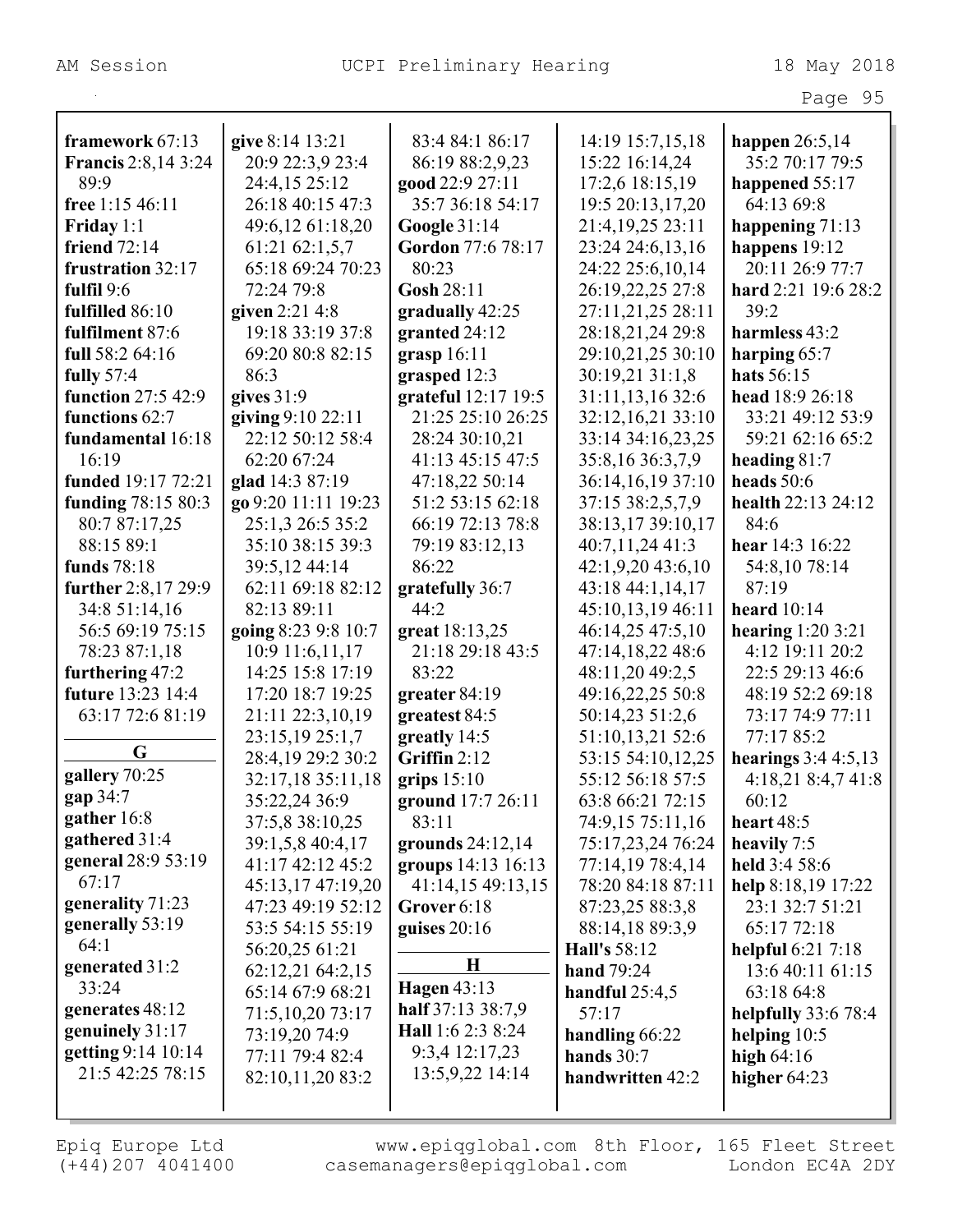**framework** 67:13
**Francis** 2:8,14 3:24 89:9
**free** 1:15 46:11
**Friday** 1:1
**friend** 72:14
**frustration** 32:17
**fulfil** 9:6
**fulfilled** 86:10
**fulfilment** 87:6
**full** 58:2 64:16
**fully** 57:4
**function** 27:5 42:9
**functions** 62:7
**fundamental** 16:18 16:19
**funded** 19:17 72:21
**funding** 78:15 80:3 80:7 87:17,25 88:15 89:1
**funds** 78:18
**further** 2:8,17 29:9 34:8 51:14,16 56:5 69:19 75:15 78:23 87:1,18
**furthering** 47:2
**future** 13:23 14:4 63:17 72:6 81:19

**G**

**gallery** 70:25
**gap** 34:7
**gather** 16:8
**gathered** 31:4
**general** 28:9 53:19 67:17
**generality** 71:23
**generally** 53:19 64:1
**generated** 31:2 33:24
**generates** 48:12
**genuinely** 31:17
**getting** 9:14 10:14 21:5 42:25 78:15
**give** 8:14 13:21 20:9 22:3,9 23:4 24:4,15 25:12 26:18 40:15 47:3 49:6,12 61:18,20 61:21 62:1,5,7 65:18 69:24 70:23 72:24 79:8
**given** 2:21 4:8 19:18 33:19 37:8 69:20 80:8 82:15 86:3
**gives** 31:9
**giving** 9:10 22:11 22:12 50:12 58:4 62:20 67:24
**glad** 14:3 87:19
**go** 9:20 11:11 19:23 25:1,3 26:5 35:2 35:10 38:15 39:3 39:5,12 44:14 62:11 69:18 82:12 82:13 89:11
**going** 8:23 9:8 10:7 10:9 11:6,11,17 14:25 15:8 17:19 17:20 18:7 19:25 21:11 22:3,10,19 23:15,19 25:1,7 28:4,19 29:2 30:2 32:17,18 35:11,18 35:22,24 36:9 37:5,8 38:10,25 39:1,5,8 40:4,17 41:17 42:12 45:2 45:13,17 47:19,20 47:23 49:19 52:12 53:5 54:15 55:19 56:20,25 61:21 62:12,21 64:2,15 65:14 67:9 68:21 71:5,10,20 73:17 73:19,20 74:9 77:11 79:4 82:4 82:10,11,20 83:2 83:4 84:1 86:17 86:19 88:2,9,23
**good** 22:9 27:11 35:7 36:18 54:17
**Google** 31:14
**Gordon** 77:6 78:17 80:23
**Gosh** 28:11
**gradually** 42:25
**granted** 24:12
**grasp** 16:11
**grasped** 12:3
**grateful** 12:17 19:5 21:25 25:10 26:25 28:24 30:10,21 41:13 45:15 47:5 47:18,22 50:14 51:2 53:15 62:18 66:19 72:13 78:8 79:19 83:12,13 86:22
**gratefully** 36:7 44:2
**great** 18:13,25 21:18 29:18 43:5 83:22
**greater** 84:19
**greatest** 84:5
**greatly** 14:5
**Griffin** 2:12
**grips** 15:10
**ground** 17:7 26:11 83:11
**grounds** 24:12,14
**groups** 14:13 16:13 41:14,15 49:13,15
**Grover** 6:18
**guises** 20:16

**H**

**Hagen** 43:13
**half** 37:13 38:7,9
**Hall** 1:6 2:3 8:24 9:3,4 12:17,23 13:5,9,22 14:14 14:19 15:7,15,18 15:22 16:14,24 17:2,6 18:15,19 19:5 20:13,17,20 21:4,19,25 23:11 23:24 24:6,13,16 24:22 25:6,10,14 26:19,22,25 27:8 27:11,21,25 28:11 28:18,21,24 29:8 29:10,21,25 30:10 30:19,21 31:1,8 31:11,13,16 32:6 32:12,16,21 33:10 33:14 34:16,23,25 35:8,16 36:3,7,9 36:14,16,19 37:10 37:15 38:2,5,7,9 38:13,17 39:10,17 40:7,11,24 41:3 42:1,9,20 43:6,10 43:18 44:1,14,17 45:10,13,19 46:11 46:14,25 47:5,10 47:14,18,22 48:6 48:11,20 49:2,5 49:16,22,25 50:8 50:14,23 51:2,6 51:10,13,21 52:6 53:15 54:10,12,25 55:12 56:18 57:5 63:8 66:21 72:15 74:9,15 75:11,16 75:17,23,24 76:24 77:14,19 78:4,14 78:20 84:18 87:11 87:23,25 88:3,8 88:14,18 89:3,9
**Hall's** 58:12
**hand** 79:24
**handful** 25:4,5 57:17
**handling** 66:22
**hands** 30:7
**handwritten** 42:2
**happen** 26:5,14 35:2 70:17 79:5
**happened** 55:17 64:13 69:8
**happening** 71:13
**happens** 19:12 20:11 26:9 77:7
**hard** 2:21 19:6 28:2 39:2
**harmless** 43:2
**harping** 65:7
**hats** 56:15
**head** 18:9 26:18 33:21 49:12 53:9 59:21 62:16 65:2
**heading** 81:7
**heads** 50:6
**health** 22:13 24:12 84:6
**hear** 14:3 16:22 54:8,10 78:14 87:19
**heard** 10:14
**hearing** 1:20 3:21 4:12 19:11 20:2 22:5 29:13 46:6 48:19 52:2 69:18 73:17 74:9 77:11 77:17 85:2
**hearings** 3:4 4:5,13 4:18,21 8:4,7 41:8 60:12
**heart** 48:5
**heavily** 7:5
**held** 3:4 58:6
**help** 8:18,19 17:22 23:1 32:7 51:21 65:17 72:18
**helpful** 6:21 7:18 13:6 40:11 61:15 63:18 64:8
**helpfully** 33:6 78:4
**helping** 10:5
**high** 64:16
**higher** 64:23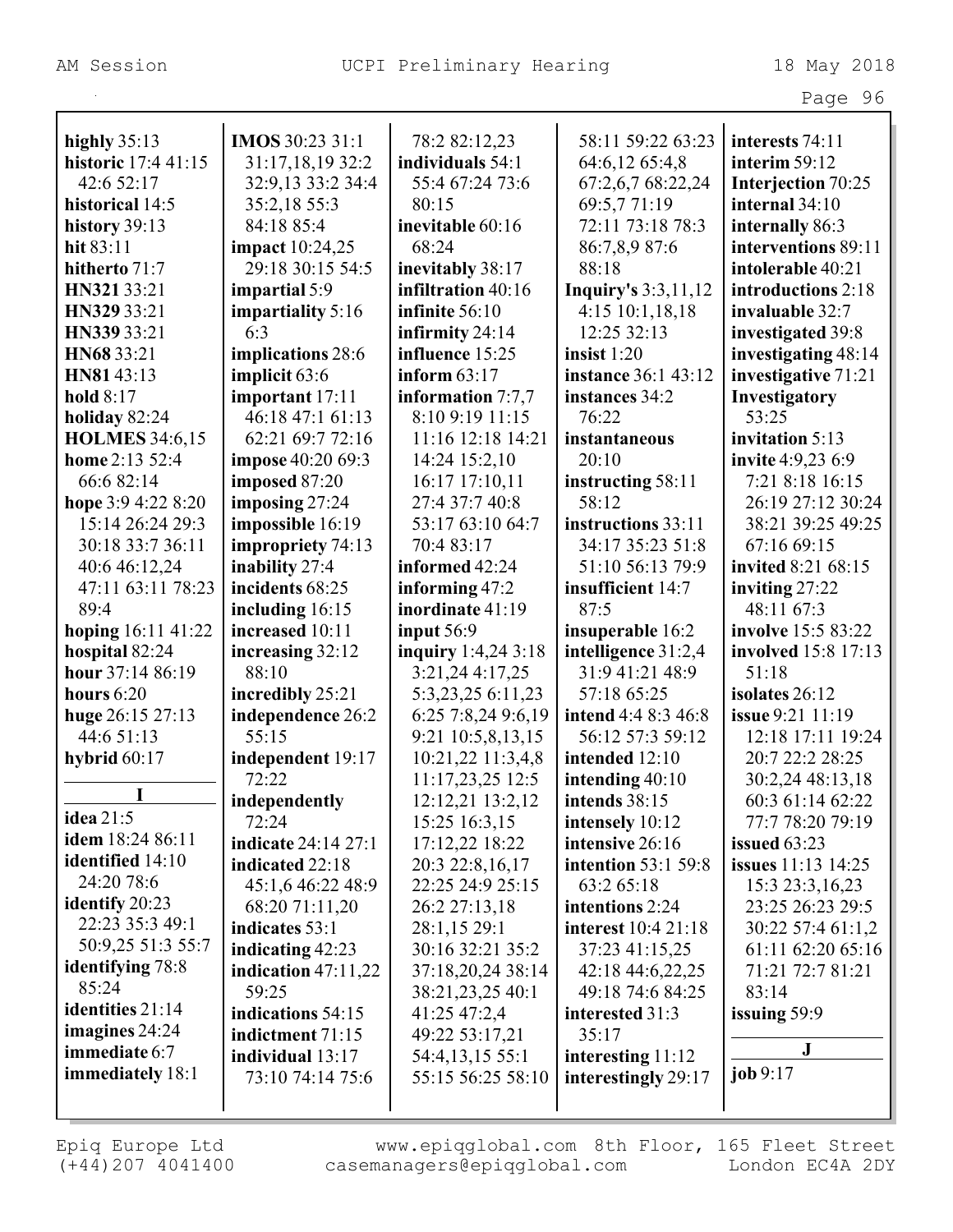**highly** 35:13
**historic** 17:4 41:15 42:6 52:17
**historical** 14:5
**history** 39:13
**hit** 83:11
**hitherto** 71:7
**HN321** 33:21
**HN329** 33:21
**HN339** 33:21
**HN68** 33:21
**HN81** 43:13
**hold** 8:17
**holiday** 82:24
**HOLMES** 34:6,15
**home** 2:13 52:4 66:6 82:14
**hope** 3:9 4:22 8:20 15:14 26:24 29:3 30:18 33:7 36:11 40:6 46:12,24 47:11 63:11 78:23 89:4
**hoping** 16:11 41:22
**hospital** 82:24
**hour** 37:14 86:19
**hours** 6:20
**huge** 26:15 27:13 44:6 51:13
**hybrid** 60:17

**I**

**idea** 21:5
**idem** 18:24 86:11
**identified** 14:10 24:20 78:6
**identify** 20:23 22:23 35:3 49:1 50:9,25 51:3 55:7
**identifying** 78:8 85:24
**identities** 21:14
**imagines** 24:24
**immediate** 6:7
**immediately** 18:1
**IMOS** 30:23 31:1 31:17,18,19 32:2 32:9,13 33:2 34:4 35:2,18 55:3 84:18 85:4
**impact** 10:24,25 29:18 30:15 54:5
**impartial** 5:9
**impartiality** 5:16 6:3
**implications** 28:6
**implicit** 63:6
**important** 17:11 46:18 47:1 61:13 62:21 69:7 72:16
**impose** 40:20 69:3
**imposed** 87:20
**imposing** 27:24
**impossible** 16:19
**impropriety** 74:13
**inability** 27:4
**incidents** 68:25
**including** 16:15
**increased** 10:11
**increasing** 32:12 88:10
**incredibly** 25:21
**independence** 26:2 55:15
**independent** 19:17 72:22
**independently** 72:24
**indicate** 24:14 27:1
**indicated** 22:18 45:1,6 46:22 48:9 68:20 71:11,20
**indicates** 53:1
**indicating** 42:23
**indication** 47:11,22 59:25
**indications** 54:15
**indictment** 71:15
**individual** 13:17 73:10 74:14 75:6 78:2 82:12,23
**individuals** 54:1 55:4 67:24 73:6 80:15
**inevitable** 60:16 68:24
**inevitably** 38:17
**infiltration** 40:16
**infinite** 56:10
**infirmity** 24:14
**influence** 15:25
**inform** 63:17
**information** 7:7,7 8:10 9:19 11:15 11:16 12:18 14:21 14:24 15:2,10 16:17 17:10,11 27:4 37:7 40:8 53:17 63:10 64:7 70:4 83:17
**informed** 42:24
**informing** 47:2
**inordinate** 41:19
**input** 56:9
**inquiry** 1:4,24 3:18 3:21,24 4:17,25 5:3,23,25 6:11,23 6:25 7:8,24 9:6,19 9:21 10:5,8,13,15 10:21,22 11:3,4,8 11:17,23,25 12:5 12:12,21 13:2,12 15:25 16:3,15 17:12,22 18:22 20:3 22:8,16,17 22:25 24:9 25:15 26:2 27:13,18 28:1,15 29:1 30:16 32:21 35:2 37:18,20,24 38:14 38:21,23,25 40:1 41:25 47:2,4 49:22 53:17,21 54:4,13,15 55:1 55:15 56:25 58:10 58:11 59:22 63:23 64:6,12 65:4,8 67:2,6,7 68:22,24 69:5,7 71:19 72:11 73:18 78:3 86:7,8,9 87:6 88:18
**Inquiry's** 3:3,11,12 4:15 10:1,18,18 12:25 32:13
**insist** 1:20
**instance** 36:1 43:12
**instances** 34:2 76:22
**instantaneous** 20:10
**instructing** 58:11 58:12
**instructions** 33:11 34:17 35:23 51:8 51:10 56:13 79:9
**insufficient** 14:7 87:5
**insuperable** 16:2
**intelligence** 31:2,4 31:9 41:21 48:9 57:18 65:25
**intend** 4:4 8:3 46:8 56:12 57:3 59:12
**intended** 12:10
**intending** 40:10
**intends** 38:15
**intensely** 10:12
**intensive** 26:16
**intention** 53:1 59:8 63:2 65:18
**intentions** 2:24
**interest** 10:4 21:18 37:23 41:15,25 42:18 44:6,22,25 49:18 74:6 84:25
**interested** 31:3 35:17
**interesting** 11:12
**interestingly** 29:17
**interests** 74:11
**interim** 59:12
**Interjection** 70:25
**internal** 34:10
**internally** 86:3
**interventions** 89:11
**intolerable** 40:21
**introductions** 2:18
**invaluable** 32:7
**investigated** 39:8
**investigating** 48:14
**investigative** 71:21
**Investigatory** 53:25
**invitation** 5:13
**invite** 4:9,23 6:9 7:21 8:18 16:15 26:19 27:12 30:24 38:21 39:25 49:25 67:16 69:15
**invited** 8:21 68:15
**inviting** 27:22 48:11 67:3
**involve** 15:5 83:22
**involved** 15:8 17:13 51:18
**isolates** 26:12
**issue** 9:21 11:19 12:18 17:11 19:24 20:7 22:2 28:25 30:2,24 48:13,18 60:3 61:14 62:22 77:7 78:20 79:19
**issued** 63:23
**issues** 11:13 14:25 15:3 23:3,16,23 23:25 26:23 29:5 30:22 57:4 61:1,2 61:11 62:20 65:16 71:21 72:7 81:21 83:14
**issuing** 59:9

**J**

**job** 9:17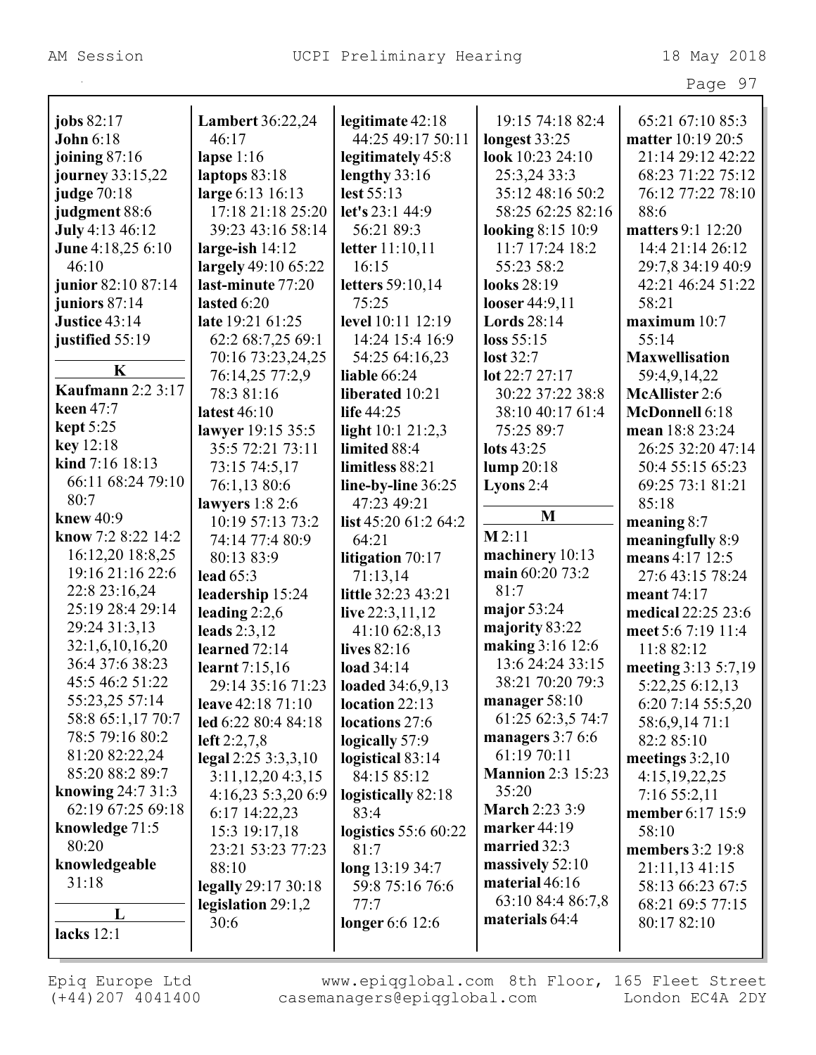**jobs** 82:17
**John** 6:18
**joining** 87:16
**journey** 33:15,22
**judge** 70:18
**judgment** 88:6
**July** 4:13 46:12
**June** 4:18,25 6:10 46:10
**junior** 82:10 87:14
**juniors** 87:14
**Justice** 43:14
**justified** 55:19

**K**

**Kaufmann** 2:2 3:17
**keen** 47:7
**kept** 5:25
**key** 12:18
**kind** 7:16 18:13 66:11 68:24 79:10 80:7
**knew** 40:9
**know** 7:2 8:22 14:2 16:12,20 18:8,25 19:16 21:16 22:6 22:8 23:16,24 25:19 28:4 29:14 29:24 31:3,13 32:1,6,10,16,20 36:4 37:6 38:23 45:5 46:2 51:22 55:23,25 57:14 58:8 65:1,17 70:7 78:5 79:16 80:2 81:20 82:22,24 85:20 88:2 89:7
**knowing** 24:7 31:3 62:19 67:25 69:18
**knowledge** 71:5 80:20
**knowledgeable** 31:18

**L**

**lacks** 12:1
**Lambert** 36:22,24 46:17
**lapse** 1:16
**laptops** 83:18
**large** 6:13 16:13 17:18 21:18 25:20 39:23 43:16 58:14
**large-ish** 14:12
**largely** 49:10 65:22
**last-minute** 77:20
**lasted** 6:20
**late** 19:21 61:25 62:2 68:7,25 69:1 70:16 73:23,24,25 76:14,25 77:2,9 78:3 81:16
**latest** 46:10
**lawyer** 19:15 35:5 35:5 72:21 73:11 73:15 74:5,17 76:1,13 80:6
**lawyers** 1:8 2:6 10:19 57:13 73:2 74:14 77:4 80:9 80:13 83:9
**lead** 65:3
**leadership** 15:24
**leading** 2:2,6
**leads** 2:3,12
**learned** 72:14
**learnt** 7:15,16 29:14 35:16 71:23
**leave** 42:18 71:10
**led** 6:22 80:4 84:18
**left** 2:2,7,8
**legal** 2:25 3:3,3,10 3:11,12,20 4:3,15 4:16,23 5:3,20 6:9 6:17 14:22,23 15:3 19:17,18 23:21 53:23 77:23 88:10
**legally** 29:17 30:18
**legislation** 29:1,2 30:6
**legitimate** 42:18 44:25 49:17 50:11
**legitimately** 45:8
**lengthy** 33:16
**lest** 55:13
**let's** 23:1 44:9 56:21 89:3
**letter** 11:10,11 16:15
**letters** 59:10,14 75:25
**level** 10:11 12:19 14:24 15:4 16:9 54:25 64:16,23
**liable** 66:24
**liberated** 10:21
**life** 44:25
**light** 10:1 21:2,3
**limited** 88:4
**limitless** 88:21
**line-by-line** 36:25 47:23 49:21
**list** 45:20 61:2 64:2 64:21
**litigation** 70:17 71:13,14
**little** 32:23 43:21
**live** 22:3,11,12 41:10 62:8,13
**lives** 82:16
**load** 34:14
**loaded** 34:6,9,13
**location** 22:13
**locations** 27:6
**logically** 57:9
**logistical** 83:14 84:15 85:12
**logistically** 82:18 83:4
**logistics** 55:6 60:22 81:7
**long** 13:19 34:7 59:8 75:16 76:6 77:7
**longer** 6:6 12:6
19:15 74:18 82:4
**longest** 33:25
**look** 10:23 24:10 25:3,24 33:3 35:12 48:16 50:2 58:25 62:25 82:16
**looking** 8:15 10:9 11:7 17:24 18:2 55:23 58:2
**looks** 28:19
**looser** 44:9,11
**Lords** 28:14
**loss** 55:15
**lost** 32:7
**lot** 22:7 27:17 30:22 37:22 38:8 38:10 40:17 61:4 75:25 89:7
**lots** 43:25
**lump** 20:18
**Lyons** 2:4

**M**

**M** 2:11
**machinery** 10:13
**main** 60:20 73:2 81:7
**major** 53:24
**majority** 83:22
**making** 3:16 12:6 13:6 24:24 33:15 38:21 70:20 79:3
**manager** 58:10 61:25 62:3,5 74:7
**managers** 3:7 6:6 61:19 70:11
**Mannion** 2:3 15:23 35:20
**March** 2:23 3:9
**marker** 44:19
**married** 32:3
**massively** 52:10
**material** 46:16 63:10 84:4 86:7,8
**materials** 64:4
65:21 67:10 85:3
**matter** 10:19 20:5 21:14 29:12 42:22 68:23 71:22 75:12 76:12 77:22 78:10 88:6
**matters** 9:1 12:20 14:4 21:14 26:12 29:7,8 34:19 40:9 42:21 46:24 51:22 58:21
**maximum** 10:7 55:14
**Maxwellisation** 59:4,9,14,22
**McAllister** 2:6
**McDonnell** 6:18
**mean** 18:8 23:24 26:25 32:20 47:14 50:4 55:15 65:23 69:25 73:1 81:21 85:18
**meaning** 8:7
**meaningfully** 8:9
**means** 4:17 12:5 27:6 43:15 78:24
**meant** 74:17
**medical** 22:25 23:6
**meet** 5:6 7:19 11:4 11:8 82:12
**meeting** 3:13 5:7,19 5:22,25 6:12,13 6:20 7:14 55:5,20 58:6,9,14 71:1 82:2 85:10
**meetings** 3:2,10 4:15,19,22,25 7:16 55:2,11
**member** 6:17 15:9 58:10
**members** 3:2 19:8 21:11,13 41:15 58:13 66:23 67:5 68:21 69:5 77:15 80:17 82:10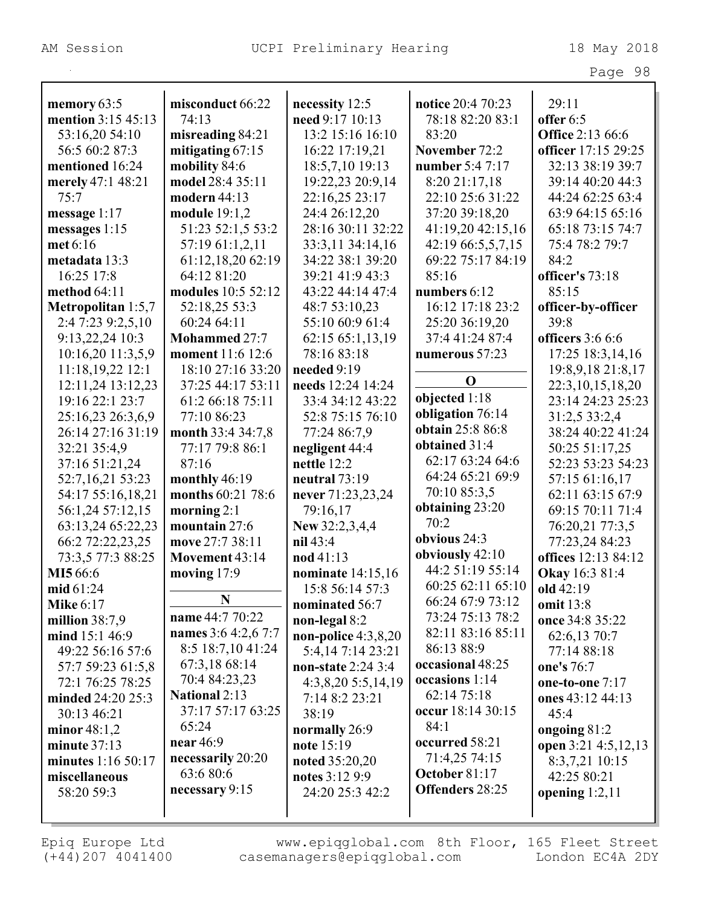**memory** 63:5
**mention** 3:15 45:13 53:16,20 54:10 56:5 60:2 87:3
**mentioned** 16:24
**merely** 47:1 48:21 75:7
**message** 1:17
**messages** 1:15
**met** 6:16
**metadata** 13:3 16:25 17:8
**method** 64:11
**Metropolitan** 1:5,7 2:4 7:23 9:2,5,10 9:13,22,24 10:3 10:16,20 11:3,5,9 11:18,19,22 12:1 12:11,24 13:12,23 19:16 22:1 23:7 25:16,23 26:3,6,9 26:14 27:16 31:19 32:21 35:4,9 37:16 51:21,24 52:7,16,21 53:23 54:17 55:16,18,21 56:1,24 57:12,15 63:13,24 65:22,23 66:2 72:22,23,25 73:3,5 77:3 88:25
**MI5** 66:6
**mid** 61:24
**Mike** 6:17
**million** 38:7,9
**mind** 15:1 46:9 49:22 56:16 57:6 57:7 59:23 61:5,8 72:1 76:25 78:25
**minded** 24:20 25:3 30:13 46:21
**minor** 48:1,2
**minute** 37:13
**minutes** 1:16 50:17
**miscellaneous** 58:20 59:3
**misconduct** 66:22 74:13
**misreading** 84:21
**mitigating** 67:15
**mobility** 84:6
**model** 28:4 35:11
**modern** 44:13
**module** 19:1,2 51:23 52:1,5 53:2 57:19 61:1,2,11 61:12,18,20 62:19 64:12 81:20
**modules** 10:5 52:12 52:18,25 53:3 60:24 64:11
**Mohammed** 27:7
**moment** 11:6 12:6 18:10 27:16 33:20 37:25 44:17 53:11 61:2 66:18 75:11 77:10 86:23
**month** 33:4 34:7,8 77:17 79:8 86:1 87:16
**monthly** 46:19
**months** 60:21 78:6
**morning** 2:1
**mountain** 27:6
**move** 27:7 38:11
**Movement** 43:14
**moving** 17:9

## N

**name** 44:7 70:22
**names** 3:6 4:2,6 7:7 8:5 18:7,10 41:24 67:3,18 68:14 70:4 84:23,23
**National** 2:13 37:17 57:17 63:25 65:24
**near** 46:9
**necessarily** 20:20 63:6 80:6
**necessary** 9:15
**necessity** 12:5
**need** 9:17 10:13 13:2 15:16 16:10 16:22 17:19,21 18:5,7,10 19:13 19:22,23 20:9,14 22:16,25 23:17 24:4 26:12,20 28:16 30:11 32:22 33:3,11 34:14,16 34:22 38:1 39:20 39:21 41:9 43:3 43:22 44:14 47:4 48:7 53:10,23 55:10 60:9 61:4 62:15 65:1,13,19 78:16 83:18
**needed** 9:19
**needs** 12:24 14:24 33:4 34:12 43:22 52:8 75:15 76:10 77:24 86:7,9
**negligent** 44:4
**nettle** 12:2
**neutral** 73:19
**never** 71:23,23,24 79:16,17
**New** 32:2,3,4,4
**nil** 43:4
**nod** 41:13
**nominate** 14:15,16 15:8 56:14 57:3
**nominated** 56:7
**non-legal** 8:2
**non-police** 4:3,8,20 5:4,14 7:14 23:21
**non-state** 2:24 3:4 4:3,8,20 5:5,14,19 7:14 8:2 23:21 38:19
**normally** 26:9
**note** 15:19
**noted** 35:20,20
**notes** 3:12 9:9 24:20 25:3 42:2
**notice** 20:4 70:23 78:18 82:20 83:1 83:20
**November** 72:2
**number** 5:4 7:17 8:20 21:17,18 22:10 25:6 31:22 37:20 39:18,20 41:19,20 42:15,16 42:19 66:5,5,7,15 69:22 75:17 84:19 85:16
**numbers** 6:12 16:12 17:18 23:2 25:20 36:19,20 37:4 41:24 87:4
**numerous** 57:23

## O

**objected** 1:18
**obligation** 76:14
**obtain** 25:8 86:8
**obtained** 31:4 62:17 63:24 64:6 64:24 65:21 69:9 70:10 85:3,5
**obtaining** 23:20 70:2
**obvious** 24:3
**obviously** 42:10 44:2 51:19 55:14 60:25 62:11 65:10 66:24 67:9 73:12 73:24 75:13 78:2 82:11 83:16 85:11 86:13 88:9
**occasional** 48:25
**occasions** 1:14 62:14 75:18
**occur** 18:14 30:15 84:1
**occurred** 58:21 71:4,25 74:15
**October** 81:17
**Offenders** 28:25 29:11
**offer** 6:5
**Office** 2:13 66:6
**officer** 17:15 29:25 32:13 38:19 39:7 39:14 40:20 44:3 44:24 62:25 63:4 63:9 64:15 65:16 65:18 73:15 74:7 75:4 78:2 79:7 84:2
**officer's** 73:18 85:15
**officer-by-officer** 39:8
**officers** 3:6 6:6 17:25 18:3,14,16 19:8,9,18 21:8,17 22:3,10,15,18,20 23:14 24:23 25:23 31:2,5 33:2,4 38:24 40:22 41:24 50:25 51:17,25 52:23 53:23 54:23 57:15 61:16,17 62:11 63:15 67:9 69:15 70:11 71:4 76:20,21 77:3,5 77:23,24 84:23
**offices** 12:13 84:12
**Okay** 16:3 81:4
**old** 42:19
**omit** 13:8
**once** 34:8 35:22 62:6,13 70:7 77:14 88:18
**one's** 76:7
**one-to-one** 7:17
**ones** 43:12 44:13 45:4
**ongoing** 81:2
**open** 3:21 4:5,12,13 8:3,7,21 10:15 42:25 80:21
**opening** 1:2,11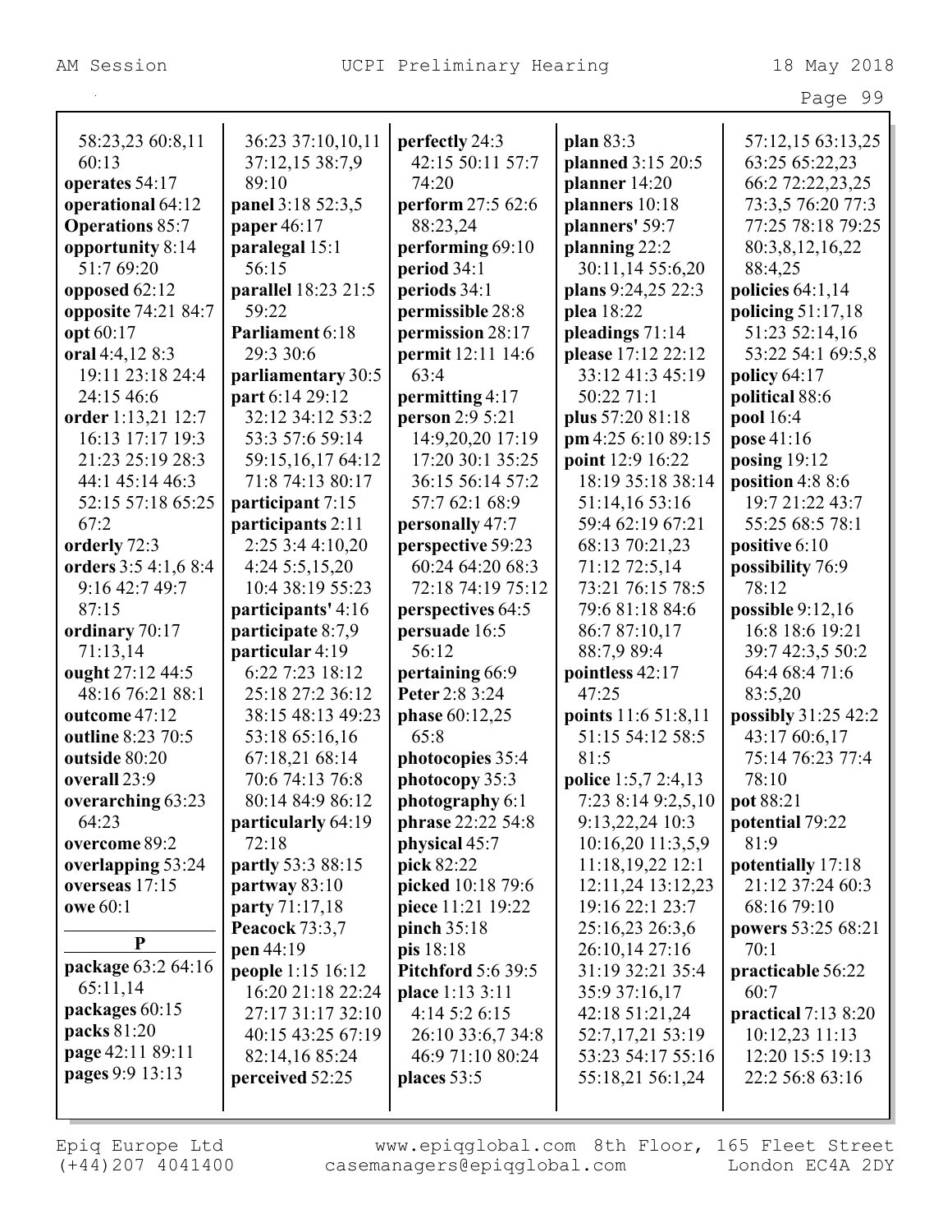58:23,23 60:8,11
60:13
**operates** 54:17
**operational** 64:12
**Operations** 85:7
**opportunity** 8:14
51:7 69:20
**opposed** 62:12
**opposite** 74:21 84:7
**opt** 60:17
**oral** 4:4,12 8:3
19:11 23:18 24:4
24:15 46:6
**order** 1:13,21 12:7
16:13 17:17 19:3
21:23 25:19 28:3
44:1 45:14 46:3
52:15 57:18 65:25
67:2
**orderly** 72:3
**orders** 3:5 4:1,6 8:4
9:16 42:7 49:7
87:15
**ordinary** 70:17
71:13,14
**ought** 27:12 44:5
48:16 76:21 88:1
**outcome** 47:12
**outline** 8:23 70:5
**outside** 80:20
**overall** 23:9
**overarching** 63:23
64:23
**overcome** 89:2
**overlapping** 53:24
**overseas** 17:15
**owe** 60:1

## P

**package** 63:2 64:16
65:11,14
**packages** 60:15
**packs** 81:20
**page** 42:11 89:11
**pages** 9:9 13:13
36:23 37:10,10,11
37:12,15 38:7,9
89:10
**panel** 3:18 52:3,5
**paper** 46:17
**paralegal** 15:1
56:15
**parallel** 18:23 21:5
59:22
**Parliament** 6:18
29:3 30:6
**parliamentary** 30:5
**part** 6:14 29:12
32:12 34:12 53:2
53:3 57:6 59:14
59:15,16,17 64:12
71:8 74:13 80:17
**participant** 7:15
**participants** 2:11
2:25 3:4 4:10,20
4:24 5:5,15,20
10:4 38:19 55:23
**participants'** 4:16
**participate** 8:7,9
**particular** 4:19
6:22 7:23 18:12
25:18 27:2 36:12
38:15 48:13 49:23
53:18 65:16,16
67:18,21 68:14
70:6 74:13 76:8
80:14 84:9 86:12
**particularly** 64:19
72:18
**partly** 53:3 88:15
**partway** 83:10
**party** 71:17,18
**Peacock** 73:3,7
**pen** 44:19
**people** 1:15 16:12
16:20 21:18 22:24
27:17 31:17 32:10
40:15 43:25 67:19
82:14,16 85:24
**perceived** 52:25
**perfectly** 24:3
42:15 50:11 57:7
74:20
**perform** 27:5 62:6
88:23,24
**performing** 69:10
**period** 34:1
**periods** 34:1
**permissible** 28:8
**permission** 28:17
**permit** 12:11 14:6
63:4
**permitting** 4:17
**person** 2:9 5:21
14:9,20,20 17:19
17:20 30:1 35:25
36:15 56:14 57:2
57:7 62:1 68:9
**personally** 47:7
**perspective** 59:23
60:24 64:20 68:3
72:18 74:19 75:12
**perspectives** 64:5
**persuade** 16:5
56:12
**pertaining** 66:9
**Peter** 2:8 3:24
**phase** 60:12,25
65:8
**photocopies** 35:4
**photocopy** 35:3
**photography** 6:1
**phrase** 22:22 54:8
**physical** 45:7
**pick** 82:22
**picked** 10:18 79:6
**piece** 11:21 19:22
**pinch** 35:18
**pis** 18:18
**Pitchford** 5:6 39:5
**place** 1:13 3:11
4:14 5:2 6:15
26:10 33:6,7 34:8
46:9 71:10 80:24
**places** 53:5
**plan** 83:3
**planned** 3:15 20:5
**planner** 14:20
**planners** 10:18
**planners'** 59:7
**planning** 22:2
30:11,14 55:6,20
**plans** 9:24,25 22:3
**plea** 18:22
**pleadings** 71:14
**please** 17:12 22:12
33:12 41:3 45:19
50:22 71:1
**plus** 57:20 81:18
**pm** 4:25 6:10 89:15
**point** 12:9 16:22
18:19 35:18 38:14
51:14,16 53:16
59:4 62:19 67:21
68:13 70:21,23
71:12 72:5,14
73:21 76:15 78:5
79:6 81:18 84:6
86:7 87:10,17
88:7,9 89:4
**pointless** 42:17
47:25
**points** 11:6 51:8,11
51:15 54:12 58:5
81:5
**police** 1:5,7 2:4,13
7:23 8:14 9:2,5,10
9:13,22,24 10:3
10:16,20 11:3,5,9
11:18,19,22 12:1
12:11,24 13:12,23
19:16 22:1 23:7
25:16,23 26:3,6
26:10,14 27:16
31:19 32:21 35:4
35:9 37:16,17
42:18 51:21,24
52:7,17,21 53:19
53:23 54:17 55:16
55:18,21 56:1,24
57:12,15 63:13,25
63:25 65:22,23
66:2 72:22,23,25
73:3,5 76:20 77:3
77:25 78:18 79:25
80:3,8,12,16,22
88:4,25
**policies** 64:1,14
**policing** 51:17,18
51:23 52:14,16
53:22 54:1 69:5,8
**policy** 64:17
**political** 88:6
**pool** 16:4
**pose** 41:16
**posing** 19:12
**position** 4:8 8:6
19:7 21:22 43:7
55:25 68:5 78:1
**positive** 6:10
**possibility** 76:9
78:12
**possible** 9:12,16
16:8 18:6 19:21
39:7 42:3,5 50:2
64:4 68:4 71:6
83:5,20
**possibly** 31:25 42:2
43:17 60:6,17
75:14 76:23 77:4
78:10
**pot** 88:21
**potential** 79:22
81:9
**potentially** 17:18
21:12 37:24 60:3
68:16 79:10
**powers** 53:25 68:21
70:1
**practicable** 56:22
60:7
**practical** 7:13 8:20
10:12,23 11:13
12:20 15:5 19:13
22:2 56:8 63:16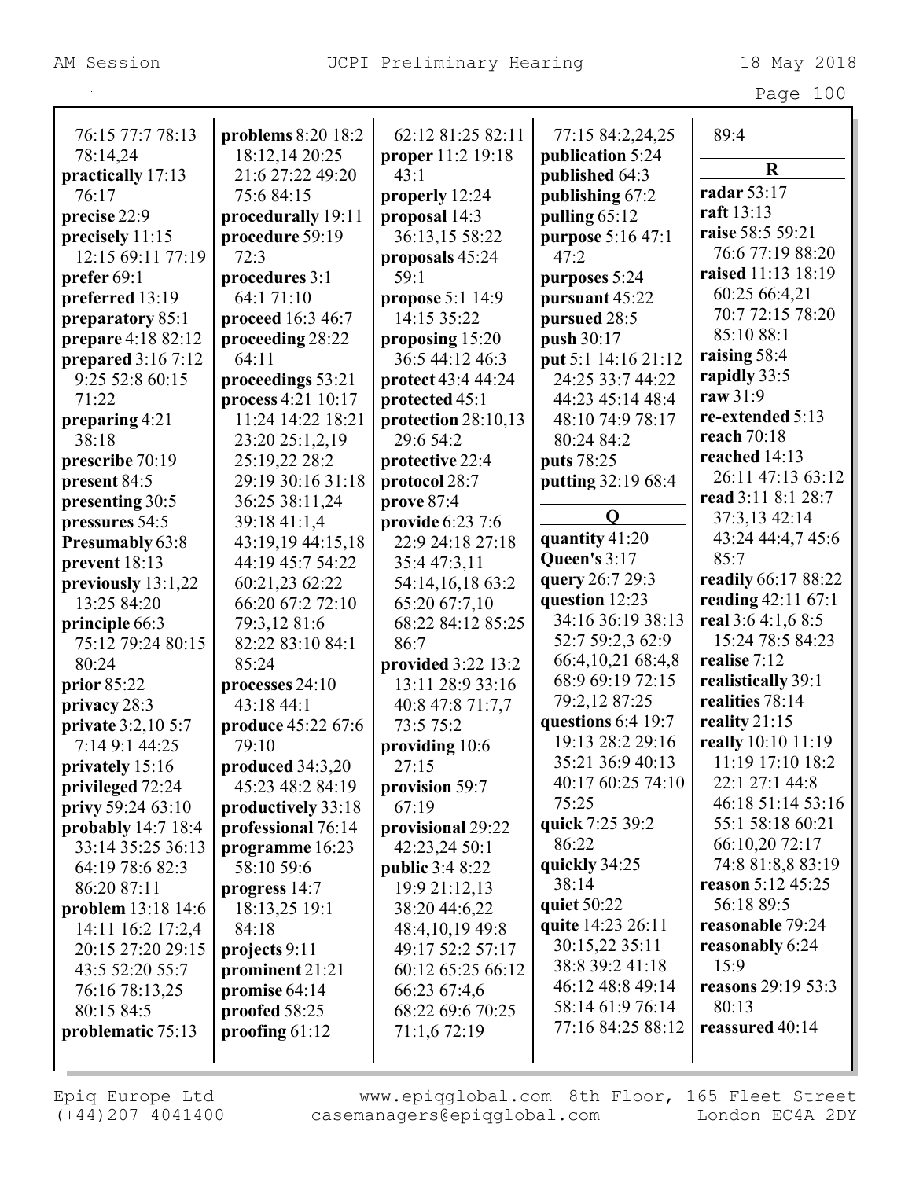76:15 77:7 78:13 78:14,24
**practically** 17:13 76:17
**precise** 22:9
**precisely** 11:15 12:15 69:11 77:19
**prefer** 69:1
**preferred** 13:19
**preparatory** 85:1
**prepare** 4:18 82:12
**prepared** 3:16 7:12 9:25 52:8 60:15 71:22
**preparing** 4:21 38:18
**prescribe** 70:19
**present** 84:5
**presenting** 30:5
**pressures** 54:5
**Presumably** 63:8
**prevent** 18:13
**previously** 13:1,22 13:25 84:20
**principle** 66:3 75:12 79:24 80:15 80:24
**prior** 85:22
**privacy** 28:3
**private** 3:2,10 5:7 7:14 9:1 44:25
**privately** 15:16
**privileged** 72:24
**privy** 59:24 63:10
**probably** 14:7 18:4 33:14 35:25 36:13 64:19 78:6 82:3 86:20 87:11
**problem** 13:18 14:6 14:11 16:2 17:2,4 20:15 27:20 29:15 43:5 52:20 55:7 76:16 78:13,25 80:15 84:5
**problematic** 75:13
**problems** 8:20 18:2 18:12,14 20:25 21:6 27:22 49:20 75:6 84:15
**procedurally** 19:11
**procedure** 59:19 72:3
**procedures** 3:1 64:1 71:10
**proceed** 16:3 46:7
**proceeding** 28:22 64:11
**proceedings** 53:21
**process** 4:21 10:17 11:24 14:22 18:21 23:20 25:1,2,19 25:19,22 28:2 29:19 30:16 31:18 36:25 38:11,24 39:18 41:1,4 43:19,19 44:15,18 44:19 45:7 54:22 60:21,23 62:22 66:20 67:2 72:10 79:3,12 81:6 82:22 83:10 84:1 85:24
**processes** 24:10 43:18 44:1
**produce** 45:22 67:6 79:10
**produced** 34:3,20 45:23 48:2 84:19
**productively** 33:18
**professional** 76:14
**programme** 16:23 58:10 59:6
**progress** 14:7 18:13,25 19:1 84:18
**projects** 9:11
**prominent** 21:21
**promise** 64:14
**proofed** 58:25
**proofing** 61:12
62:12 81:25 82:11
**proper** 11:2 19:18 43:1
**properly** 12:24
**proposal** 14:3 36:13,15 58:22
**proposals** 45:24 59:1
**propose** 5:1 14:9 14:15 35:22
**proposing** 15:20 36:5 44:12 46:3
**protect** 43:4 44:24
**protected** 45:1
**protection** 28:10,13 29:6 54:2
**protective** 22:4
**protocol** 28:7
**prove** 87:4
**provide** 6:23 7:6 22:9 24:18 27:18 35:4 47:3,11 54:14,16,18 63:2 65:20 67:7,10 68:22 84:12 85:25 86:7
**provided** 3:22 13:2 13:11 28:9 33:16 40:8 47:8 71:7,7 73:5 75:2
**providing** 10:6 27:15
**provision** 59:7 67:19
**provisional** 29:22 42:23,24 50:1
**public** 3:4 8:22 19:9 21:12,13 38:20 44:6,22 48:4,10,19 49:8 49:17 52:2 57:17 60:12 65:25 66:12 66:23 67:4,6 68:22 69:6 70:25 71:1,6 72:19
77:15 84:2,24,25
**publication** 5:24
**published** 64:3
**publishing** 67:2
**pulling** 65:12
**purpose** 5:16 47:1 47:2
**purposes** 5:24
**pursuant** 45:22
**pursued** 28:5
**push** 30:17
**put** 5:1 14:16 21:12 24:25 33:7 44:22 44:23 45:14 48:4 48:10 74:9 78:17 80:24 84:2
**puts** 78:25
**putting** 32:19 68:4

## Q

**quantity** 41:20
**Queen's** 3:17
**query** 26:7 29:3
**question** 12:23 34:16 36:19 38:13 52:7 59:2,3 62:9 66:4,10,21 68:4,8 68:9 69:19 72:15 79:2,12 87:25
**questions** 6:4 19:7 19:13 28:2 29:16 35:21 36:9 40:13 40:17 60:25 74:10 75:25
**quick** 7:25 39:2 86:22
**quickly** 34:25 38:14
**quiet** 50:22
**quite** 14:23 26:11 30:15,22 35:11 38:8 39:2 41:18 46:12 48:8 49:14 58:14 61:9 76:14 77:16 84:25 88:12
89:4

## R

**radar** 53:17
**raft** 13:13
**raise** 58:5 59:21 76:6 77:19 88:20
**raised** 11:13 18:19 60:25 66:4,21 70:7 72:15 78:20 85:10 88:1
**raising** 58:4
**rapidly** 33:5
**raw** 31:9
**re-extended** 5:13
**reach** 70:18
**reached** 14:13 26:11 47:13 63:12
**read** 3:11 8:1 28:7 37:3,13 42:14 43:24 44:4,7 45:6 85:7
**readily** 66:17 88:22
**reading** 42:11 67:1
**real** 3:6 4:1,6 8:5 15:24 78:5 84:23
**realise** 7:12
**realistically** 39:1
**realities** 78:14
**reality** 21:15
**really** 10:10 11:19 11:19 17:10 18:2 22:1 27:1 44:8 46:18 51:14 53:16 55:1 58:18 60:21 66:10,20 72:17 74:8 81:8,8 83:19
**reason** 5:12 45:25 56:18 89:5
**reasonable** 79:24
**reasonably** 6:24 15:9
**reasons** 29:19 53:3 80:13
**reassured** 40:14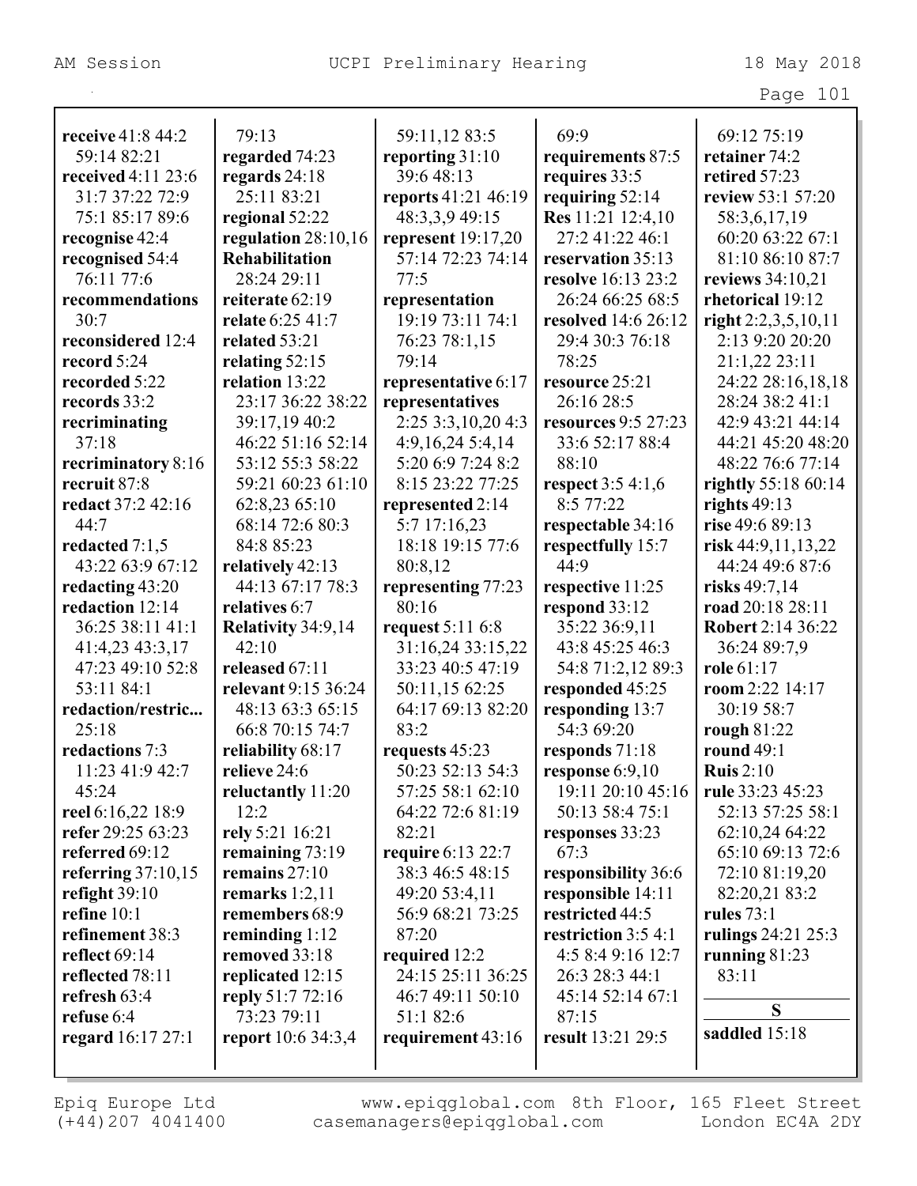**receive** 41:8 44:2 59:14 82:21
**received** 4:11 23:6 31:7 37:22 72:9 75:1 85:17 89:6
**recognise** 42:4
**recognised** 54:4 76:11 77:6
**recommendations** 30:7
**reconsidered** 12:4
**record** 5:24
**recorded** 5:22
**records** 33:2
**recriminating** 37:18
**recriminatory** 8:16
**recruit** 87:8
**redact** 37:2 42:16 44:7
**redacted** 7:1,5 43:22 63:9 67:12
**redacting** 43:20
**redaction** 12:14 36:25 38:11 41:1 41:4,23 43:3,17 47:23 49:10 52:8 53:11 84:1
**redaction/restric...** 25:18
**redactions** 7:3 11:23 41:9 42:7 45:24
**reel** 6:16,22 18:9
**refer** 29:25 63:23
**referred** 69:12
**referring** 37:10,15
**refight** 39:10
**refine** 10:1
**refinement** 38:3
**reflect** 69:14
**reflected** 78:11
**refresh** 63:4
**refuse** 6:4
**regard** 16:17 27:1 79:13
**regarded** 74:23
**regards** 24:18 25:11 83:21
**regional** 52:22
**regulation** 28:10,16
**Rehabilitation** 28:24 29:11
**reiterate** 62:19
**relate** 6:25 41:7
**related** 53:21
**relating** 52:15
**relation** 13:22 23:17 36:22 38:22 39:17,19 40:2 46:22 51:16 52:14 53:12 55:3 58:22 59:21 60:23 61:10 62:8,23 65:10 68:14 72:6 80:3 84:8 85:23
**relatively** 42:13 44:13 67:17 78:3
**relatives** 6:7
**Relativity** 34:9,14 42:10
**released** 67:11
**relevant** 9:15 36:24 48:13 63:3 65:15 66:8 70:15 74:7
**reliability** 68:17
**relieve** 24:6
**reluctantly** 11:20 12:2
**rely** 5:21 16:21
**remaining** 73:19
**remains** 27:10
**remarks** 1:2,11
**remembers** 68:9
**reminding** 1:12
**removed** 33:18
**replicated** 12:15
**reply** 51:7 72:16 73:23 79:11
**report** 10:6 34:3,4 59:11,12 83:5
**reporting** 31:10 39:6 48:13
**reports** 41:21 46:19 48:3,3,9 49:15
**represent** 19:17,20 57:14 72:23 74:14 77:5
**representation** 19:19 73:11 74:1 76:23 78:1,15 79:14
**representative** 6:17
**representatives** 2:25 3:3,10,20 4:3 4:9,16,24 5:4,14 5:20 6:9 7:24 8:2 8:15 23:22 77:25
**represented** 2:14 5:7 17:16,23 18:18 19:15 77:6 80:8,12
**representing** 77:23 80:16
**request** 5:11 6:8 31:16,24 33:15,22 33:23 40:5 47:19 50:11,15 62:25 64:17 69:13 82:20 83:2
**requests** 45:23 50:23 52:13 54:3 57:25 58:1 62:10 64:22 72:6 81:19 82:21
**require** 6:13 22:7 38:3 46:5 48:15 49:20 53:4,11 56:9 68:21 73:25 87:20
**required** 12:2 24:15 25:11 36:25 46:7 49:11 50:10 51:1 82:6
**requirement** 43:16 69:9
**requirements** 87:5
**requires** 33:5
**requiring** 52:14
**Res** 11:21 12:4,10 27:2 41:22 46:1
**reservation** 35:13
**resolve** 16:13 23:2 26:24 66:25 68:5
**resolved** 14:6 26:12 29:4 30:3 76:18 78:25
**resource** 25:21 26:16 28:5
**resources** 9:5 27:23 33:6 52:17 88:4 88:10
**respect** 3:5 4:1,6 8:5 77:22
**respectable** 34:16
**respectfully** 15:7 44:9
**respective** 11:25
**respond** 33:12 35:22 36:9,11 43:8 45:25 46:3 54:8 71:2,12 89:3
**responded** 45:25
**responding** 13:7 54:3 69:20
**responds** 71:18
**response** 6:9,10 19:11 20:10 45:16 50:13 58:4 75:1
**responses** 33:23 67:3
**responsibility** 36:6
**responsible** 14:11
**restricted** 44:5
**restriction** 3:5 4:1 4:5 8:4 9:16 12:7 26:3 28:3 44:1 45:14 52:14 67:1 87:15
**result** 13:21 29:5 69:12 75:19
**retainer** 74:2
**retired** 57:23
**review** 53:1 57:20 58:3,6,17,19 60:20 63:22 67:1 81:10 86:10 87:7
**reviews** 34:10,21
**rhetorical** 19:12
**right** 2:2,3,5,10,11 2:13 9:20 20:20 21:1,22 23:11 24:22 28:16,18,18 28:24 38:2 41:1 42:9 43:21 44:14 44:21 45:20 48:20 48:22 76:6 77:14
**rightly** 55:18 60:14
**rights** 49:13
**rise** 49:6 89:13
**risk** 44:9,11,13,22 44:24 49:6 87:6
**risks** 49:7,14
**road** 20:18 28:11
**Robert** 2:14 36:22 36:24 89:7,9
**role** 61:17
**room** 2:22 14:17 30:19 58:7
**rough** 81:22
**round** 49:1
**Ruis** 2:10
**rule** 33:23 45:23 52:13 57:25 58:1 62:10,24 64:22 65:10 69:13 72:6 72:10 81:19,20 82:20,21 83:2
**rules** 73:1
**rulings** 24:21 25:3
**running** 81:23 83:11

## S

**saddled** 15:18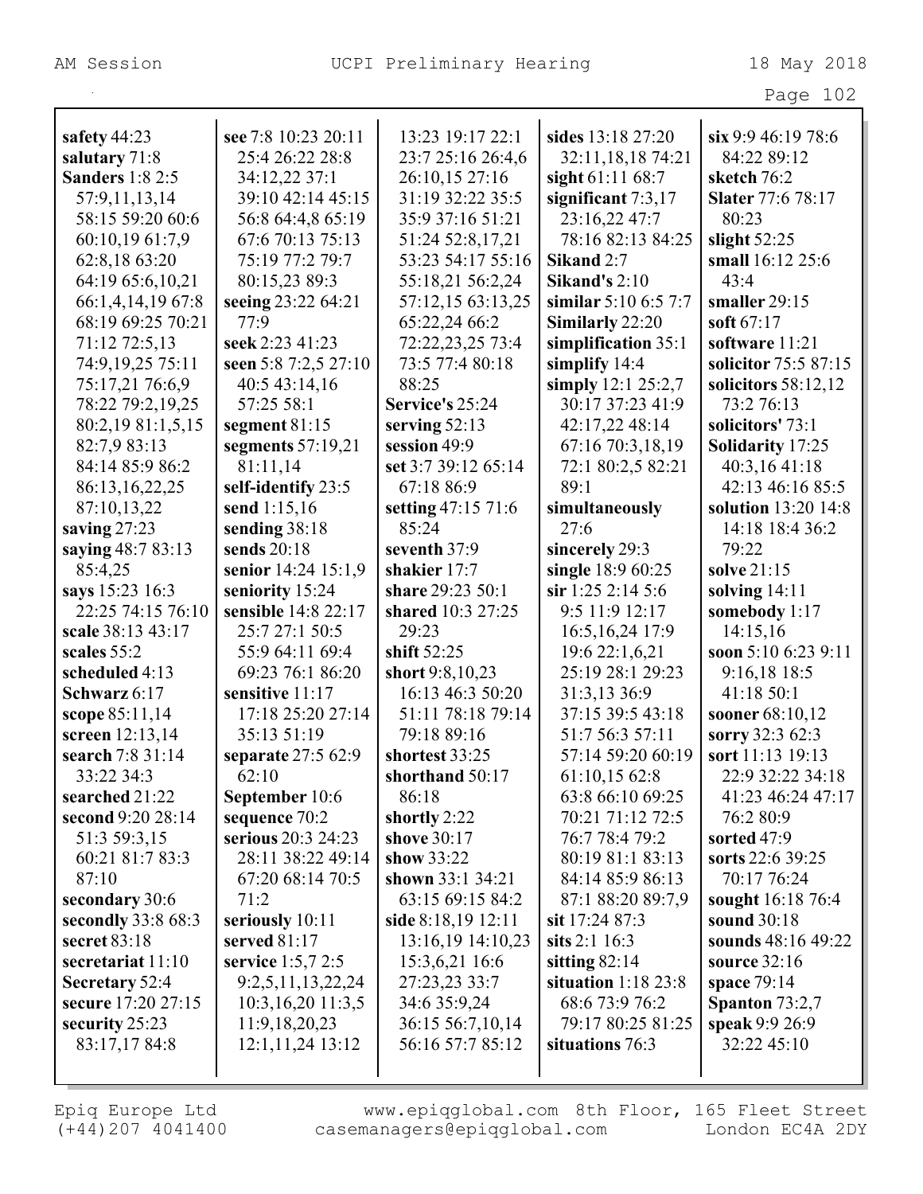**safety** 44:23
**salutary** 71:8
**Sanders** 1:8 2:5 57:9,11,13,14 58:15 59:20 60:6 60:10,19 61:7,9 62:8,18 63:20 64:19 65:6,10,21 66:1,4,14,19 67:8 68:19 69:25 70:21 71:12 72:5,13 74:9,19,25 75:11 75:17,21 76:6,9 78:22 79:2,19,25 80:2,19 81:1,5,15 82:7,9 83:13 84:14 85:9 86:2 86:13,16,22,25 87:10,13,22
**saving** 27:23
**saying** 48:7 83:13 85:4,25
**says** 15:23 16:3 22:25 74:15 76:10
**scale** 38:13 43:17
**scales** 55:2
**scheduled** 4:13
**Schwarz** 6:17
**scope** 85:11,14
**screen** 12:13,14
**search** 7:8 31:14 33:22 34:3
**searched** 21:22
**second** 9:20 28:14 51:3 59:3,15 60:21 81:7 83:3 87:10
**secondary** 30:6
**secondly** 33:8 68:3
**secret** 83:18
**secretariat** 11:10
**Secretary** 52:4
**secure** 17:20 27:15
**security** 25:23 83:17,17 84:8
**see** 7:8 10:23 20:11 25:4 26:22 28:8 34:12,22 37:1 39:10 42:14 45:15 56:8 64:4,8 65:19 67:6 70:13 75:13 75:19 77:2 79:7 80:15,23 89:3
**seeing** 23:22 64:21 77:9
**seek** 2:23 41:23
**seen** 5:8 7:2,5 27:10 40:5 43:14,16 57:25 58:1
**segment** 81:15
**segments** 57:19,21 81:11,14
**self-identify** 23:5
**send** 1:15,16
**sending** 38:18
**sends** 20:18
**senior** 14:24 15:1,9
**seniority** 15:24
**sensible** 14:8 22:17 25:7 27:1 50:5 55:9 64:11 69:4 69:23 76:1 86:20
**sensitive** 11:17 17:18 25:20 27:14 35:13 51:19
**separate** 27:5 62:9 62:10
**September** 10:6
**sequence** 70:2
**serious** 20:3 24:23 28:11 38:22 49:14 67:20 68:14 70:5 71:2
**seriously** 10:11
**served** 81:17
**service** 1:5,7 2:5 9:2,5,11,13,22,24 10:3,16,20 11:3,5 11:9,18,20,23 12:1,11,24 13:12 13:23 19:17 22:1 23:7 25:16 26:4,6 26:10,15 27:16 31:19 32:22 35:5 35:9 37:16 51:21 51:24 52:8,17,21 53:23 54:17 55:16 55:18,21 56:2,24 57:12,15 63:13,25 65:22,24 66:2 72:22,23,25 73:4 73:5 77:4 80:18 88:25
**Service's** 25:24
**serving** 52:13
**session** 49:9
**set** 3:7 39:12 65:14 67:18 86:9
**setting** 47:15 71:6 85:24
**seventh** 37:9
**shakier** 17:7
**share** 29:23 50:1
**shared** 10:3 27:25 29:23
**shift** 52:25
**short** 9:8,10,23 16:13 46:3 50:20 51:11 78:18 79:14 79:18 89:16
**shortest** 33:25
**shorthand** 50:17 86:18
**shortly** 2:22
**shove** 30:17
**show** 33:22
**shown** 33:1 34:21 63:15 69:15 84:2
**side** 8:18,19 12:11 13:16,19 14:10,23 15:3,6,21 16:6 27:23,23 33:7 34:6 35:9,24 36:15 56:7,10,14 56:16 57:7 85:12
**sides** 13:18 27:20 32:11,18,18 74:21
**sight** 61:11 68:7
**significant** 7:3,17 23:16,22 47:7 78:16 82:13 84:25
**Sikand** 2:7
**Sikand's** 2:10
**similar** 5:10 6:5 7:7
**Similarly** 22:20
**simplification** 35:1
**simplify** 14:4
**simply** 12:1 25:2,7 30:17 37:23 41:9 42:17,22 48:14 67:16 70:3,18,19 72:1 80:2,5 82:21 89:1
**simultaneously** 27:6
**sincerely** 29:3
**single** 18:9 60:25
**sir** 1:25 2:14 5:6 9:5 11:9 12:17 16:5,16,24 17:9 19:6 22:1,6,21 25:19 28:1 29:23 31:3,13 36:9 37:15 39:5 43:18 51:7 56:3 57:11 57:14 59:20 60:19 61:10,15 62:8 63:8 66:10 69:25 70:21 71:12 72:5 76:7 78:4 79:2 80:19 81:1 83:13 84:14 85:9 86:13 87:1 88:20 89:7,9
**sit** 17:24 87:3
**sits** 2:1 16:3
**sitting** 82:14
**situation** 1:18 23:8 68:6 73:9 76:2 79:17 80:25 81:25
**situations** 76:3
**six** 9:9 46:19 78:6 84:22 89:12
**sketch** 76:2
**Slater** 77:6 78:17 80:23
**slight** 52:25
**small** 16:12 25:6 43:4
**smaller** 29:15
**soft** 67:17
**software** 11:21
**solicitor** 75:5 87:15
**solicitors** 58:12,12 73:2 76:13
**solicitors'** 73:1
**Solidarity** 17:25 40:3,16 41:18 42:13 46:16 85:5
**solution** 13:20 14:8 14:18 18:4 36:2 79:22
**solve** 21:15
**solving** 14:11
**somebody** 1:17 14:15,16
**soon** 5:10 6:23 9:11 9:16,18 18:5 41:18 50:1
**sooner** 68:10,12
**sorry** 32:3 62:3
**sort** 11:13 19:13 22:9 32:22 34:18 41:23 46:24 47:17 76:2 80:9
**sorted** 47:9
**sorts** 22:6 39:25 70:17 76:24
**sought** 16:18 76:4
**sound** 30:18
**sounds** 48:16 49:22
**source** 32:16
**space** 79:14
**Spanton** 73:2,7
**speak** 9:9 26:9 32:22 45:10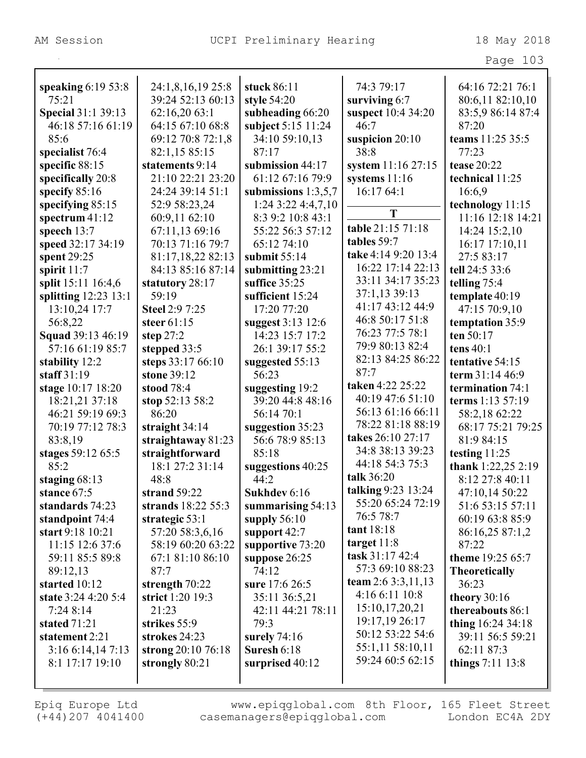**speaking** 6:19 53:8 75:21
**Special** 31:1 39:13 46:18 57:16 61:19 85:6
**specialist** 76:4
**specific** 88:15
**specifically** 20:8
**specify** 85:16
**specifying** 85:15
**spectrum** 41:12
**speech** 13:7
**speed** 32:17 34:19
**spent** 29:25
**spirit** 11:7
**split** 15:11 16:4,6
**splitting** 12:23 13:1 13:10,24 17:7 56:8,22
**Squad** 39:13 46:19 57:16 61:19 85:7
**stability** 12:2
**staff** 31:19
**stage** 10:17 18:20 18:21,21 37:18 46:21 59:19 69:3 70:19 77:12 78:3 83:8,19
**stages** 59:12 65:5 85:2
**staging** 68:13
**stance** 67:5
**standards** 74:23
**standpoint** 74:4
**start** 9:18 10:21 11:15 12:6 37:6 59:11 85:5 89:8 89:12,13
**started** 10:12
**state** 3:24 4:20 5:4 7:24 8:14
**stated** 71:21
**statement** 2:21 3:16 6:14,14 7:13 8:1 17:17 19:10 24:1,8,16,19 25:8 39:24 52:13 60:13 62:16,20 63:1 64:15 67:10 68:8 69:12 70:8 72:1,8 82:1,15 85:15
**statements** 9:14 21:10 22:21 23:20 24:24 39:14 51:1 52:9 58:23,24 60:9,11 62:10 67:11,13 69:16 70:13 71:16 79:7 81:17,18,22 82:13 84:13 85:16 87:14
**statutory** 28:17 59:19
**Steel** 2:9 7:25
**steer** 61:15
**step** 27:2
**stepped** 33:5
**steps** 33:17 66:10
**stone** 39:12
**stood** 78:4
**stop** 52:13 58:2 86:20
**straight** 34:14
**straightaway** 81:23
**straightforward** 18:1 27:2 31:14 48:8
**strand** 59:22
**strands** 18:22 55:3
**strategic** 53:1 57:20 58:3,6,16 58:19 60:20 63:22 67:1 81:10 86:10 87:7
**strength** 70:22
**strict** 1:20 19:3 21:23
**strikes** 55:9
**strokes** 24:23
**strong** 20:10 76:18
**strongly** 80:21
**stuck** 86:11
**style** 54:20
**subheading** 66:20
**subject** 5:15 11:24 34:10 59:10,13 87:17
**submission** 44:17 61:12 67:16 79:9
**submissions** 1:3,5,7 1:24 3:22 4:4,7,10 8:3 9:2 10:8 43:1 55:22 56:3 57:12 65:12 74:10
**submit** 55:14
**submitting** 23:21
**suffice** 35:25
**sufficient** 15:24 17:20 77:20
**suggest** 3:13 12:6 14:23 15:7 17:2 26:1 39:17 55:2
**suggested** 55:13 56:23
**suggesting** 19:2 39:20 44:8 48:16 56:14 70:1
**suggestion** 35:23 56:6 78:9 85:13 85:18
**suggestions** 40:25 44:2
**Sukhdev** 6:16
**summarising** 54:13
**supply** 56:10
**support** 42:7
**supportive** 73:20
**suppose** 26:25 74:12
**sure** 17:6 26:5 35:11 36:5,21 42:11 44:21 78:11 79:3
**surely** 74:16
**Suresh** 6:18
**surprised** 40:12 74:3 79:17
**surviving** 6:7
**suspect** 10:4 34:20 46:7
**suspicion** 20:10 38:8
**system** 11:16 27:15
**systems** 11:16 16:17 64:1

## T

**table** 21:15 71:18
**tables** 59:7
**take** 4:14 9:20 13:4 16:22 17:14 22:13 33:11 34:17 35:23 37:1,13 39:13 41:17 43:12 44:9 46:8 50:17 51:8 76:23 77:5 78:1 79:9 80:13 82:4 82:13 84:25 86:22 87:7
**taken** 4:22 25:22 40:19 47:6 51:10 56:13 61:16 66:11 78:22 81:18 88:19
**takes** 26:10 27:17 34:8 38:13 39:23 44:18 54:3 75:3
**talk** 36:20
**talking** 9:23 13:24 55:20 65:24 72:19 76:5 78:7
**tant** 18:18
**target** 11:8
**task** 31:17 42:4 57:3 69:10 88:23
**team** 2:6 3:3,11,13 4:16 6:11 10:8 15:10,17,20,21 19:17,19 26:17 50:12 53:22 54:6 55:1,11 58:10,11 59:24 60:5 62:15 64:16 72:21 76:1 80:6,11 82:10,10 83:5,9 86:14 87:4 87:20
**teams** 11:25 35:5 77:23
**tease** 20:22
**technical** 11:25 16:6,9
**technology** 11:15 11:16 12:18 14:21 14:24 15:2,10 16:17 17:10,11 27:5 83:17
**tell** 24:5 33:6
**telling** 75:4
**template** 40:19 47:15 70:9,10
**temptation** 35:9
**ten** 50:17
**tens** 40:1
**tentative** 54:15
**term** 31:14 46:9
**termination** 74:1
**terms** 1:13 57:19 58:2,18 62:22 68:17 75:21 79:25 81:9 84:15
**testing** 11:25
**thank** 1:22,25 2:19 8:12 27:8 40:11 47:10,14 50:22 51:6 53:15 57:11 60:19 63:8 85:9 86:16,25 87:1,2 87:22
**theme** 19:25 65:7
**Theoretically** 36:23
**theory** 30:16
**thereabouts** 86:1
**thing** 16:24 34:18 39:11 56:5 59:21 62:11 87:3
**things** 7:11 13:8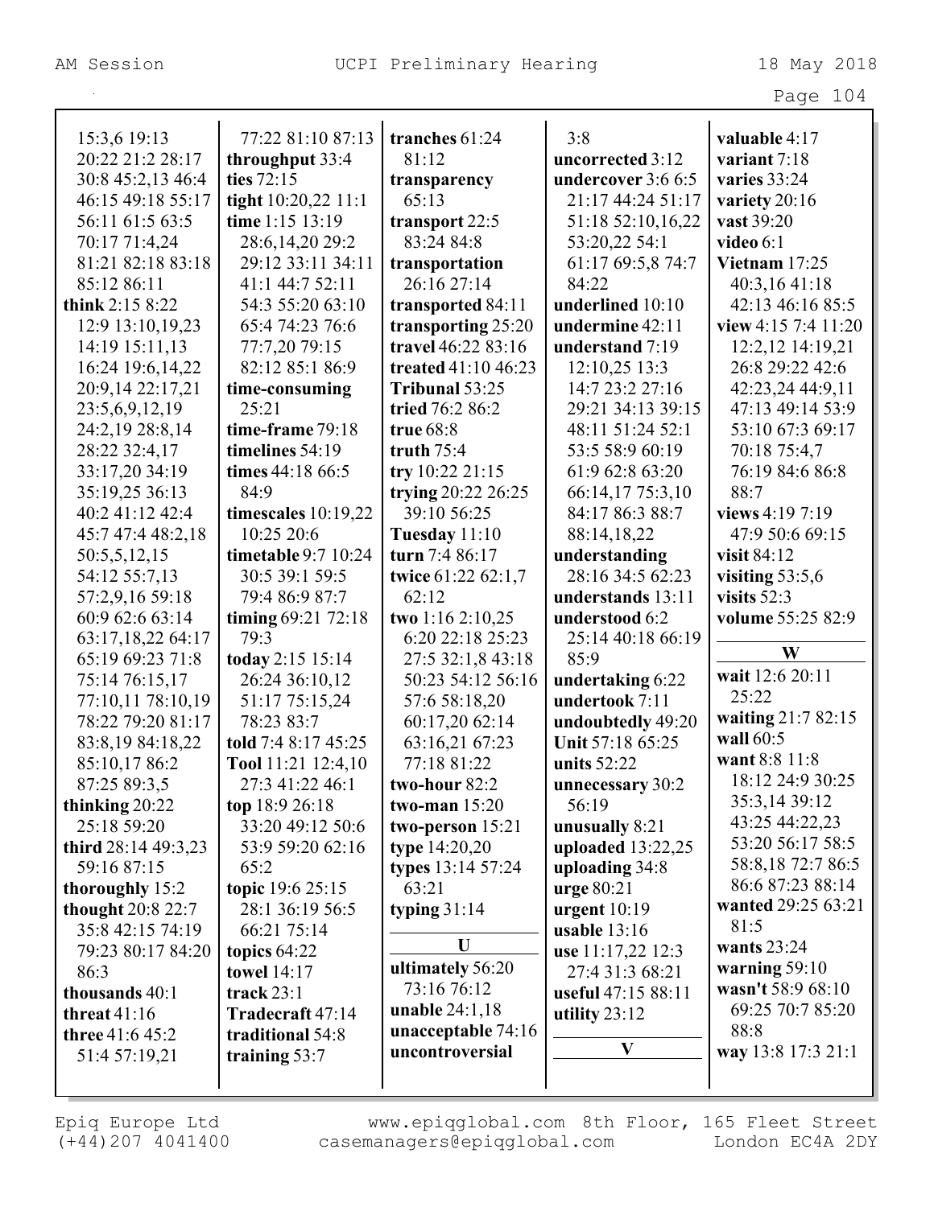15:3,6 19:13 20:22 21:2 28:17 30:8 45:2,13 46:4 46:15 49:18 55:17 56:11 61:5 63:5 70:17 71:4,24 81:21 82:18 83:18 85:12 86:11
**think** 2:15 8:22 12:9 13:10,19,23 14:19 15:11,13 16:24 19:6,14,22 20:9,14 22:17,21 23:5,6,9,12,19 24:2,19 28:8,14 28:22 32:4,17 33:17,20 34:19 35:19,25 36:13 40:2 41:12 42:4 45:7 47:4 48:2,18 50:5,5,12,15 54:12 55:7,13 57:2,9,16 59:18 60:9 62:6 63:14 63:17,18,22 64:17 65:19 69:23 71:8 75:14 76:15,17 77:10,11 78:10,19 78:22 79:20 81:17 83:8,19 84:18,22 85:10,17 86:2 87:25 89:3,5
**thinking** 20:22 25:18 59:20
**third** 28:14 49:3,23 59:16 87:15
**thoroughly** 15:2
**thought** 20:8 22:7 35:8 42:15 74:19 79:23 80:17 84:20 86:3
**thousands** 40:1
**threat** 41:16
**three** 41:6 45:2 51:4 57:19,21

77:22 81:10 87:13
**throughput** 33:4
**ties** 72:15
**tight** 10:20,22 11:1
**time** 1:15 13:19 28:6,14,20 29:2 29:12 33:11 34:11 41:1 44:7 52:11 54:3 55:20 63:10 65:4 74:23 76:6 77:7,20 79:15 82:12 85:1 86:9
**time-consuming** 25:21
**time-frame** 79:18
**timelines** 54:19
**times** 44:18 66:5 84:9
**timescales** 10:19,22 10:25 20:6
**timetable** 9:7 10:24 30:5 39:1 59:5 79:4 86:9 87:7
**timing** 69:21 72:18 79:3
**today** 2:15 15:14 26:24 36:10,12 51:17 75:15,24 78:23 83:7
**told** 7:4 8:17 45:25
**Tool** 11:21 12:4,10 27:3 41:22 46:1
**top** 18:9 26:18 33:20 49:12 50:6 53:9 59:20 62:16 65:2
**topic** 19:6 25:15 28:1 36:19 56:5 66:21 75:14
**topics** 64:22
**towel** 14:17
**track** 23:1
**Tradecraft** 47:14
**traditional** 54:8
**training** 53:7

**tranches** 61:24 81:12
**transparency** 65:13
**transport** 22:5 83:24 84:8
**transportation** 26:16 27:14
**transported** 84:11
**transporting** 25:20
**travel** 46:22 83:16
**treated** 41:10 46:23
**Tribunal** 53:25
**tried** 76:2 86:2
**true** 68:8
**truth** 75:4
**try** 10:22 21:15
**trying** 20:22 26:25 39:10 56:25
**Tuesday** 11:10
**turn** 7:4 86:17
**twice** 61:22 62:1,7 62:12
**two** 1:16 2:10,25 6:20 22:18 25:23 27:5 32:1,8 43:18 50:23 54:12 56:16 57:6 58:18,20 60:17,20 62:14 63:16,21 67:23 77:18 81:22
**two-hour** 82:2
**two-man** 15:20
**two-person** 15:21
**type** 14:20,20
**types** 13:14 57:24 63:21
**typing** 31:14

**U**

**ultimately** 56:20 73:16 76:12
**unable** 24:1,18
**unacceptable** 74:16
**uncontroversial** 3:8
**uncorrected** 3:12
**undercover** 3:6 6:5 21:17 44:24 51:17 51:18 52:10,16,22 53:20,22 54:1 61:17 69:5,8 74:7 84:22
**underlined** 10:10
**undermine** 42:11
**understand** 7:19 12:10,25 13:3 14:7 23:2 27:16 29:21 34:13 39:15 48:11 51:24 52:1 53:5 58:9 60:19 61:9 62:8 63:20 66:14,17 75:3,10 84:17 86:3 88:7 88:14,18,22
**understanding** 28:16 34:5 62:23
**understands** 13:11
**understood** 6:2 25:14 40:18 66:19 85:9
**undertaking** 6:22
**undertook** 7:11
**undoubtedly** 49:20
**Unit** 57:18 65:25
**units** 52:22
**unnecessary** 30:2 56:19
**unusually** 8:21
**uploaded** 13:22,25
**uploading** 34:8
**urge** 80:21
**urgent** 10:19
**usable** 13:16
**use** 11:17,22 12:3 27:4 31:3 68:21
**useful** 47:15 88:11
**utility** 23:12

**V**

**valuable** 4:17
**variant** 7:18
**varies** 33:24
**variety** 20:16
**vast** 39:20
**video** 6:1
**Vietnam** 17:25 40:3,16 41:18 42:13 46:16 85:5
**view** 4:15 7:4 11:20 12:2,12 14:19,21 26:8 29:22 42:6 42:23,24 44:9,11 47:13 49:14 53:9 53:10 67:3 69:17 70:18 75:4,7 76:19 84:6 86:8 88:7
**views** 4:19 7:19 47:9 50:6 69:15
**visit** 84:12
**visiting** 53:5,6
**visits** 52:3
**volume** 55:25 82:9

**W**

**wait** 12:6 20:11 25:22
**waiting** 21:7 82:15
**wall** 60:5
**want** 8:8 11:8 18:12 24:9 30:25 35:3,14 39:12 43:25 44:22,23 53:20 56:17 58:5 58:8,18 72:7 86:5 86:6 87:23 88:14
**wanted** 29:25 63:21 81:5
**wants** 23:24
**warning** 59:10
**wasn't** 58:9 68:10 69:25 70:7 85:20 88:8
**way** 13:8 17:3 21:1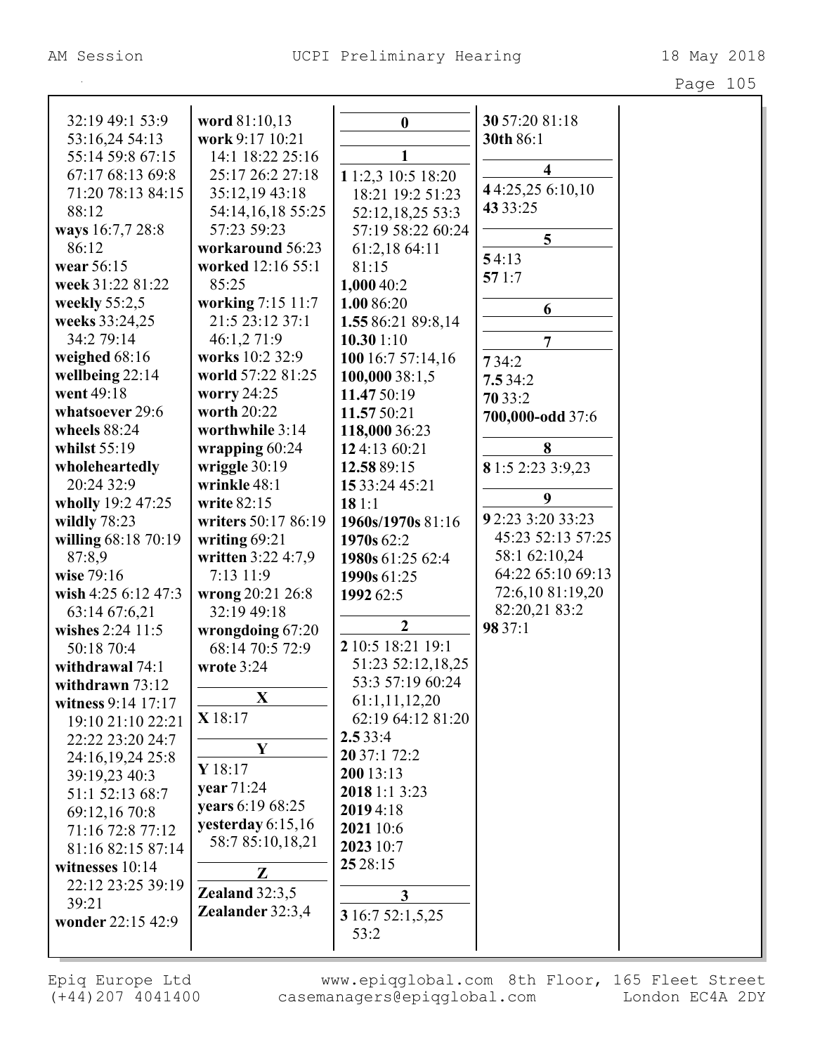32:19 49:1 53:9 53:16,24 54:13 55:14 59:8 67:15 67:17 68:13 69:8 71:20 78:13 84:15 88:12
**ways** 16:7,7 28:8 86:12
**wear** 56:15
**week** 31:22 81:22
**weekly** 55:2,5
**weeks** 33:24,25 34:2 79:14
**weighed** 68:16
**wellbeing** 22:14
**went** 49:18
**whatsoever** 29:6
**wheels** 88:24
**whilst** 55:19
**wholeheartedly** 20:24 32:9
**wholly** 19:2 47:25
**wildly** 78:23
**willing** 68:18 70:19 87:8,9
**wise** 79:16
**wish** 4:25 6:12 47:3 63:14 67:6,21
**wishes** 2:24 11:5 50:18 70:4
**withdrawal** 74:1
**withdrawn** 73:12
**witness** 9:14 17:17 19:10 21:10 22:21 22:22 23:20 24:7 24:16,19,24 25:8 39:19,23 40:3 51:1 52:13 68:7 69:12,16 70:8 71:16 72:8 77:12 81:16 82:15 87:14
**witnesses** 10:14 22:12 23:25 39:19 39:21
**wonder** 22:15 42:9
**word** 81:10,13
**work** 9:17 10:21 14:1 18:22 25:16 25:17 26:2 27:18 35:12,19 43:18 54:14,16,18 55:25 57:23 59:23
**workaround** 56:23
**worked** 12:16 55:1 85:25
**working** 7:15 11:7 21:5 23:12 37:1 46:1,2 71:9
**works** 10:2 32:9
**world** 57:22 81:25
**worry** 24:25
**worth** 20:22
**worthwhile** 3:14
**wrapping** 60:24
**wriggle** 30:19
**wrinkle** 48:1
**write** 82:15
**writers** 50:17 86:19
**writing** 69:21
**written** 3:22 4:7,9 7:13 11:9
**wrong** 20:21 26:8 32:19 49:18
**wrongdoing** 67:20 68:14 70:5 72:9
**wrote** 3:24

**X**

**X** 18:17

**Y**

**Y** 18:17
**year** 71:24
**years** 6:19 68:25
**yesterday** 6:15,16 58:7 85:10,18,21

**Z**

**Zealand** 32:3,5
**Zealander** 32:3,4

**0**

**1**

**1** 1:2,3 10:5 18:20 18:21 19:2 51:23 52:12,18,25 53:3 57:19 58:22 60:24 61:2,18 64:11 81:15
**1,000** 40:2
**1.00** 86:20
**1.55** 86:21 89:8,14
**10.30** 1:10
**100** 16:7 57:14,16
**100,000** 38:1,5
**11.47** 50:19
**11.57** 50:21
**118,000** 36:23
**12** 4:13 60:21
**12.58** 89:15
**15** 33:24 45:21
**18** 1:1
**1960s/1970s** 81:16
**1970s** 62:2
**1980s** 61:25 62:4
**1990s** 61:25
**1992** 62:5

**2**

**2** 10:5 18:21 19:1 51:23 52:12,18,25 53:3 57:19 60:24 61:1,11,12,20 62:19 64:12 81:20
**2.5** 33:4
**20** 37:1 72:2
**200** 13:13
**2018** 1:1 3:23
**2019** 4:18
**2021** 10:6
**2023** 10:7
**25** 28:15

**3**

**3** 16:7 52:1,5,25 53:2
**30** 57:20 81:18
**30th** 86:1

**4**

**4** 4:25,25 6:10,10
**43** 33:25

**5**

**5** 4:13
**57** 1:7

**6**

**7**

**7** 34:2
**7.5** 34:2
**70** 33:2
**700,000-odd** 37:6

**8**

**8** 1:5 2:23 3:9,23

**9**

**9** 2:23 3:20 33:23 45:23 52:13 57:25 58:1 62:10,24 64:22 65:10 69:13 72:6,10 81:19,20 82:20,21 83:2
**98** 37:1